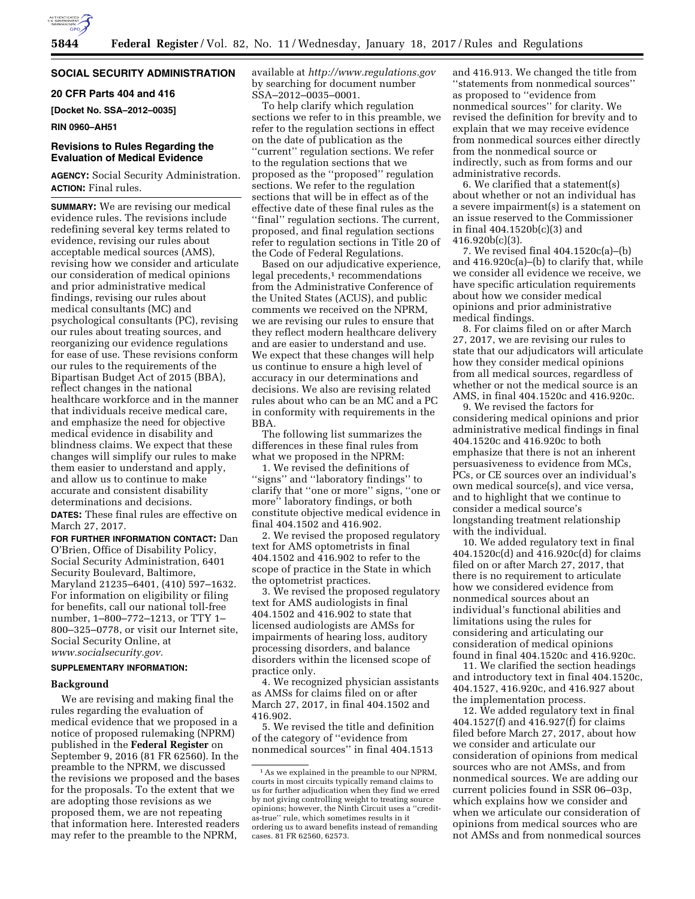**SOCIAL SECURITY ADMINISTRATION**

**20 CFR Parts 404 and 416**

**[Docket No. SSA–2012–0035]**

**RIN 0960–AH51**

## Revisions to Rules Regarding the Evaluation of Medical Evidence

**AGENCY:** Social Security Administration.

**ACTION:** Final rules.

**SUMMARY:** We are revising our medical evidence rules. The revisions include redefining several key terms related to evidence, revising our rules about acceptable medical sources (AMS), revising how we consider and articulate our consideration of medical opinions and prior administrative medical findings, revising our rules about medical consultants (MC) and psychological consultants (PC), revising our rules about treating sources, and reorganizing our evidence regulations for ease of use. These revisions conform our rules to the requirements of the Bipartisan Budget Act of 2015 (BBA), reflect changes in the national healthcare workforce and in the manner that individuals receive medical care, and emphasize the need for objective medical evidence in disability and blindness claims. We expect that these changes will simplify our rules to make them easier to understand and apply, and allow us to continue to make accurate and consistent disability determinations and decisions.

**DATES:** These final rules are effective on March 27, 2017.

**FOR FURTHER INFORMATION CONTACT:** Dan O'Brien, Office of Disability Policy, Social Security Administration, 6401 Security Boulevard, Baltimore, Maryland 21235–6401, (410) 597–1632. For information on eligibility or filing for benefits, call our national toll-free number, 1–800–772–1213, or TTY 1–800–325–0778, or visit our Internet site, Social Security Online, at *www.socialsecurity.gov.*

**SUPPLEMENTARY INFORMATION:**

### Background

We are revising and making final the rules regarding the evaluation of medical evidence that we proposed in a notice of proposed rulemaking (NPRM) published in the **Federal Register** on September 9, 2016 (81 FR 62560). In the preamble to the NPRM, we discussed the revisions we proposed and the bases for the proposals. To the extent that we are adopting those revisions as we proposed them, we are not repeating that information here. Interested readers may refer to the preamble to the NPRM, available at *http://www.regulations.gov* by searching for document number SSA–2012–0035–0001.

To help clarify which regulation sections we refer to in this preamble, we refer to the regulation sections in effect on the date of publication as the "current" regulation sections. We refer to the regulation sections that we proposed as the "proposed" regulation sections. We refer to the regulation sections that will be in effect as of the effective date of these final rules as the "final" regulation sections. The current, proposed, and final regulation sections refer to regulation sections in Title 20 of the Code of Federal Regulations.

Based on our adjudicative experience, legal precedents,[1] recommendations from the Administrative Conference of the United States (ACUS), and public comments we received on the NPRM, we are revising our rules to ensure that they reflect modern healthcare delivery and are easier to understand and use. We expect that these changes will help us continue to ensure a high level of accuracy in our determinations and decisions. We also are revising related rules about who can be an MC and a PC in conformity with requirements in the BBA.

The following list summarizes the differences in these final rules from what we proposed in the NPRM:

1. We revised the definitions of "signs" and "laboratory findings" to clarify that "one or more" signs, "one or more" laboratory findings, or both constitute objective medical evidence in final 404.1502 and 416.902.

2. We revised the proposed regulatory text for AMS optometrists in final 404.1502 and 416.902 to refer to the scope of practice in the State in which the optometrist practices.

3. We revised the proposed regulatory text for AMS audiologists in final 404.1502 and 416.902 to state that licensed audiologists are AMSs for impairments of hearing loss, auditory processing disorders, and balance disorders within the licensed scope of practice only.

4. We recognized physician assistants as AMSs for claims filed on or after March 27, 2017, in final 404.1502 and 416.902.

5. We revised the title and definition of the category of "evidence from nonmedical sources" in final 404.1513 and 416.913. We changed the title from "statements from nonmedical sources" as proposed to "evidence from nonmedical sources" for clarity. We revised the definition for brevity and to explain that we may receive evidence from nonmedical sources either directly from the nonmedical source or indirectly, such as from forms and our administrative records.

6. We clarified that a statement(s) about whether or not an individual has a severe impairment(s) is a statement on an issue reserved to the Commissioner in final 404.1520b(c)(3) and 416.920b(c)(3).

7. We revised final 404.1520c(a)–(b) and 416.920c(a)–(b) to clarify that, while we consider all evidence we receive, we have specific articulation requirements about how we consider medical opinions and prior administrative medical findings.

8. For claims filed on or after March 27, 2017, we are revising our rules to state that our adjudicators will articulate how they consider medical opinions from all medical sources, regardless of whether or not the medical source is an AMS, in final 404.1520c and 416.920c.

9. We revised the factors for considering medical opinions and prior administrative medical findings in final 404.1520c and 416.920c to both emphasize that there is not an inherent persuasiveness to evidence from MCs, PCs, or CE sources over an individual's own medical source(s), and vice versa, and to highlight that we continue to consider a medical source's longstanding treatment relationship with the individual.

10. We added regulatory text in final 404.1520c(d) and 416.920c(d) for claims filed on or after March 27, 2017, that there is no requirement to articulate how we considered evidence from nonmedical sources about an individual's functional abilities and limitations using the rules for considering and articulating our consideration of medical opinions found in final 404.1520c and 416.920c.

11. We clarified the section headings and introductory text in final 404.1520c, 404.1527, 416.920c, and 416.927 about the implementation process.

12. We added regulatory text in final 404.1527(f) and 416.927(f) for claims filed before March 27, 2017, about how we consider and articulate our consideration of opinions from medical sources who are not AMSs, and from nonmedical sources. We are adding our current policies found in SSR 06–03p, which explains how we consider and when we articulate our consideration of opinions from medical sources who are not AMSs and from nonmedical sources

[1] As we explained in the preamble to our NPRM, courts in most circuits typically remand claims to us for further adjudication when they find we erred by not giving controlling weight to treating source opinions; however, the Ninth Circuit uses a "credit-as-true" rule, which sometimes results in it ordering us to award benefits instead of remanding cases. 81 FR 62560, 62573.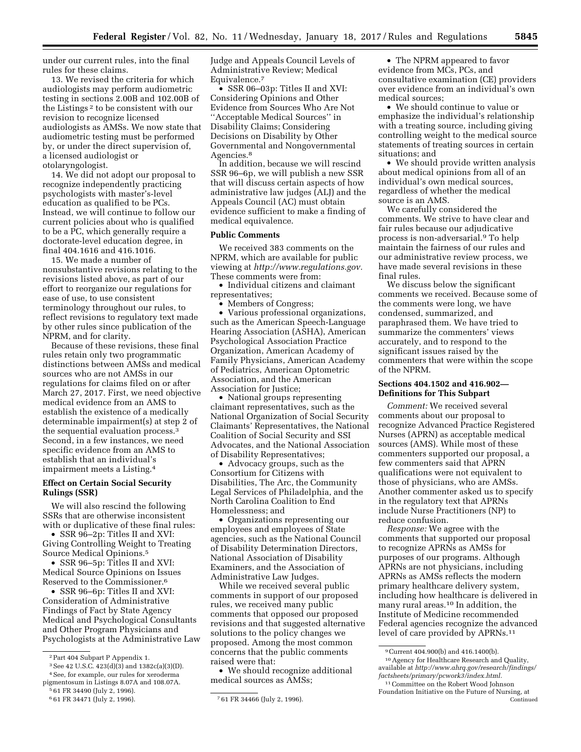under our current rules, into the final rules for these claims.

13. We revised the criteria for which audiologists may perform audiometric testing in sections 2.00B and 102.00B of the Listings [2] to be consistent with our revision to recognize licensed audiologists as AMSs. We now state that audiometric testing must be performed by, or under the direct supervision of, a licensed audiologist or otolaryngologist.

14. We did not adopt our proposal to recognize independently practicing psychologists with master's-level education as qualified to be PCs. Instead, we will continue to follow our current policies about who is qualified to be a PC, which generally require a doctorate-level education degree, in final 404.1616 and 416.1016.

15. We made a number of nonsubstantive revisions relating to the revisions listed above, as part of our effort to reorganize our regulations for ease of use, to use consistent terminology throughout our rules, to reflect revisions to regulatory text made by other rules since publication of the NPRM, and for clarity.

Because of these revisions, these final rules retain only two programmatic distinctions between AMSs and medical sources who are not AMSs in our regulations for claims filed on or after March 27, 2017. First, we need objective medical evidence from an AMS to establish the existence of a medically determinable impairment(s) at step 2 of the sequential evaluation process.[3] Second, in a few instances, we need specific evidence from an AMS to establish that an individual's impairment meets a Listing.[4]

### Effect on Certain Social Security Rulings (SSR)

We will also rescind the following SSRs that are otherwise inconsistent with or duplicative of these final rules:

• SSR 96–2p: Titles II and XVI: Giving Controlling Weight to Treating Source Medical Opinions.[5]

• SSR 96–5p: Titles II and XVI: Medical Source Opinions on Issues Reserved to the Commissioner.[6]

• SSR 96–6p: Titles II and XVI: Consideration of Administrative Findings of Fact by State Agency Medical and Psychological Consultants and Other Program Physicians and Psychologists at the Administrative Law Judge and Appeals Council Levels of Administrative Review; Medical Equivalence.[7]

• SSR 06–03p: Titles II and XVI: Considering Opinions and Other Evidence from Sources Who Are Not ''Acceptable Medical Sources'' in Disability Claims; Considering Decisions on Disability by Other Governmental and Nongovernmental Agencies.[8]

In addition, because we will rescind SSR 96–6p, we will publish a new SSR that will discuss certain aspects of how administrative law judges (ALJ) and the Appeals Council (AC) must obtain evidence sufficient to make a finding of medical equivalence.

### Public Comments

We received 383 comments on the NPRM, which are available for public viewing at *http://www.regulations.gov.* These comments were from:

• Individual citizens and claimant representatives;

• Members of Congress;

• Various professional organizations, such as the American Speech-Language Hearing Association (ASHA), American Psychological Association Practice Organization, American Academy of Family Physicians, American Academy of Pediatrics, American Optometric Association, and the American Association for Justice;

• National groups representing claimant representatives, such as the National Organization of Social Security Claimants' Representatives, the National Coalition of Social Security and SSI Advocates, and the National Association of Disability Representatives;

• Advocacy groups, such as the Consortium for Citizens with Disabilities, The Arc, the Community Legal Services of Philadelphia, and the North Carolina Coalition to End Homelessness; and

• Organizations representing our employees and employees of State agencies, such as the National Council of Disability Determination Directors, National Association of Disability Examiners, and the Association of Administrative Law Judges.

While we received several public comments in support of our proposed rules, we received many public comments that opposed our proposed revisions and that suggested alternative solutions to the policy changes we proposed. Among the most common concerns that the public comments raised were that:

• We should recognize additional medical sources as AMSs;

• The NPRM appeared to favor evidence from MCs, PCs, and consultative examination (CE) providers over evidence from an individual's own medical sources;

• We should continue to value or emphasize the individual's relationship with a treating source, including giving controlling weight to the medical source statements of treating sources in certain situations; and

• We should provide written analysis about medical opinions from all of an individual's own medical sources, regardless of whether the medical source is an AMS.

We carefully considered the comments. We strive to have clear and fair rules because our adjudicative process is non-adversarial.[9] To help maintain the fairness of our rules and our administrative review process, we have made several revisions in these final rules.

We discuss below the significant comments we received. Because some of the comments were long, we have condensed, summarized, and paraphrased them. We have tried to summarize the commenters' views accurately, and to respond to the significant issues raised by the commenters that were within the scope of the NPRM.

### Sections 404.1502 and 416.902—Definitions for This Subpart

*Comment:* We received several comments about our proposal to recognize Advanced Practice Registered Nurses (APRN) as acceptable medical sources (AMS). While most of these commenters supported our proposal, a few commenters said that APRN qualifications were not equivalent to those of physicians, who are AMSs. Another commenter asked us to specify in the regulatory text that APRNs include Nurse Practitioners (NP) to reduce confusion.

*Response:* We agree with the comments that supported our proposal to recognize APRNs as AMSs for purposes of our programs. Although APRNs are not physicians, including APRNs as AMSs reflects the modern primary healthcare delivery system, including how healthcare is delivered in many rural areas.[10] In addition, the Institute of Medicine recommended Federal agencies recognize the advanced level of care provided by APRNs.[11]

---

[2] Part 404 Subpart P Appendix 1.

[3] See 42 U.S.C. 423(d)(3) and 1382c(a)(3)(D).

[4] See, for example, our rules for xeroderma pigmentosum in Listings 8.07A and 108.07A.

[5] 61 FR 34490 (July 2, 1996).

[6] 61 FR 34471 (July 2, 1996).

[7] 61 FR 34466 (July 2, 1996).

[9] Current 404.900(b) and 416.1400(b).

[10] Agency for Healthcare Research and Quality, available at *http://www.ahrq.gov/research/findings/factsheets/primary/pcwork3/index.html.*

[11] Committee on the Robert Wood Johnson Foundation Initiative on the Future of Nursing, at Continued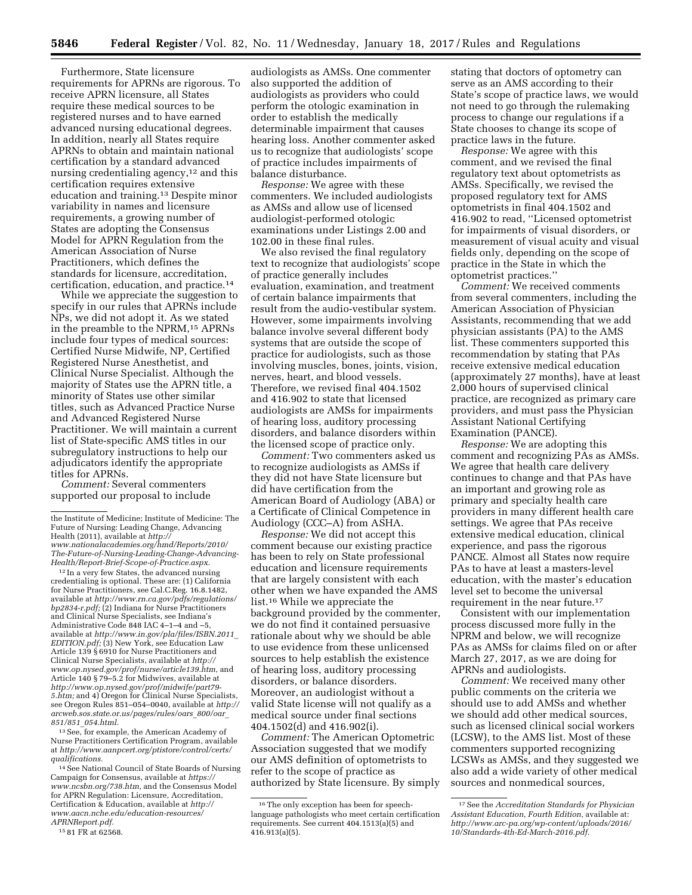Furthermore, State licensure requirements for APRNs are rigorous. To receive APRN licensure, all States require these medical sources to be registered nurses and to have earned advanced nursing educational degrees. In addition, nearly all States require APRNs to obtain and maintain national certification by a standard advanced nursing credentialing agency,[12] and this certification requires extensive education and training.[13] Despite minor variability in names and licensure requirements, a growing number of States are adopting the Consensus Model for APRN Regulation from the American Association of Nurse Practitioners, which defines the standards for licensure, accreditation, certification, education, and practice.[14]

While we appreciate the suggestion to specify in our rules that APRNs include NPs, we did not adopt it. As we stated in the preamble to the NPRM,[15] APRNs include four types of medical sources: Certified Nurse Midwife, NP, Certified Registered Nurse Anesthetist, and Clinical Nurse Specialist. Although the majority of States use the APRN title, a minority of States use other similar titles, such as Advanced Practice Nurse and Advanced Registered Nurse Practitioner. We will maintain a current list of State-specific AMS titles in our subregulatory instructions to help our adjudicators identify the appropriate titles for APRNs.

*Comment:* Several commenters supported our proposal to include audiologists as AMSs. One commenter also supported the addition of audiologists as providers who could perform the otologic examination in order to establish the medically determinable impairment that causes hearing loss. Another commenter asked us to recognize that audiologists' scope of practice includes impairments of balance disturbance.

*Response:* We agree with these commenters. We included audiologists as AMSs and allow use of licensed audiologist-performed otologic examinations under Listings 2.00 and 102.00 in these final rules.

We also revised the final regulatory text to recognize that audiologists' scope of practice generally includes evaluation, examination, and treatment of certain balance impairments that result from the audio-vestibular system. However, some impairments involving balance involve several different body systems that are outside the scope of practice for audiologists, such as those involving muscles, bones, joints, vision, nerves, heart, and blood vessels. Therefore, we revised final 404.1502 and 416.902 to state that licensed audiologists are AMSs for impairments of hearing loss, auditory processing disorders, and balance disorders within the licensed scope of practice only.

*Comment:* Two commenters asked us to recognize audiologists as AMSs if they did not have State licensure but did have certification from the American Board of Audiology (ABA) or a Certificate of Clinical Competence in Audiology (CCC–A) from ASHA.

*Response:* We did not accept this comment because our existing practice has been to rely on State professional education and licensure requirements that are largely consistent with each other when we have expanded the AMS list.[16] While we appreciate the background provided by the commenter, we do not find it contained persuasive rationale about why we should be able to use evidence from these unlicensed sources to help establish the existence of hearing loss, auditory processing disorders, or balance disorders. Moreover, an audiologist without a valid State license will not qualify as a medical source under final sections 404.1502(d) and 416.902(i).

*Comment:* The American Optometric Association suggested that we modify our AMS definition of optometrists to refer to the scope of practice as authorized by State licensure. By simply stating that doctors of optometry can serve as an AMS according to their State's scope of practice laws, we would not need to go through the rulemaking process to change our regulations if a State chooses to change its scope of practice laws in the future.

*Response:* We agree with this comment, and we revised the final regulatory text about optometrists as AMSs. Specifically, we revised the proposed regulatory text for AMS optometrists in final 404.1502 and 416.902 to read, ''Licensed optometrist for impairments of visual disorders, or measurement of visual acuity and visual fields only, depending on the scope of practice in the State in which the optometrist practices.''

*Comment:* We received comments from several commenters, including the American Association of Physician Assistants, recommending that we add physician assistants (PA) to the AMS list. These commenters supported this recommendation by stating that PAs receive extensive medical education (approximately 27 months), have at least 2,000 hours of supervised clinical practice, are recognized as primary care providers, and must pass the Physician Assistant National Certifying Examination (PANCE).

*Response:* We are adopting this comment and recognizing PAs as AMSs. We agree that health care delivery continues to change and that PAs have an important and growing role as primary and specialty health care providers in many different health care settings. We agree that PAs receive extensive medical education, clinical experience, and pass the rigorous PANCE. Almost all States now require PAs to have at least a masters-level education, with the master's education level set to become the universal requirement in the near future.[17]

Consistent with our implementation process discussed more fully in the NPRM and below, we will recognize PAs as AMSs for claims filed on or after March 27, 2017, as we are doing for APRNs and audiologists.

*Comment:* We received many other public comments on the criteria we should use to add AMSs and whether we should add other medical sources, such as licensed clinical social workers (LCSW), to the AMS list. Most of these commenters supported recognizing LCSWs as AMSs, and they suggested we also add a wide variety of other medical sources and nonmedical sources,

---

the Institute of Medicine; Institute of Medicine: The Future of Nursing: Leading Change, Advancing Health (2011), available at *http://www.nationalacademies.org/hmd/Reports/2010/The-Future-of-Nursing-Leading-Change-Advancing-Health/Report-Brief-Scope-of-Practice.aspx.*

[12] In a very few States, the advanced nursing credentialing is optional. These are: (1) California for Nurse Practitioners, see Cal.C.Reg. 16.8.1482, available at *http://www.rn.ca.gov/pdfs/regulations/bp2834-r.pdf;* (2) Indiana for Nurse Practitioners and Clinical Nurse Specialists, see Indiana's Administrative Code 848 IAC 4–1–4 and –5, available at *http://www.in.gov/pla/files/ISBN.2011_EDITION.pdf;* (3) New York, see Education Law Article 139 § 6910 for Nurse Practitioners and Clinical Nurse Specialists, available at *http://www.op.nysed.gov/prof/nurse/article139.htm,* and Article 140 § 79–5.2 for Midwives, available at *http://www.op.nysed.gov/prof/midwife/part79-5.htm;* and 4) Oregon for Clinical Nurse Specialists, see Oregon Rules 851–054–0040, available at *http://arcweb.sos.state.or.us/pages/rules/oars_800/oar_851/851_054.html.*

[13] See, for example, the American Academy of Nurse Practitioners Certification Program, available at *http://www.aanpcert.org/ptistore/control/certs/qualifications.*

[14] See National Council of State Boards of Nursing Campaign for Consensus, available at *https://www.ncsbn.org/738.htm,* and the Consensus Model for APRN Regulation: Licensure, Accreditation, Certification & Education, available at *http://www.aacn.nche.edu/education-resources/APRNReport.pdf.*

[15] 81 FR at 62568.

[16] The only exception has been for speech-language pathologists who meet certain certification requirements. See current 404.1513(a)(5) and 416.913(a)(5).

[17] See the *Accreditation Standards for Physician Assistant Education, Fourth Edition,* available at: *http://www.arc-pa.org/wp-content/uploads/2016/10/Standards-4th-Ed-March-2016.pdf.*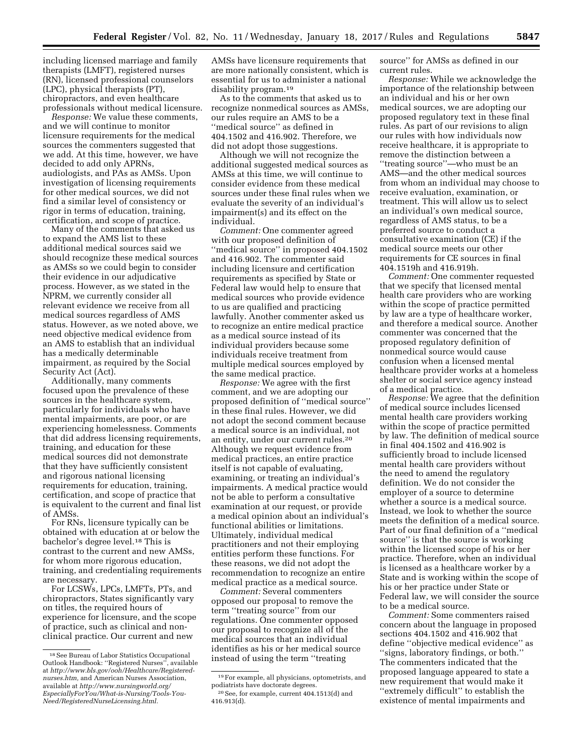including licensed marriage and family therapists (LMFT), registered nurses (RN), licensed professional counselors (LPC), physical therapists (PT), chiropractors, and even healthcare professionals without medical licensure.

*Response:* We value these comments, and we will continue to monitor licensure requirements for the medical sources the commenters suggested that we add. At this time, however, we have decided to add only APRNs, audiologists, and PAs as AMSs. Upon investigation of licensing requirements for other medical sources, we did not find a similar level of consistency or rigor in terms of education, training, certification, and scope of practice.

Many of the comments that asked us to expand the AMS list to these additional medical sources said we should recognize these medical sources as AMSs so we could begin to consider their evidence in our adjudicative process. However, as we stated in the NPRM, we currently consider all relevant evidence we receive from all medical sources regardless of AMS status. However, as we noted above, we need objective medical evidence from an AMS to establish that an individual has a medically determinable impairment, as required by the Social Security Act (Act).

Additionally, many comments focused upon the prevalence of these sources in the healthcare system, particularly for individuals who have mental impairments, are poor, or are experiencing homelessness. Comments that did address licensing requirements, training, and education for these medical sources did not demonstrate that they have sufficiently consistent and rigorous national licensing requirements for education, training, certification, and scope of practice that is equivalent to the current and final list of AMSs.

For RNs, licensure typically can be obtained with education at or below the bachelor's degree level.[18] This is contrast to the current and new AMSs, for whom more rigorous education, training, and credentialing requirements are necessary.

For LCSWs, LPCs, LMFTs, PTs, and chiropractors, States significantly vary on titles, the required hours of experience for licensure, and the scope of practice, such as clinical and non-clinical practice. Our current and new AMSs have licensure requirements that are more nationally consistent, which is essential for us to administer a national disability program.[19]

As to the comments that asked us to recognize nonmedical sources as AMSs, our rules require an AMS to be a "medical source" as defined in 404.1502 and 416.902. Therefore, we did not adopt those suggestions.

Although we will not recognize the additional suggested medical sources as AMSs at this time, we will continue to consider evidence from these medical sources under these final rules when we evaluate the severity of an individual's impairment(s) and its effect on the individual.

*Comment:* One commenter agreed with our proposed definition of "medical source" in proposed 404.1502 and 416.902. The commenter said including licensure and certification requirements as specified by State or Federal law would help to ensure that medical sources who provide evidence to us are qualified and practicing lawfully. Another commenter asked us to recognize an entire medical practice as a medical source instead of its individual providers because some individuals receive treatment from multiple medical sources employed by the same medical practice.

*Response:* We agree with the first comment, and we are adopting our proposed definition of "medical source" in these final rules. However, we did not adopt the second comment because a medical source is an individual, not an entity, under our current rules.[20] Although we request evidence from medical practices, an entire practice itself is not capable of evaluating, examining, or treating an individual's impairments. A medical practice would not be able to perform a consultative examination at our request, or provide a medical opinion about an individual's functional abilities or limitations. Ultimately, individual medical practitioners and not their employing entities perform these functions. For these reasons, we did not adopt the recommendation to recognize an entire medical practice as a medical source.

*Comment:* Several commenters opposed our proposal to remove the term "treating source" from our regulations. One commenter opposed our proposal to recognize all of the medical sources that an individual identifies as his or her medical source instead of using the term "treating source" for AMSs as defined in our current rules.

*Response:* While we acknowledge the importance of the relationship between an individual and his or her own medical sources, we are adopting our proposed regulatory text in these final rules. As part of our revisions to align our rules with how individuals now receive healthcare, it is appropriate to remove the distinction between a "treating source"—who must be an AMS—and the other medical sources from whom an individual may choose to receive evaluation, examination, or treatment. This will allow us to select an individual's own medical source, regardless of AMS status, to be a preferred source to conduct a consultative examination (CE) if the medical source meets our other requirements for CE sources in final 404.1519h and 416.919h.

*Comment:* One commenter requested that we specify that licensed mental health care providers who are working within the scope of practice permitted by law are a type of healthcare worker, and therefore a medical source. Another commenter was concerned that the proposed regulatory definition of nonmedical source would cause confusion when a licensed mental healthcare provider works at a homeless shelter or social service agency instead of a medical practice.

*Response:* We agree that the definition of medical source includes licensed mental health care providers working within the scope of practice permitted by law. The definition of medical source in final 404.1502 and 416.902 is sufficiently broad to include licensed mental health care providers without the need to amend the regulatory definition. We do not consider the employer of a source to determine whether a source is a medical source. Instead, we look to whether the source meets the definition of a medical source. Part of our final definition of a "medical source" is that the source is working within the licensed scope of his or her practice. Therefore, when an individual is licensed as a healthcare worker by a State and is working within the scope of his or her practice under State or Federal law, we will consider the source to be a medical source.

*Comment:* Some commenters raised concern about the language in proposed sections 404.1502 and 416.902 that define "objective medical evidence" as "signs, laboratory findings, or both." The commenters indicated that the proposed language appeared to state a new requirement that would make it "extremely difficult" to establish the existence of mental impairments and

---

[18] See Bureau of Labor Statistics Occupational Outlook Handbook: "Registered Nurses", available at *http://www.bls.gov/ooh/Healthcare/Registered-nurses.htm,* and American Nurses Association, available at *http://www.nursingworld.org/EspeciallyForYou/What-is-Nursing/Tools-You-Need/RegisteredNurseLicensing.html.*

[19] For example, all physicians, optometrists, and podiatrists have doctorate degrees.

[20] See, for example, current 404.1513(d) and 416.913(d).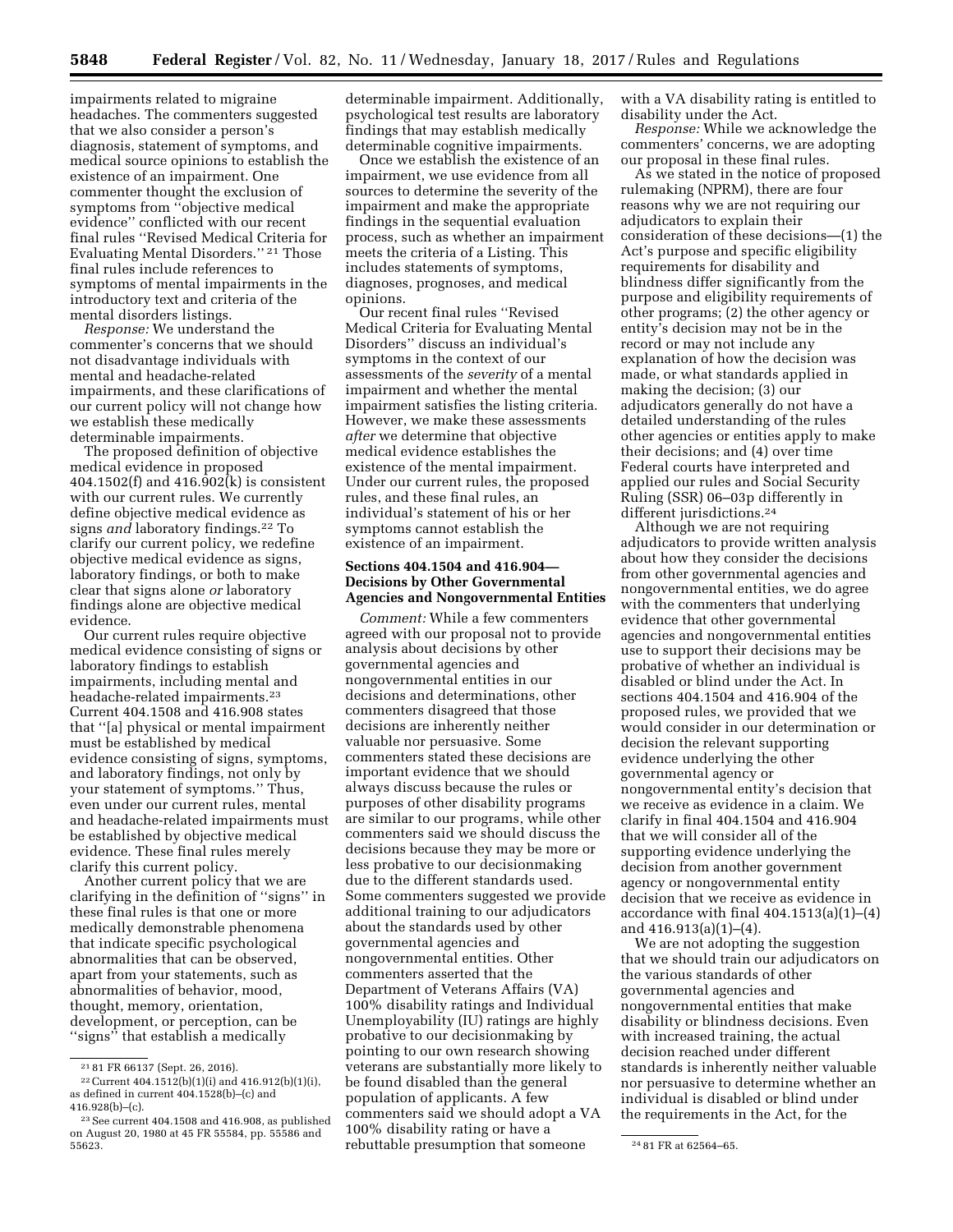impairments related to migraine headaches. The commenters suggested that we also consider a person's diagnosis, statement of symptoms, and medical source opinions to establish the existence of an impairment. One commenter thought the exclusion of symptoms from "objective medical evidence" conflicted with our recent final rules "Revised Medical Criteria for Evaluating Mental Disorders." [21] Those final rules include references to symptoms of mental impairments in the introductory text and criteria of the mental disorders listings.

*Response:* We understand the commenter's concerns that we should not disadvantage individuals with mental and headache-related impairments, and these clarifications of our current policy will not change how we establish these medically determinable impairments.

The proposed definition of objective medical evidence in proposed 404.1502(f) and 416.902(k) is consistent with our current rules. We currently define objective medical evidence as signs *and* laboratory findings.[22] To clarify our current policy, we redefine objective medical evidence as signs, laboratory findings, or both to make clear that signs alone *or* laboratory findings alone are objective medical evidence.

Our current rules require objective medical evidence consisting of signs or laboratory findings to establish impairments, including mental and headache-related impairments.[23] Current 404.1508 and 416.908 states that "[a] physical or mental impairment must be established by medical evidence consisting of signs, symptoms, and laboratory findings, not only by your statement of symptoms." Thus, even under our current rules, mental and headache-related impairments must be established by objective medical evidence. These final rules merely clarify this current policy.

Another current policy that we are clarifying in the definition of "signs" in these final rules is that one or more medically demonstrable phenomena that indicate specific psychological abnormalities that can be observed, apart from your statements, such as abnormalities of behavior, mood, thought, memory, orientation, development, or perception, can be "signs" that establish a medically determinable impairment. Additionally, psychological test results are laboratory findings that may establish medically determinable cognitive impairments.

Once we establish the existence of an impairment, we use evidence from all sources to determine the severity of the impairment and make the appropriate findings in the sequential evaluation process, such as whether an impairment meets the criteria of a Listing. This includes statements of symptoms, diagnoses, prognoses, and medical opinions.

Our recent final rules "Revised Medical Criteria for Evaluating Mental Disorders" discuss an individual's symptoms in the context of our assessments of the *severity* of a mental impairment and whether the mental impairment satisfies the listing criteria. However, we make these assessments *after* we determine that objective medical evidence establishes the existence of the mental impairment. Under our current rules, the proposed rules, and these final rules, an individual's statement of his or her symptoms cannot establish the existence of an impairment.

### Sections 404.1504 and 416.904—Decisions by Other Governmental Agencies and Nongovernmental Entities

*Comment:* While a few commenters agreed with our proposal not to provide analysis about decisions by other governmental agencies and nongovernmental entities in our decisions and determinations, other commenters disagreed that those decisions are inherently neither valuable nor persuasive. Some commenters stated these decisions are important evidence that we should always discuss because the rules or purposes of other disability programs are similar to our programs, while other commenters said we should discuss the decisions because they may be more or less probative to our decisionmaking due to the different standards used. Some commenters suggested we provide additional training to our adjudicators about the standards used by other governmental agencies and nongovernmental entities. Other commenters asserted that the Department of Veterans Affairs (VA) 100% disability ratings and Individual Unemployability (IU) ratings are highly probative to our decisionmaking by pointing to our own research showing veterans are substantially more likely to be found disabled than the general population of applicants. A few commenters said we should adopt a VA 100% disability rating or have a rebuttable presumption that someone with a VA disability rating is entitled to disability under the Act.

*Response:* While we acknowledge the commenters' concerns, we are adopting our proposal in these final rules.

As we stated in the notice of proposed rulemaking (NPRM), there are four reasons why we are not requiring our adjudicators to explain their consideration of these decisions—(1) the Act's purpose and specific eligibility requirements for disability and blindness differ significantly from the purpose and eligibility requirements of other programs; (2) the other agency or entity's decision may not be in the record or may not include any explanation of how the decision was made, or what standards applied in making the decision; (3) our adjudicators generally do not have a detailed understanding of the rules other agencies or entities apply to make their decisions; and (4) over time Federal courts have interpreted and applied our rules and Social Security Ruling (SSR) 06–03p differently in different jurisdictions.[24]

Although we are not requiring adjudicators to provide written analysis about how they consider the decisions from other governmental agencies and nongovernmental entities, we do agree with the commenters that underlying evidence that other governmental agencies and nongovernmental entities use to support their decisions may be probative of whether an individual is disabled or blind under the Act. In sections 404.1504 and 416.904 of the proposed rules, we provided that we would consider in our determination or decision the relevant supporting evidence underlying the other governmental agency or nongovernmental entity's decision that we receive as evidence in a claim. We clarify in final 404.1504 and 416.904 that we will consider all of the supporting evidence underlying the decision from another government agency or nongovernmental entity decision that we receive as evidence in accordance with final 404.1513(a)(1)–(4) and 416.913(a)(1)–(4).

We are not adopting the suggestion that we should train our adjudicators on the various standards of other governmental agencies and nongovernmental entities that make disability or blindness decisions. Even with increased training, the actual decision reached under different standards is inherently neither valuable nor persuasive to determine whether an individual is disabled or blind under the requirements in the Act, for the

---

[21] 81 FR 66137 (Sept. 26, 2016).

[22] Current 404.1512(b)(1)(i) and 416.912(b)(1)(i), as defined in current 404.1528(b)–(c) and 416.928(b)–(c).

[23] See current 404.1508 and 416.908, as published on August 20, 1980 at 45 FR 55584, pp. 55586 and 55623.

[24] 81 FR at 62564–65.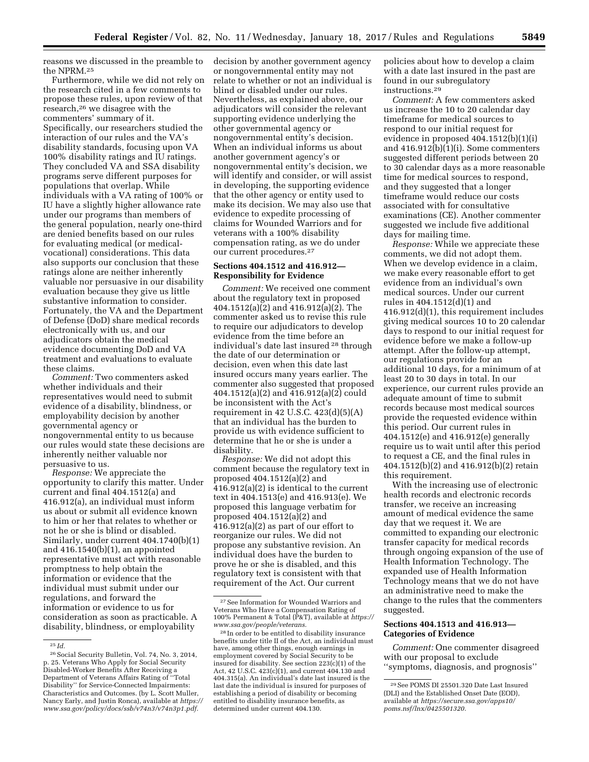reasons we discussed in the preamble to the NPRM.[25]

Furthermore, while we did not rely on the research cited in a few comments to propose these rules, upon review of that research,[26] we disagree with the commenters' summary of it. Specifically, our researchers studied the interaction of our rules and the VA's disability standards, focusing upon VA 100% disability ratings and IU ratings. They concluded VA and SSA disability programs serve different purposes for populations that overlap. While individuals with a VA rating of 100% or IU have a slightly higher allowance rate under our programs than members of the general population, nearly one-third are denied benefits based on our rules for evaluating medical (or medical-vocational) considerations. This data also supports our conclusion that these ratings alone are neither inherently valuable nor persuasive in our disability evaluation because they give us little substantive information to consider. Fortunately, the VA and the Department of Defense (DoD) share medical records electronically with us, and our adjudicators obtain the medical evidence documenting DoD and VA treatment and evaluations to evaluate these claims.

*Comment:* Two commenters asked whether individuals and their representatives would need to submit evidence of a disability, blindness, or employability decision by another governmental agency or nongovernmental entity to us because our rules would state these decisions are inherently neither valuable nor persuasive to us.

*Response:* We appreciate the opportunity to clarify this matter. Under current and final 404.1512(a) and 416.912(a), an individual must inform us about or submit all evidence known to him or her that relates to whether or not he or she is blind or disabled. Similarly, under current 404.1740(b)(1) and 416.1540(b)(1), an appointed representative must act with reasonable promptness to help obtain the information or evidence that the individual must submit under our regulations, and forward the information or evidence to us for consideration as soon as practicable. A disability, blindness, or employability decision by another government agency or nongovernmental entity may not relate to whether or not an individual is blind or disabled under our rules. Nevertheless, as explained above, our adjudicators will consider the relevant supporting evidence underlying the other governmental agency or nongovernmental entity's decision. When an individual informs us about another government agency's or nongovernmental entity's decision, we will identify and consider, or will assist in developing, the supporting evidence that the other agency or entity used to make its decision. We may also use that evidence to expedite processing of claims for Wounded Warriors and for veterans with a 100% disability compensation rating, as we do under our current procedures.[27]

**Sections 404.1512 and 416.912—Responsibility for Evidence**

*Comment:* We received one comment about the regulatory text in proposed 404.1512(a)(2) and 416.912(a)(2). The commenter asked us to revise this rule to require our adjudicators to develop evidence from the time before an individual's date last insured [28] through the date of our determination or decision, even when this date last insured occurs many years earlier. The commenter also suggested that proposed 404.1512(a)(2) and 416.912(a)(2) could be inconsistent with the Act's requirement in 42 U.S.C. 423(d)(5)(A) that an individual has the burden to provide us with evidence sufficient to determine that he or she is under a disability.

*Response:* We did not adopt this comment because the regulatory text in proposed 404.1512(a)(2) and 416.912(a)(2) is identical to the current text in 404.1513(e) and 416.913(e). We proposed this language verbatim for proposed 404.1512(a)(2) and 416.912(a)(2) as part of our effort to reorganize our rules. We did not propose any substantive revision. An individual does have the burden to prove he or she is disabled, and this regulatory text is consistent with that requirement of the Act. Our current policies about how to develop a claim with a date last insured in the past are found in our subregulatory instructions.[29]

*Comment:* A few commenters asked us increase the 10 to 20 calendar day timeframe for medical sources to respond to our initial request for evidence in proposed 404.1512(b)(1)(i) and 416.912(b)(1)(i). Some commenters suggested different periods between 20 to 30 calendar days as a more reasonable time for medical sources to respond, and they suggested that a longer timeframe would reduce our costs associated with for consultative examinations (CE). Another commenter suggested we include five additional days for mailing time.

*Response:* While we appreciate these comments, we did not adopt them. When we develop evidence in a claim, we make every reasonable effort to get evidence from an individual's own medical sources. Under our current rules in 404.1512(d)(1) and 416.912(d)(1), this requirement includes giving medical sources 10 to 20 calendar days to respond to our initial request for evidence before we make a follow-up attempt. After the follow-up attempt, our regulations provide for an additional 10 days, for a minimum of at least 20 to 30 days in total. In our experience, our current rules provide an adequate amount of time to submit records because most medical sources provide the requested evidence within this period. Our current rules in 404.1512(e) and 416.912(e) generally require us to wait until after this period to request a CE, and the final rules in 404.1512(b)(2) and 416.912(b)(2) retain this requirement.

With the increasing use of electronic health records and electronic records transfer, we receive an increasing amount of medical evidence the same day that we request it. We are committed to expanding our electronic transfer capacity for medical records through ongoing expansion of the use of Health Information Technology. The expanded use of Health Information Technology means that we do not have an administrative need to make the change to the rules that the commenters suggested.

**Sections 404.1513 and 416.913—Categories of Evidence**

*Comment:* One commenter disagreed with our proposal to exclude ''symptoms, diagnosis, and prognosis''

---

[25] *Id.*

[26] Social Security Bulletin, Vol. 74, No. 3, 2014, p. 25. Veterans Who Apply for Social Security Disabled-Worker Benefits After Receiving a Department of Veterans Affairs Rating of ''Total Disability'' for Service-Connected Impairments: Characteristics and Outcomes. (by L. Scott Muller, Nancy Early, and Justin Ronca), available at *https://www.ssa.gov/policy/docs/ssb/v74n3/v74n3p1.pdf.*

[27] See Information for Wounded Warriors and Veterans Who Have a Compensation Rating of 100% Permanent & Total (P&T), available at *https://www.ssa.gov/people/veterans.*

[28] In order to be entitled to disability insurance benefits under title II of the Act, an individual must have, among other things, enough earnings in employment covered by Social Security to be insured for disability. See section 223(c)(1) of the Act, 42 U.S.C. 423(c)(1), and current 404.130 and 404.315(a). An individual's date last insured is the last date the individual is insured for purposes of establishing a period of disability or becoming entitled to disability insurance benefits, as determined under current 404.130.

[29] See POMS DI 25501.320 Date Last Insured (DLI) and the Established Onset Date (EOD), available at *https://secure.ssa.gov/apps10/poms.nsf/lnx/0425501320.*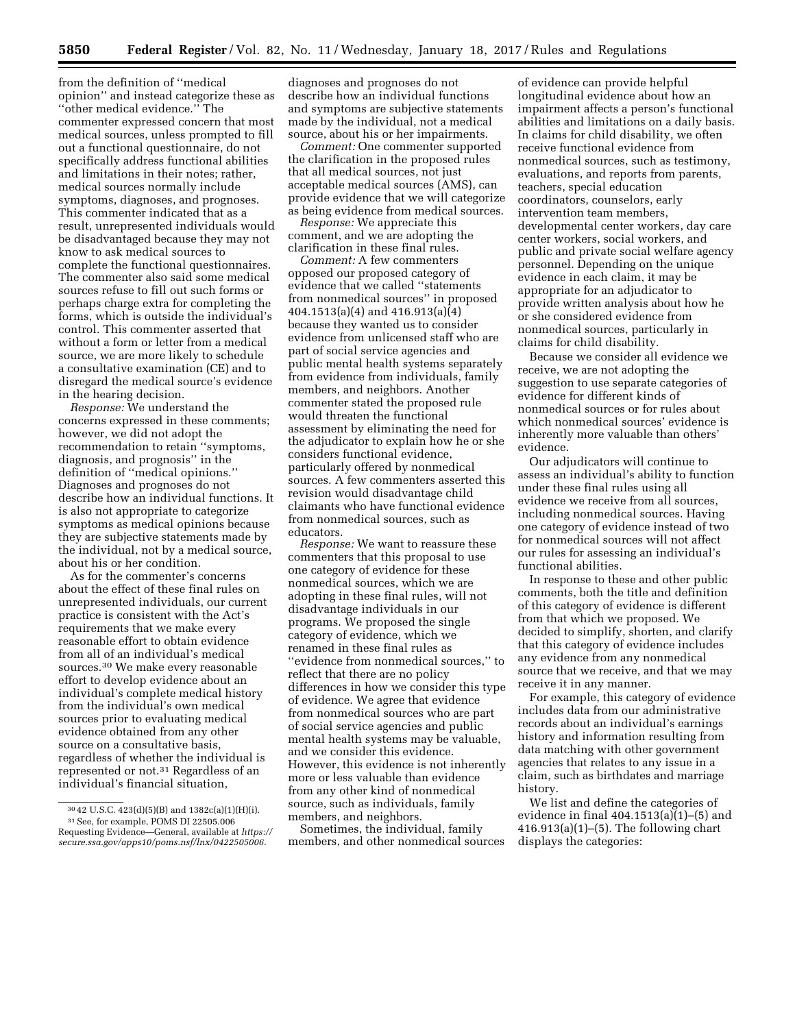from the definition of "medical opinion" and instead categorize these as "other medical evidence." The commenter expressed concern that most medical sources, unless prompted to fill out a functional questionnaire, do not specifically address functional abilities and limitations in their notes; rather, medical sources normally include symptoms, diagnoses, and prognoses. This commenter indicated that as a result, unrepresented individuals would be disadvantaged because they may not know to ask medical sources to complete the functional questionnaires. The commenter also said some medical sources refuse to fill out such forms or perhaps charge extra for completing the forms, which is outside the individual's control. This commenter asserted that without a form or letter from a medical source, we are more likely to schedule a consultative examination (CE) and to disregard the medical source's evidence in the hearing decision.

*Response:* We understand the concerns expressed in these comments; however, we did not adopt the recommendation to retain "symptoms, diagnosis, and prognosis" in the definition of "medical opinions." Diagnoses and prognoses do not describe how an individual functions. It is also not appropriate to categorize symptoms as medical opinions because they are subjective statements made by the individual, not by a medical source, about his or her condition.

As for the commenter's concerns about the effect of these final rules on unrepresented individuals, our current practice is consistent with the Act's requirements that we make every reasonable effort to obtain evidence from all of an individual's medical sources.[30] We make every reasonable effort to develop evidence about an individual's complete medical history from the individual's own medical sources prior to evaluating medical evidence obtained from any other source on a consultative basis, regardless of whether the individual is represented or not.[31] Regardless of an individual's financial situation, diagnoses and prognoses do not describe how an individual functions and symptoms are subjective statements made by the individual, not a medical source, about his or her impairments.

*Comment:* One commenter supported the clarification in the proposed rules that all medical sources, not just acceptable medical sources (AMS), can provide evidence that we will categorize as being evidence from medical sources.

*Response:* We appreciate this comment, and we are adopting the clarification in these final rules.

*Comment:* A few commenters opposed our proposed category of evidence that we called "statements from nonmedical sources" in proposed 404.1513(a)(4) and 416.913(a)(4) because they wanted us to consider evidence from unlicensed staff who are part of social service agencies and public mental health systems separately from evidence from individuals, family members, and neighbors. Another commenter stated the proposed rule would threaten the functional assessment by eliminating the need for the adjudicator to explain how he or she considers functional evidence, particularly offered by nonmedical sources. A few commenters asserted this revision would disadvantage child claimants who have functional evidence from nonmedical sources, such as educators.

*Response:* We want to reassure these commenters that this proposal to use one category of evidence for these nonmedical sources, which we are adopting in these final rules, will not disadvantage individuals in our programs. We proposed the single category of evidence, which we renamed in these final rules as "evidence from nonmedical sources," to reflect that there are no policy differences in how we consider this type of evidence. We agree that evidence from nonmedical sources who are part of social service agencies and public mental health systems may be valuable, and we consider this evidence. However, this evidence is not inherently more or less valuable than evidence from any other kind of nonmedical source, such as individuals, family members, and neighbors.

Sometimes, the individual, family members, and other nonmedical sources of evidence can provide helpful longitudinal evidence about how an impairment affects a person's functional abilities and limitations on a daily basis. In claims for child disability, we often receive functional evidence from nonmedical sources, such as testimony, evaluations, and reports from parents, teachers, special education coordinators, counselors, early intervention team members, developmental center workers, day care center workers, social workers, and public and private social welfare agency personnel. Depending on the unique evidence in each claim, it may be appropriate for an adjudicator to provide written analysis about how he or she considered evidence from nonmedical sources, particularly in claims for child disability.

Because we consider all evidence we receive, we are not adopting the suggestion to use separate categories of evidence for different kinds of nonmedical sources or for rules about which nonmedical sources' evidence is inherently more valuable than others' evidence.

Our adjudicators will continue to assess an individual's ability to function under these final rules using all evidence we receive from all sources, including nonmedical sources. Having one category of evidence instead of two for nonmedical sources will not affect our rules for assessing an individual's functional abilities.

In response to these and other public comments, both the title and definition of this category of evidence is different from that which we proposed. We decided to simplify, shorten, and clarify that this category of evidence includes any evidence from any nonmedical source that we receive, and that we may receive it in any manner.

For example, this category of evidence includes data from our administrative records about an individual's earnings history and information resulting from data matching with other government agencies that relates to any issue in a claim, such as birthdates and marriage history.

We list and define the categories of evidence in final 404.1513(a)(1)–(5) and 416.913(a)(1)–(5). The following chart displays the categories:

[30] 42 U.S.C. 423(d)(5)(B) and 1382c(a)(1)(H)(i).

[31] See, for example, POMS DI 22505.006 Requesting Evidence—General, available at *https://secure.ssa.gov/apps10/poms.nsf/lnx/0422505006.*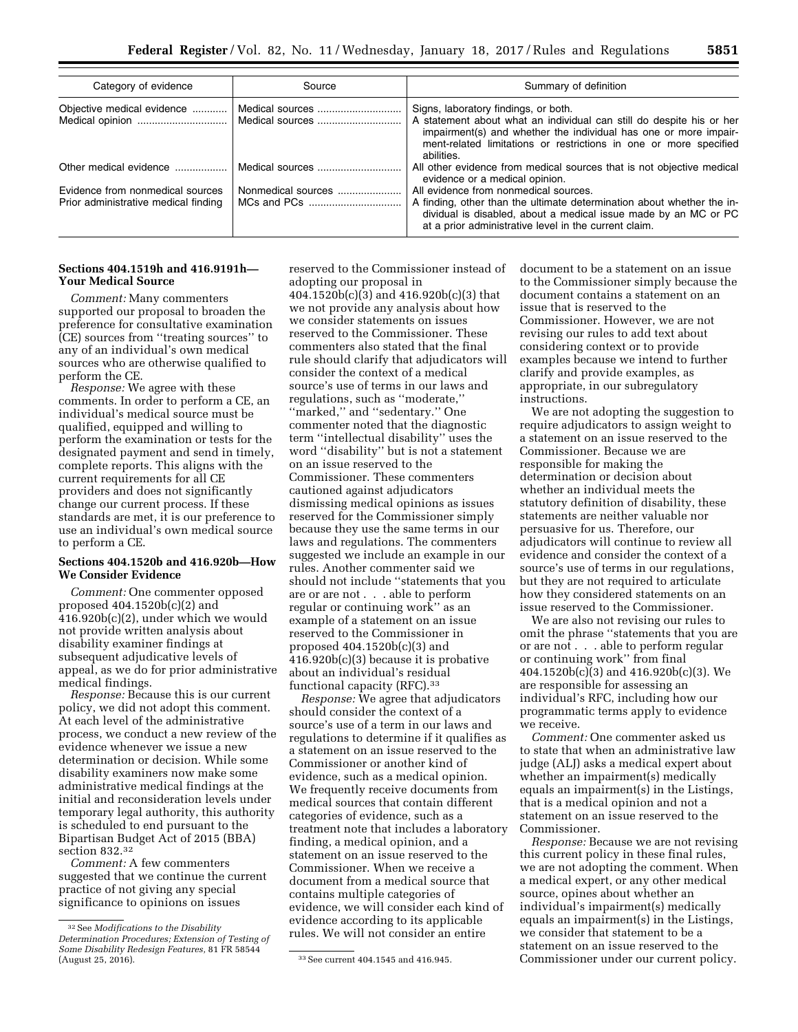| Category of evidence | Source | Summary of definition |
|---|---|---|
| Objective medical evidence | Medical sources | Signs, laboratory findings, or both. |
| Medical opinion | Medical sources | A statement about what an individual can still do despite his or her impairment(s) and whether the individual has one or more impairment-related limitations or restrictions in one or more specified abilities. |
| Other medical evidence | Medical sources | All other evidence from medical sources that is not objective medical evidence or a medical opinion. |
| Evidence from nonmedical sources | Nonmedical sources | All evidence from nonmedical sources. |
| Prior administrative medical finding | MCs and PCs | A finding, other than the ultimate determination about whether the individual is disabled, about a medical issue made by an MC or PC at a prior administrative level in the current claim. |

### Sections 404.1519h and 416.9191h—Your Medical Source

*Comment:* Many commenters supported our proposal to broaden the preference for consultative examination (CE) sources from ''treating sources'' to any of an individual's own medical sources who are otherwise qualified to perform the CE.

*Response:* We agree with these comments. In order to perform a CE, an individual's medical source must be qualified, equipped and willing to perform the examination or tests for the designated payment and send in timely, complete reports. This aligns with the current requirements for all CE providers and does not significantly change our current process. If these standards are met, it is our preference to use an individual's own medical source to perform a CE.

### Sections 404.1520b and 416.920b—How We Consider Evidence

*Comment:* One commenter opposed proposed 404.1520b(c)(2) and 416.920b(c)(2), under which we would not provide written analysis about disability examiner findings at subsequent adjudicative levels of appeal, as we do for prior administrative medical findings.

*Response:* Because this is our current policy, we did not adopt this comment. At each level of the administrative process, we conduct a new review of the evidence whenever we issue a new determination or decision. While some disability examiners now make some administrative medical findings at the initial and reconsideration levels under temporary legal authority, this authority is scheduled to end pursuant to the Bipartisan Budget Act of 2015 (BBA) section 832.[32]

*Comment:* A few commenters suggested that we continue the current practice of not giving any special significance to opinions on issues reserved to the Commissioner instead of adopting our proposal in 404.1520b(c)(3) and 416.920b(c)(3) that we not provide any analysis about how we consider statements on issues reserved to the Commissioner. These commenters also stated that the final rule should clarify that adjudicators will consider the context of a medical source's use of terms in our laws and regulations, such as ''moderate,'' ''marked,'' and ''sedentary.'' One commenter noted that the diagnostic term ''intellectual disability'' uses the word ''disability'' but is not a statement on an issue reserved to the Commissioner. These commenters cautioned against adjudicators dismissing medical opinions as issues reserved for the Commissioner simply because they use the same terms in our laws and regulations. The commenters suggested we include an example in our rules. Another commenter said we should not include ''statements that you are or are not . . . able to perform regular or continuing work'' as an example of a statement on an issue reserved to the Commissioner in proposed 404.1520b(c)(3) and 416.920b(c)(3) because it is probative about an individual's residual functional capacity (RFC).[33]

*Response:* We agree that adjudicators should consider the context of a source's use of a term in our laws and regulations to determine if it qualifies as a statement on an issue reserved to the Commissioner or another kind of evidence, such as a medical opinion. We frequently receive documents from medical sources that contain different categories of evidence, such as a treatment note that includes a laboratory finding, a medical opinion, and a statement on an issue reserved to the Commissioner. When we receive a document from a medical source that contains multiple categories of evidence, we will consider each kind of evidence according to its applicable rules. We will not consider an entire document to be a statement on an issue to the Commissioner simply because the document contains a statement on an issue that is reserved to the Commissioner. However, we are not revising our rules to add text about considering context or to provide examples because we intend to further clarify and provide examples, as appropriate, in our subregulatory instructions.

We are not adopting the suggestion to require adjudicators to assign weight to a statement on an issue reserved to the Commissioner. Because we are responsible for making the determination or decision about whether an individual meets the statutory definition of disability, these statements are neither valuable nor persuasive for us. Therefore, our adjudicators will continue to review all evidence and consider the context of a source's use of terms in our regulations, but they are not required to articulate how they considered statements on an issue reserved to the Commissioner.

We are also not revising our rules to omit the phrase ''statements that you are or are not . . . able to perform regular or continuing work'' from final 404.1520b(c)(3) and 416.920b(c)(3). We are responsible for assessing an individual's RFC, including how our programmatic terms apply to evidence we receive.

*Comment:* One commenter asked us to state that when an administrative law judge (ALJ) asks a medical expert about whether an impairment(s) medically equals an impairment(s) in the Listings, that is a medical opinion and not a statement on an issue reserved to the Commissioner.

*Response:* Because we are not revising this current policy in these final rules, we are not adopting the comment. When a medical expert, or any other medical source, opines about whether an individual's impairment(s) medically equals an impairment(s) in the Listings, we consider that statement to be a statement on an issue reserved to the Commissioner under our current policy.

[32] See *Modifications to the Disability Determination Procedures; Extension of Testing of Some Disability Redesign Features,* 81 FR 58544 (August 25, 2016).

[33] See current 404.1545 and 416.945.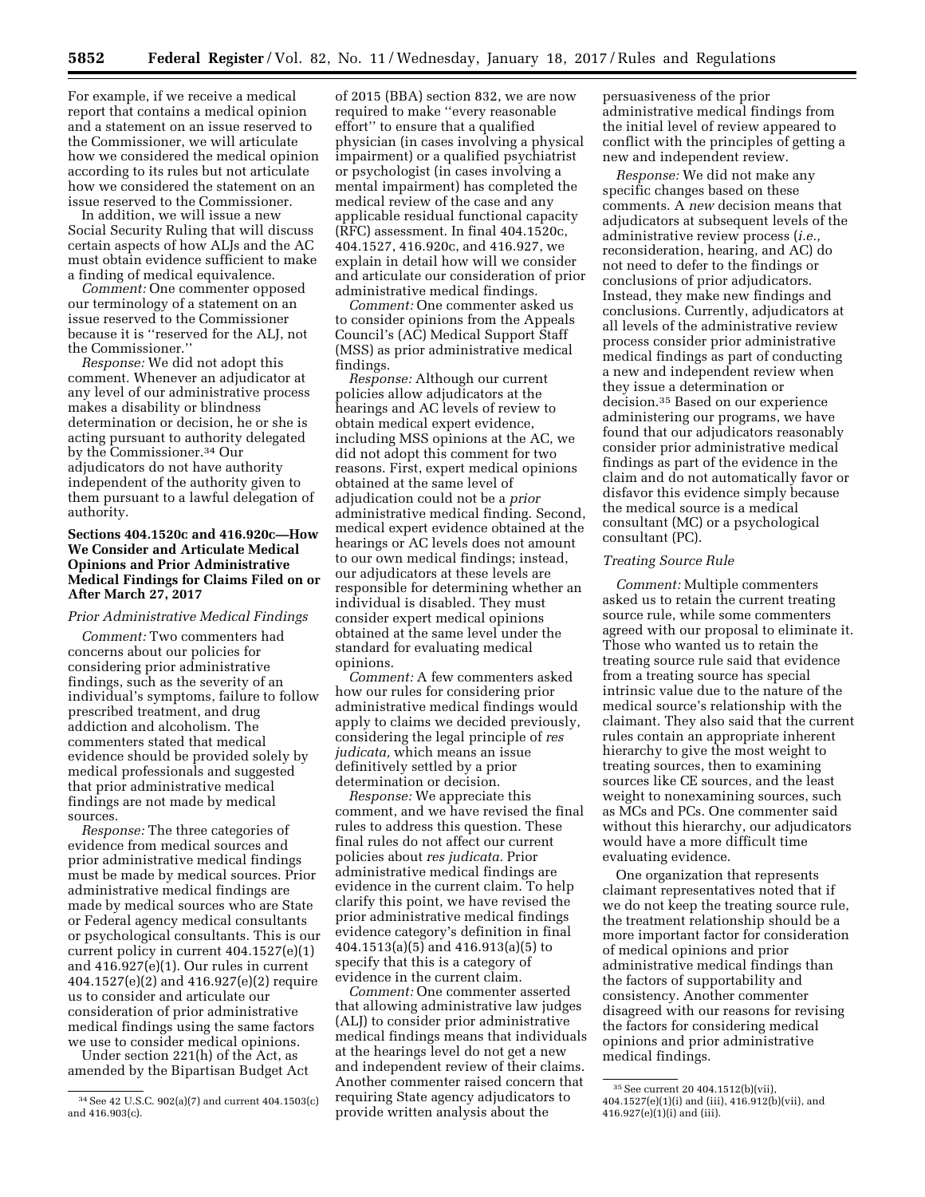For example, if we receive a medical report that contains a medical opinion and a statement on an issue reserved to the Commissioner, we will articulate how we considered the medical opinion according to its rules but not articulate how we considered the statement on an issue reserved to the Commissioner.

In addition, we will issue a new Social Security Ruling that will discuss certain aspects of how ALJs and the AC must obtain evidence sufficient to make a finding of medical equivalence.

*Comment:* One commenter opposed our terminology of a statement on an issue reserved to the Commissioner because it is ''reserved for the ALJ, not the Commissioner.''

*Response:* We did not adopt this comment. Whenever an adjudicator at any level of our administrative process makes a disability or blindness determination or decision, he or she is acting pursuant to authority delegated by the Commissioner.[34] Our adjudicators do not have authority independent of the authority given to them pursuant to a lawful delegation of authority.

### Sections 404.1520c and 416.920c—How We Consider and Articulate Medical Opinions and Prior Administrative Medical Findings for Claims Filed on or After March 27, 2017

*Prior Administrative Medical Findings*

*Comment:* Two commenters had concerns about our policies for considering prior administrative findings, such as the severity of an individual's symptoms, failure to follow prescribed treatment, and drug addiction and alcoholism. The commenters stated that medical evidence should be provided solely by medical professionals and suggested that prior administrative medical findings are not made by medical sources.

*Response:* The three categories of evidence from medical sources and prior administrative medical findings must be made by medical sources. Prior administrative medical findings are made by medical sources who are State or Federal agency medical consultants or psychological consultants. This is our current policy in current 404.1527(e)(1) and 416.927(e)(1). Our rules in current 404.1527(e)(2) and 416.927(e)(2) require us to consider and articulate our consideration of prior administrative medical findings using the same factors we use to consider medical opinions.

Under section 221(h) of the Act, as amended by the Bipartisan Budget Act of 2015 (BBA) section 832, we are now required to make ''every reasonable effort'' to ensure that a qualified physician (in cases involving a physical impairment) or a qualified psychiatrist or psychologist (in cases involving a mental impairment) has completed the medical review of the case and any applicable residual functional capacity (RFC) assessment. In final 404.1520c, 404.1527, 416.920c, and 416.927, we explain in detail how will we consider and articulate our consideration of prior administrative medical findings.

*Comment:* One commenter asked us to consider opinions from the Appeals Council's (AC) Medical Support Staff (MSS) as prior administrative medical findings.

*Response:* Although our current policies allow adjudicators at the hearings and AC levels of review to obtain medical expert evidence, including MSS opinions at the AC, we did not adopt this comment for two reasons. First, expert medical opinions obtained at the same level of adjudication could not be a *prior* administrative medical finding. Second, medical expert evidence obtained at the hearings or AC levels does not amount to our own medical findings; instead, our adjudicators at these levels are responsible for determining whether an individual is disabled. They must consider expert medical opinions obtained at the same level under the standard for evaluating medical opinions.

*Comment:* A few commenters asked how our rules for considering prior administrative medical findings would apply to claims we decided previously, considering the legal principle of *res judicata,* which means an issue definitively settled by a prior determination or decision.

*Response:* We appreciate this comment, and we have revised the final rules to address this question. These final rules do not affect our current policies about *res judicata.* Prior administrative medical findings are evidence in the current claim. To help clarify this point, we have revised the prior administrative medical findings evidence category's definition in final 404.1513(a)(5) and 416.913(a)(5) to specify that this is a category of evidence in the current claim.

*Comment:* One commenter asserted that allowing administrative law judges (ALJ) to consider prior administrative medical findings means that individuals at the hearings level do not get a new and independent review of their claims. Another commenter raised concern that requiring State agency adjudicators to provide written analysis about the persuasiveness of the prior administrative medical findings from the initial level of review appeared to conflict with the principles of getting a new and independent review.

*Response:* We did not make any specific changes based on these comments. A *new* decision means that adjudicators at subsequent levels of the administrative review process (*i.e.,* reconsideration, hearing, and AC) do not need to defer to the findings or conclusions of prior adjudicators. Instead, they make new findings and conclusions. Currently, adjudicators at all levels of the administrative review process consider prior administrative medical findings as part of conducting a new and independent review when they issue a determination or decision.[35] Based on our experience administering our programs, we have found that our adjudicators reasonably consider prior administrative medical findings as part of the evidence in the claim and do not automatically favor or disfavor this evidence simply because the medical source is a medical consultant (MC) or a psychological consultant (PC).

*Treating Source Rule*

*Comment:* Multiple commenters asked us to retain the current treating source rule, while some commenters agreed with our proposal to eliminate it. Those who wanted us to retain the treating source rule said that evidence from a treating source has special intrinsic value due to the nature of the medical source's relationship with the claimant. They also said that the current rules contain an appropriate inherent hierarchy to give the most weight to treating sources, then to examining sources like CE sources, and the least weight to nonexamining sources, such as MCs and PCs. One commenter said without this hierarchy, our adjudicators would have a more difficult time evaluating evidence.

One organization that represents claimant representatives noted that if we do not keep the treating source rule, the treatment relationship should be a more important factor for consideration of medical opinions and prior administrative medical findings than the factors of supportability and consistency. Another commenter disagreed with our reasons for revising the factors for considering medical opinions and prior administrative medical findings.

---

[34] See 42 U.S.C. 902(a)(7) and current 404.1503(c) and 416.903(c).

[35] See current 20 404.1512(b)(vii), 404.1527(e)(1)(i) and (iii), 416.912(b)(vii), and 416.927(e)(1)(i) and (iii).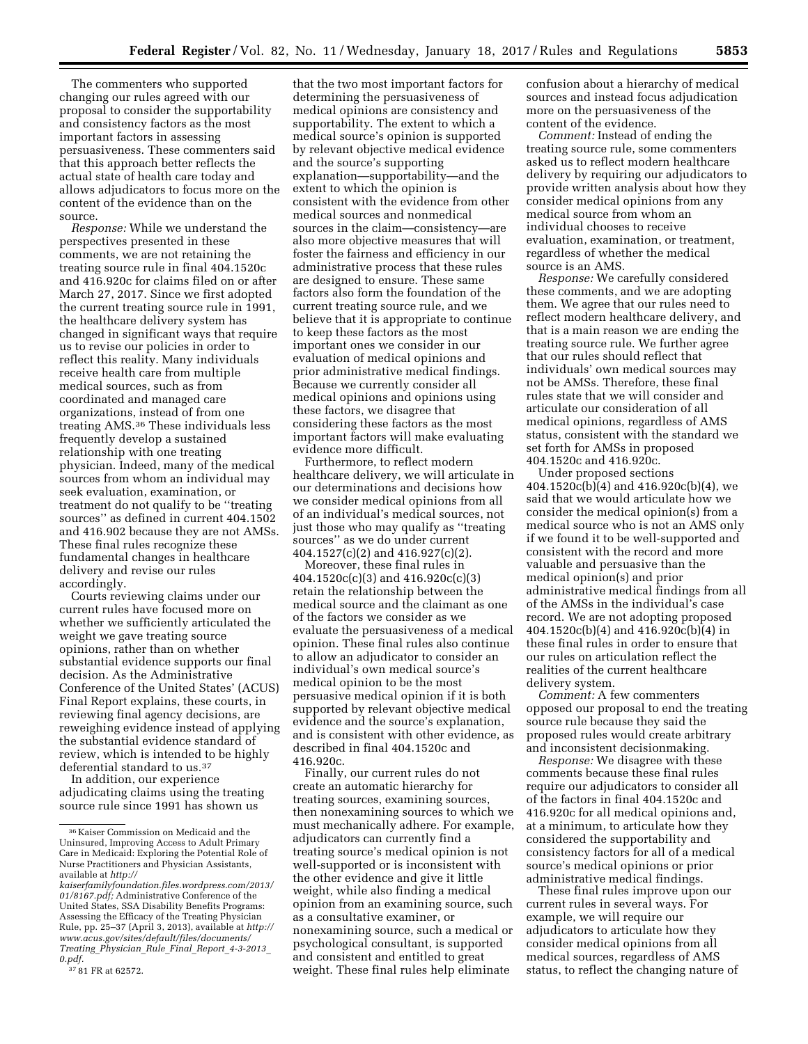The commenters who supported changing our rules agreed with our proposal to consider the supportability and consistency factors as the most important factors in assessing persuasiveness. These commenters said that this approach better reflects the actual state of health care today and allows adjudicators to focus more on the content of the evidence than on the source.

*Response:* While we understand the perspectives presented in these comments, we are not retaining the treating source rule in final 404.1520c and 416.920c for claims filed on or after March 27, 2017. Since we first adopted the current treating source rule in 1991, the healthcare delivery system has changed in significant ways that require us to revise our policies in order to reflect this reality. Many individuals receive health care from multiple medical sources, such as from coordinated and managed care organizations, instead of from one treating AMS.[36] These individuals less frequently develop a sustained relationship with one treating physician. Indeed, many of the medical sources from whom an individual may seek evaluation, examination, or treatment do not qualify to be "treating sources" as defined in current 404.1502 and 416.902 because they are not AMSs. These final rules recognize these fundamental changes in healthcare delivery and revise our rules accordingly.

Courts reviewing claims under our current rules have focused more on whether we sufficiently articulated the weight we gave treating source opinions, rather than on whether substantial evidence supports our final decision. As the Administrative Conference of the United States' (ACUS) Final Report explains, these courts, in reviewing final agency decisions, are reweighing evidence instead of applying the substantial evidence standard of review, which is intended to be highly deferential standard to us.[37]

In addition, our experience adjudicating claims using the treating source rule since 1991 has shown us that the two most important factors for determining the persuasiveness of medical opinions are consistency and supportability. The extent to which a medical source's opinion is supported by relevant objective medical evidence and the source's supporting explanation—supportability—and the extent to which the opinion is consistent with the evidence from other medical sources and nonmedical sources in the claim—consistency—are also more objective measures that will foster the fairness and efficiency in our administrative process that these rules are designed to ensure. These same factors also form the foundation of the current treating source rule, and we believe that it is appropriate to continue to keep these factors as the most important ones we consider in our evaluation of medical opinions and prior administrative medical findings. Because we currently consider all medical opinions and opinions using these factors, we disagree that considering these factors as the most important factors will make evaluating evidence more difficult.

Furthermore, to reflect modern healthcare delivery, we will articulate in our determinations and decisions how we consider medical opinions from all of an individual's medical sources, not just those who may qualify as "treating sources" as we do under current 404.1527(c)(2) and 416.927(c)(2).

Moreover, these final rules in 404.1520c(c)(3) and 416.920c(c)(3) retain the relationship between the medical source and the claimant as one of the factors we consider as we evaluate the persuasiveness of a medical opinion. These final rules also continue to allow an adjudicator to consider an individual's own medical source's medical opinion to be the most persuasive medical opinion if it is both supported by relevant objective medical evidence and the source's explanation, and is consistent with other evidence, as described in final 404.1520c and 416.920c.

Finally, our current rules do not create an automatic hierarchy for treating sources, examining sources, then nonexamining sources to which we must mechanically adhere. For example, adjudicators can currently find a treating source's medical opinion is not well-supported or is inconsistent with the other evidence and give it little weight, while also finding a medical opinion from an examining source, such as a consultative examiner, or nonexamining source, such a medical or psychological consultant, is supported and consistent and entitled to great weight. These final rules help eliminate confusion about a hierarchy of medical sources and instead focus adjudication more on the persuasiveness of the content of the evidence.

*Comment:* Instead of ending the treating source rule, some commenters asked us to reflect modern healthcare delivery by requiring our adjudicators to provide written analysis about how they consider medical opinions from any medical source from whom an individual chooses to receive evaluation, examination, or treatment, regardless of whether the medical source is an AMS.

*Response:* We carefully considered these comments, and we are adopting them. We agree that our rules need to reflect modern healthcare delivery, and that is a main reason we are ending the treating source rule. We further agree that our rules should reflect that individuals' own medical sources may not be AMSs. Therefore, these final rules state that we will consider and articulate our consideration of all medical opinions, regardless of AMS status, consistent with the standard we set forth for AMSs in proposed 404.1520c and 416.920c.

Under proposed sections 404.1520c(b)(4) and 416.920c(b)(4), we said that we would articulate how we consider the medical opinion(s) from a medical source who is not an AMS only if we found it to be well-supported and consistent with the record and more valuable and persuasive than the medical opinion(s) and prior administrative medical findings from all of the AMSs in the individual's case record. We are not adopting proposed 404.1520c(b)(4) and 416.920c(b)(4) in these final rules in order to ensure that our rules on articulation reflect the realities of the current healthcare delivery system.

*Comment:* A few commenters opposed our proposal to end the treating source rule because they said the proposed rules would create arbitrary and inconsistent decisionmaking.

*Response:* We disagree with these comments because these final rules require our adjudicators to consider all of the factors in final 404.1520c and 416.920c for all medical opinions and, at a minimum, to articulate how they considered the supportability and consistency factors for all of a medical source's medical opinions or prior administrative medical findings.

These final rules improve upon our current rules in several ways. For example, we will require our adjudicators to articulate how they consider medical opinions from all medical sources, regardless of AMS status, to reflect the changing nature of

---

[36] Kaiser Commission on Medicaid and the Uninsured, Improving Access to Adult Primary Care in Medicaid: Exploring the Potential Role of Nurse Practitioners and Physician Assistants, available at *http://kaiserfamilyfoundation.files.wordpress.com/2013/01/8167.pdf;* Administrative Conference of the United States, SSA Disability Benefits Programs: Assessing the Efficacy of the Treating Physician Rule, pp. 25–37 (April 3, 2013), available at *http://www.acus.gov/sites/default/files/documents/Treating_Physician_Rule_Final_Report_4-3-2013_0.pdf.*

[37] 81 FR at 62572.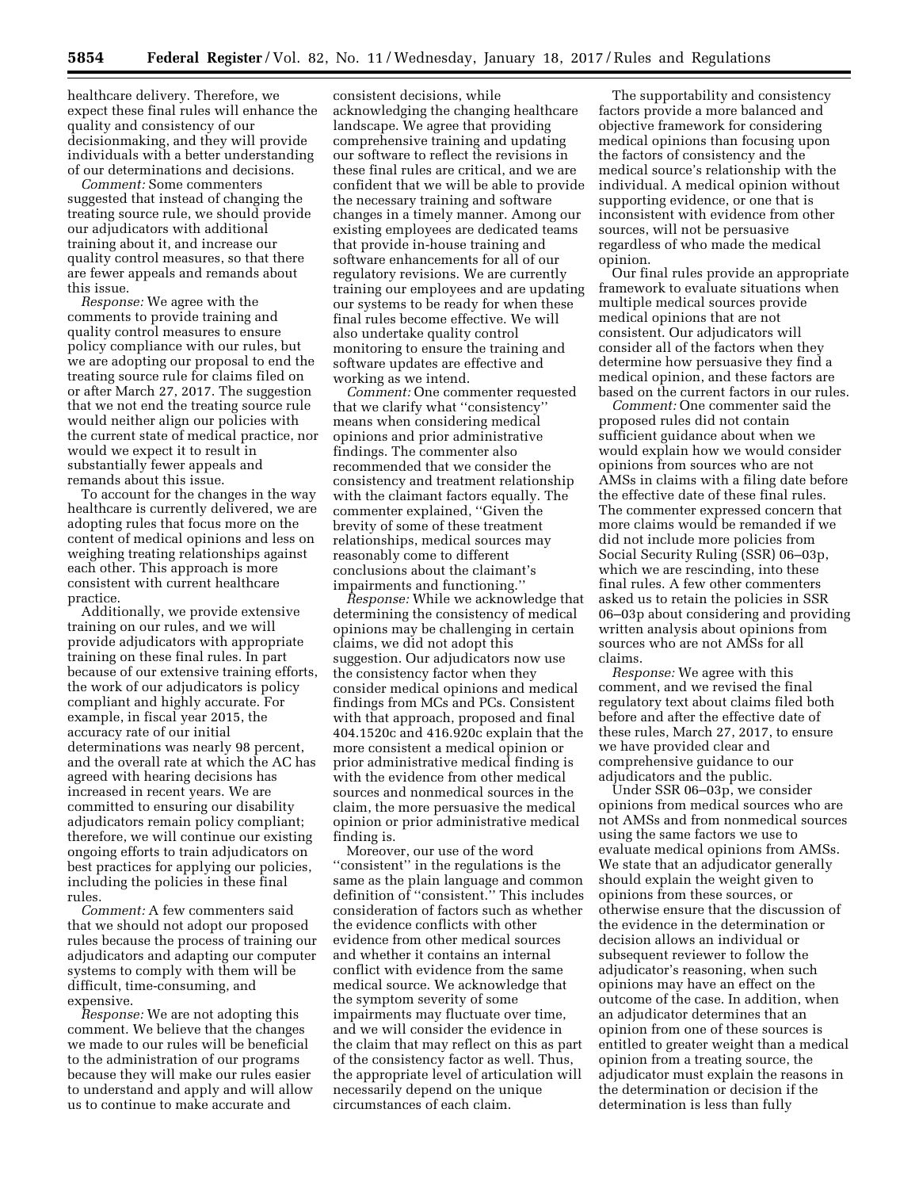healthcare delivery. Therefore, we expect these final rules will enhance the quality and consistency of our decisionmaking, and they will provide individuals with a better understanding of our determinations and decisions.

*Comment:* Some commenters suggested that instead of changing the treating source rule, we should provide our adjudicators with additional training about it, and increase our quality control measures, so that there are fewer appeals and remands about this issue.

*Response:* We agree with the comments to provide training and quality control measures to ensure policy compliance with our rules, but we are adopting our proposal to end the treating source rule for claims filed on or after March 27, 2017. The suggestion that we not end the treating source rule would neither align our policies with the current state of medical practice, nor would we expect it to result in substantially fewer appeals and remands about this issue.

To account for the changes in the way healthcare is currently delivered, we are adopting rules that focus more on the content of medical opinions and less on weighing treating relationships against each other. This approach is more consistent with current healthcare practice.

Additionally, we provide extensive training on our rules, and we will provide adjudicators with appropriate training on these final rules. In part because of our extensive training efforts, the work of our adjudicators is policy compliant and highly accurate. For example, in fiscal year 2015, the accuracy rate of our initial determinations was nearly 98 percent, and the overall rate at which the AC has agreed with hearing decisions has increased in recent years. We are committed to ensuring our disability adjudicators remain policy compliant; therefore, we will continue our existing ongoing efforts to train adjudicators on best practices for applying our policies, including the policies in these final rules.

*Comment:* A few commenters said that we should not adopt our proposed rules because the process of training our adjudicators and adapting our computer systems to comply with them will be difficult, time-consuming, and expensive.

*Response:* We are not adopting this comment. We believe that the changes we made to our rules will be beneficial to the administration of our programs because they will make our rules easier to understand and apply and will allow us to continue to make accurate and consistent decisions, while acknowledging the changing healthcare landscape. We agree that providing comprehensive training and updating our software to reflect the revisions in these final rules are critical, and we are confident that we will be able to provide the necessary training and software changes in a timely manner. Among our existing employees are dedicated teams that provide in-house training and software enhancements for all of our regulatory revisions. We are currently training our employees and are updating our systems to be ready for when these final rules become effective. We will also undertake quality control monitoring to ensure the training and software updates are effective and working as we intend.

*Comment:* One commenter requested that we clarify what "consistency" means when considering medical opinions and prior administrative findings. The commenter also recommended that we consider the consistency and treatment relationship with the claimant factors equally. The commenter explained, "Given the brevity of some of these treatment relationships, medical sources may reasonably come to different conclusions about the claimant's impairments and functioning."

*Response:* While we acknowledge that determining the consistency of medical opinions may be challenging in certain claims, we did not adopt this suggestion. Our adjudicators now use the consistency factor when they consider medical opinions and medical findings from MCs and PCs. Consistent with that approach, proposed and final 404.1520c and 416.920c explain that the more consistent a medical opinion or prior administrative medical finding is with the evidence from other medical sources and nonmedical sources in the claim, the more persuasive the medical opinion or prior administrative medical finding is.

Moreover, our use of the word "consistent" in the regulations is the same as the plain language and common definition of "consistent." This includes consideration of factors such as whether the evidence conflicts with other evidence from other medical sources and whether it contains an internal conflict with evidence from the same medical source. We acknowledge that the symptom severity of some impairments may fluctuate over time, and we will consider the evidence in the claim that may reflect on this as part of the consistency factor as well. Thus, the appropriate level of articulation will necessarily depend on the unique circumstances of each claim.

The supportability and consistency factors provide a more balanced and objective framework for considering medical opinions than focusing upon the factors of consistency and the medical source's relationship with the individual. A medical opinion without supporting evidence, or one that is inconsistent with evidence from other sources, will not be persuasive regardless of who made the medical opinion.

Our final rules provide an appropriate framework to evaluate situations when multiple medical sources provide medical opinions that are not consistent. Our adjudicators will consider all of the factors when they determine how persuasive they find a medical opinion, and these factors are based on the current factors in our rules.

*Comment:* One commenter said the proposed rules did not contain sufficient guidance about when we would explain how we would consider opinions from sources who are not AMSs in claims with a filing date before the effective date of these final rules. The commenter expressed concern that more claims would be remanded if we did not include more policies from Social Security Ruling (SSR) 06–03p, which we are rescinding, into these final rules. A few other commenters asked us to retain the policies in SSR 06–03p about considering and providing written analysis about opinions from sources who are not AMSs for all claims.

*Response:* We agree with this comment, and we revised the final regulatory text about claims filed both before and after the effective date of these rules, March 27, 2017, to ensure we have provided clear and comprehensive guidance to our adjudicators and the public.

Under SSR 06–03p, we consider opinions from medical sources who are not AMSs and from nonmedical sources using the same factors we use to evaluate medical opinions from AMSs. We state that an adjudicator generally should explain the weight given to opinions from these sources, or otherwise ensure that the discussion of the evidence in the determination or decision allows an individual or subsequent reviewer to follow the adjudicator's reasoning, when such opinions may have an effect on the outcome of the case. In addition, when an adjudicator determines that an opinion from one of these sources is entitled to greater weight than a medical opinion from a treating source, the adjudicator must explain the reasons in the determination or decision if the determination is less than fully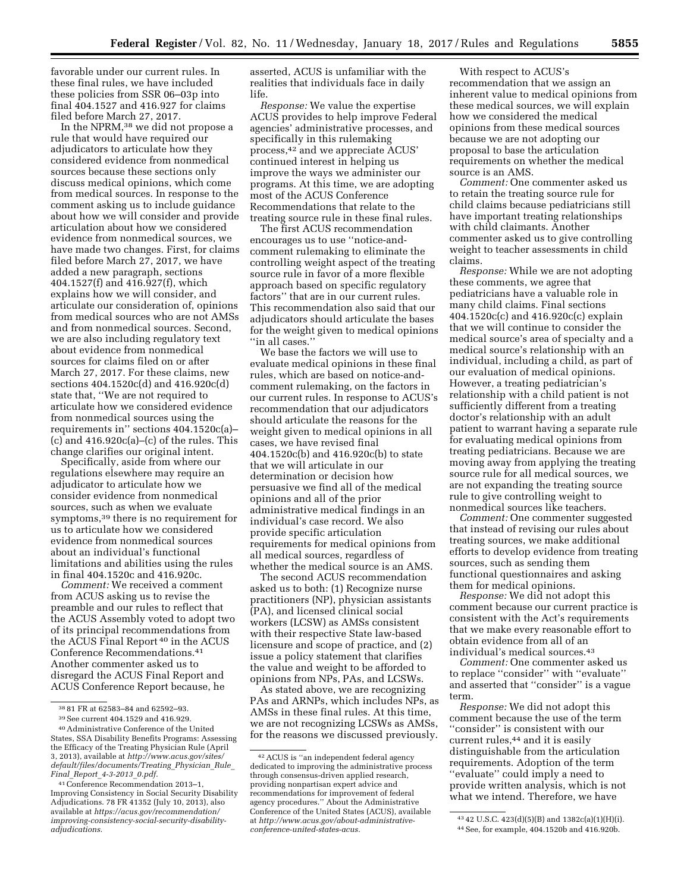favorable under our current rules. In these final rules, we have included these policies from SSR 06–03p into final 404.1527 and 416.927 for claims filed before March 27, 2017.

In the NPRM,[38] we did not propose a rule that would have required our adjudicators to articulate how they considered evidence from nonmedical sources because these sections only discuss medical opinions, which come from medical sources. In response to the comment asking us to include guidance about how we will consider and provide articulation about how we considered evidence from nonmedical sources, we have made two changes. First, for claims filed before March 27, 2017, we have added a new paragraph, sections 404.1527(f) and 416.927(f), which explains how we will consider, and articulate our consideration of, opinions from medical sources who are not AMSs and from nonmedical sources. Second, we are also including regulatory text about evidence from nonmedical sources for claims filed on or after March 27, 2017. For these claims, new sections 404.1520c(d) and 416.920c(d) state that, ''We are not required to articulate how we considered evidence from nonmedical sources using the requirements in'' sections 404.1520c(a)–(c) and 416.920c(a)–(c) of the rules. This change clarifies our original intent.

Specifically, aside from where our regulations elsewhere may require an adjudicator to articulate how we consider evidence from nonmedical sources, such as when we evaluate symptoms,[39] there is no requirement for us to articulate how we considered evidence from nonmedical sources about an individual's functional limitations and abilities using the rules in final 404.1520c and 416.920c.

*Comment:* We received a comment from ACUS asking us to revise the preamble and our rules to reflect that the ACUS Assembly voted to adopt two of its principal recommendations from the ACUS Final Report[40] in the ACUS Conference Recommendations.[41] Another commenter asked us to disregard the ACUS Final Report and ACUS Conference Report because, he asserted, ACUS is unfamiliar with the realities that individuals face in daily life.

*Response:* We value the expertise ACUS provides to help improve Federal agencies' administrative processes, and specifically in this rulemaking process,[42] and we appreciate ACUS' continued interest in helping us improve the ways we administer our programs. At this time, we are adopting most of the ACUS Conference Recommendations that relate to the treating source rule in these final rules.

The first ACUS recommendation encourages us to use ''notice-and-comment rulemaking to eliminate the controlling weight aspect of the treating source rule in favor of a more flexible approach based on specific regulatory factors'' that are in our current rules. This recommendation also said that our adjudicators should articulate the bases for the weight given to medical opinions ''in all cases.''

We base the factors we will use to evaluate medical opinions in these final rules, which are based on notice-and-comment rulemaking, on the factors in our current rules. In response to ACUS's recommendation that our adjudicators should articulate the reasons for the weight given to medical opinions in all cases, we have revised final 404.1520c(b) and 416.920c(b) to state that we will articulate in our determination or decision how persuasive we find all of the medical opinions and all of the prior administrative medical findings in an individual's case record. We also provide specific articulation requirements for medical opinions from all medical sources, regardless of whether the medical source is an AMS.

The second ACUS recommendation asked us to both: (1) Recognize nurse practitioners (NP), physician assistants (PA), and licensed clinical social workers (LCSW) as AMSs consistent with their respective State law-based licensure and scope of practice, and (2) issue a policy statement that clarifies the value and weight to be afforded to opinions from NPs, PAs, and LCSWs.

As stated above, we are recognizing PAs and ARNPs, which includes NPs, as AMSs in these final rules. At this time, we are not recognizing LCSWs as AMSs, for the reasons we discussed previously.

With respect to ACUS's recommendation that we assign an inherent value to medical opinions from these medical sources, we will explain how we considered the medical opinions from these medical sources because we are not adopting our proposal to base the articulation requirements on whether the medical source is an AMS.

*Comment:* One commenter asked us to retain the treating source rule for child claims because pediatricians still have important treating relationships with child claimants. Another commenter asked us to give controlling weight to teacher assessments in child claims.

*Response:* While we are not adopting these comments, we agree that pediatricians have a valuable role in many child claims. Final sections 404.1520c(c) and 416.920c(c) explain that we will continue to consider the medical source's area of specialty and a medical source's relationship with an individual, including a child, as part of our evaluation of medical opinions. However, a treating pediatrician's relationship with a child patient is not sufficiently different from a treating doctor's relationship with an adult patient to warrant having a separate rule for evaluating medical opinions from treating pediatricians. Because we are moving away from applying the treating source rule for all medical sources, we are not expanding the treating source rule to give controlling weight to nonmedical sources like teachers.

*Comment:* One commenter suggested that instead of revising our rules about treating sources, we make additional efforts to develop evidence from treating sources, such as sending them functional questionnaires and asking them for medical opinions.

*Response:* We did not adopt this comment because our current practice is consistent with the Act's requirements that we make every reasonable effort to obtain evidence from all of an individual's medical sources.[43]

*Comment:* One commenter asked us to replace ''consider'' with ''evaluate'' and asserted that ''consider'' is a vague term.

*Response:* We did not adopt this comment because the use of the term ''consider'' is consistent with our current rules,[44] and it is easily distinguishable from the articulation requirements. Adoption of the term ''evaluate'' could imply a need to provide written analysis, which is not what we intend. Therefore, we have

---

[38] 81 FR at 62583–84 and 62592–93.

[39] See current 404.1529 and 416.929.

[40] Administrative Conference of the United States, SSA Disability Benefits Programs: Assessing the Efficacy of the Treating Physician Rule (April 3, 2013), available at *http://www.acus.gov/sites/default/files/documents/Treating_Physician_Rule_Final_Report_4-3-2013_0.pdf*.

[41] Conference Recommendation 2013–1, Improving Consistency in Social Security Disability Adjudications. 78 FR 41352 (July 10, 2013), also available at *https://acus.gov/recommendation/improving-consistency-social-security-disability-adjudications*.

[42] ACUS is ''an independent federal agency dedicated to improving the administrative process through consensus-driven applied research, providing nonpartisan expert advice and recommendations for improvement of federal agency procedures.'' About the Administrative Conference of the United States (ACUS), available at *http://www.acus.gov/about-administrative-conference-united-states-acus*.

[43] 42 U.S.C. 423(d)(5)(B) and 1382c(a)(1)(H)(i).

[44] See, for example, 404.1520b and 416.920b.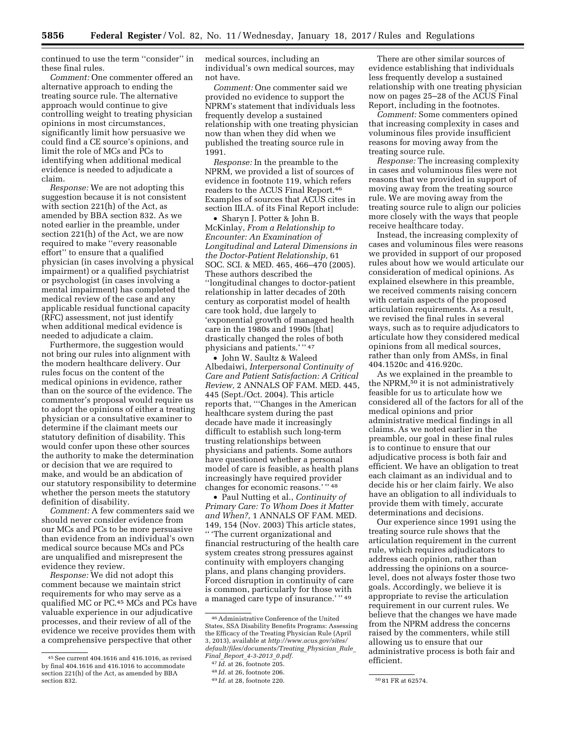continued to use the term "consider" in these final rules.

*Comment:* One commenter offered an alternative approach to ending the treating source rule. The alternative approach would continue to give controlling weight to treating physician opinions in most circumstances, significantly limit how persuasive we could find a CE source's opinions, and limit the role of MCs and PCs to identifying when additional medical evidence is needed to adjudicate a claim.

*Response:* We are not adopting this suggestion because it is not consistent with section 221(h) of the Act, as amended by BBA section 832. As we noted earlier in the preamble, under section 221(h) of the Act, we are now required to make "every reasonable effort" to ensure that a qualified physician (in cases involving a physical impairment) or a qualified psychiatrist or psychologist (in cases involving a mental impairment) has completed the medical review of the case and any applicable residual functional capacity (RFC) assessment, not just identify when additional medical evidence is needed to adjudicate a claim.

Furthermore, the suggestion would not bring our rules into alignment with the modern healthcare delivery. Our rules focus on the content of the medical opinions in evidence, rather than on the source of the evidence. The commenter's proposal would require us to adopt the opinions of either a treating physician or a consultative examiner to determine if the claimant meets our statutory definition of disability. This would confer upon these other sources the authority to make the determination or decision that we are required to make, and would be an abdication of our statutory responsibility to determine whether the person meets the statutory definition of disability.

*Comment:* A few commenters said we should never consider evidence from our MCs and PCs to be more persuasive than evidence from an individual's own medical source because MCs and PCs are unqualified and misrepresent the evidence they review.

*Response:* We did not adopt this comment because we maintain strict requirements for who may serve as a qualified MC or PC.[45] MCs and PCs have valuable experience in our adjudicative processes, and their review of all of the evidence we receive provides them with a comprehensive perspective that other medical sources, including an individual's own medical sources, may not have.

*Comment:* One commenter said we provided no evidence to support the NPRM's statement that individuals less frequently develop a sustained relationship with one treating physician now than when they did when we published the treating source rule in 1991.

*Response:* In the preamble to the NPRM, we provided a list of sources of evidence in footnote 119, which refers readers to the ACUS Final Report.[46] Examples of sources that ACUS cites in section III.A. of its Final Report include:

- Sharyn J. Potter & John B. McKinlay, *From a Relationship to Encounter: An Examination of Longitudinal and Lateral Dimensions in the Doctor-Patient Relationship,* 61 SOC. SCI. & MED. 465, 466–470 (2005). These authors described the "longitudinal changes to doctor-patient relationship in latter decades of 20th century as corporatist model of health care took hold, due largely to 'exponential growth of managed health care in the 1980s and 1990s [that] drastically changed the roles of both physicians and patients.' "[47]
- John W. Saultz & Waleed Albedaiwi, *Interpersonal Continuity of Care and Patient Satisfaction: A Critical Review,* 2 ANNALS OF FAM. MED. 445, 445 (Sept./Oct. 2004). This article reports that, "'Changes in the American healthcare system during the past decade have made it increasingly difficult to establish such long-term trusting relationships between physicians and patients. Some authors have questioned whether a personal model of care is feasible, as health plans increasingly have required provider changes for economic reasons.' "[48]
- Paul Nutting et al., *Continuity of Primary Care: To Whom Does it Matter and When?,* 1 ANNALS OF FAM. MED. 149, 154 (Nov. 2003) This article states, " 'The current organizational and financial restructuring of the health care system creates strong pressures against continuity with employers changing plans, and plans changing providers. Forced disruption in continuity of care is common, particularly for those with a managed care type of insurance.' "[49]

There are other similar sources of evidence establishing that individuals less frequently develop a sustained relationship with one treating physician now on pages 25–28 of the ACUS Final Report, including in the footnotes.

*Comment:* Some commenters opined that increasing complexity in cases and voluminous files provide insufficient reasons for moving away from the treating source rule.

*Response:* The increasing complexity in cases and voluminous files were not reasons that we provided in support of moving away from the treating source rule. We are moving away from the treating source rule to align our policies more closely with the ways that people receive healthcare today.

Instead, the increasing complexity of cases and voluminous files were reasons we provided in support of our proposed rules about how we would articulate our consideration of medical opinions. As explained elsewhere in this preamble, we received comments raising concern with certain aspects of the proposed articulation requirements. As a result, we revised the final rules in several ways, such as to require adjudicators to articulate how they considered medical opinions from all medical sources, rather than only from AMSs, in final 404.1520c and 416.920c.

As we explained in the preamble to the NPRM,[50] it is not administratively feasible for us to articulate how we considered all of the factors for all of the medical opinions and prior administrative medical findings in all claims. As we noted earlier in the preamble, our goal in these final rules is to continue to ensure that our adjudicative process is both fair and efficient. We have an obligation to treat each claimant as an individual and to decide his or her claim fairly. We also have an obligation to all individuals to provide them with timely, accurate determinations and decisions.

Our experience since 1991 using the treating source rule shows that the articulation requirement in the current rule, which requires adjudicators to address each opinion, rather than addressing the opinions on a source-level, does not always foster those two goals. Accordingly, we believe it is appropriate to revise the articulation requirement in our current rules. We believe that the changes we have made from the NPRM address the concerns raised by the commenters, while still allowing us to ensure that our administrative process is both fair and efficient.

---

[45] See current 404.1616 and 416.1016, as revised by final 404.1616 and 416.1016 to accommodate section 221(h) of the Act, as amended by BBA section 832.

[46] Administrative Conference of the United States, SSA Disability Benefits Programs: Assessing the Efficacy of the Treating Physician Rule (April 3, 2013), available at *http://www.acus.gov/sites/default/files/documents/Treating_Physician_Rule_Final_Report_4-3-2013_0.pdf.*

[47] *Id.* at 26, footnote 205.

[48] *Id.* at 26, footnote 206.

[49] *Id.* at 28, footnote 220.

[50] 81 FR at 62574.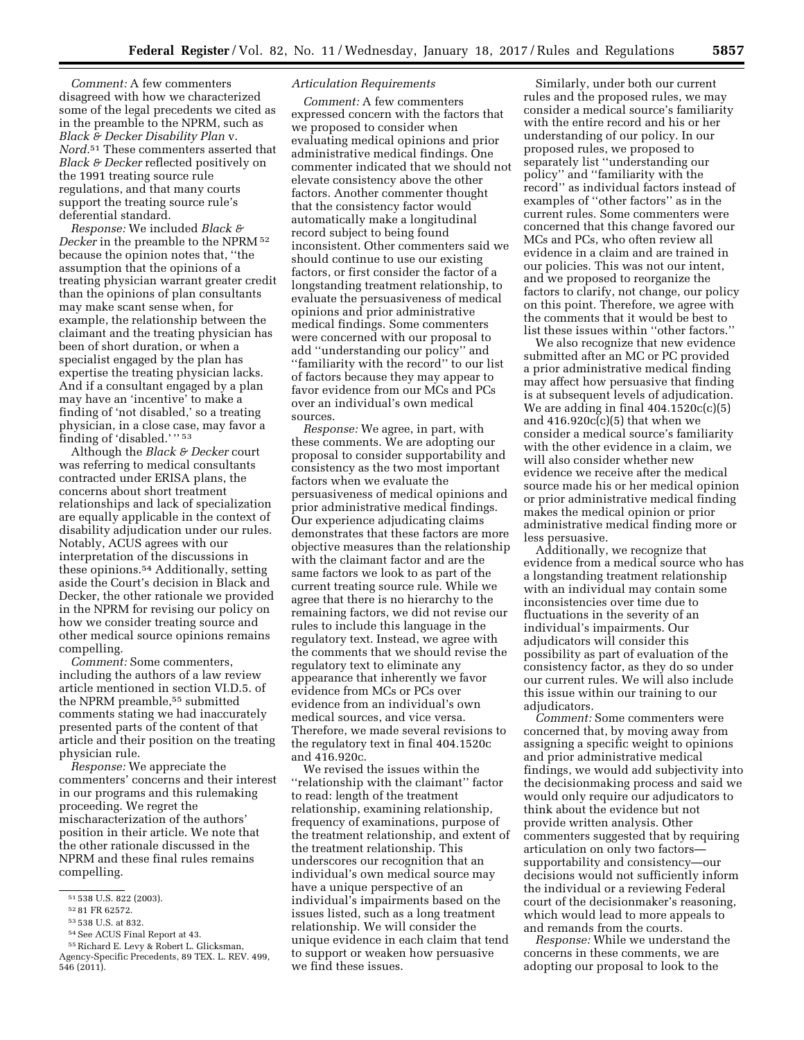*Comment:* A few commenters disagreed with how we characterized some of the legal precedents we cited as in the preamble to the NPRM, such as *Black & Decker Disability Plan* v. *Nord*.[51] These commenters asserted that *Black & Decker* reflected positively on the 1991 treating source rule regulations, and that many courts support the treating source rule's deferential standard.

*Response:* We included *Black & Decker* in the preamble to the NPRM[52] because the opinion notes that, ''the assumption that the opinions of a treating physician warrant greater credit than the opinions of plan consultants may make scant sense when, for example, the relationship between the claimant and the treating physician has been of short duration, or when a specialist engaged by the plan has expertise the treating physician lacks. And if a consultant engaged by a plan may have an 'incentive' to make a finding of 'not disabled,' so a treating physician, in a close case, may favor a finding of 'disabled.' ''[53]

Although the *Black & Decker* court was referring to medical consultants contracted under ERISA plans, the concerns about short treatment relationships and lack of specialization are equally applicable in the context of disability adjudication under our rules. Notably, ACUS agrees with our interpretation of the discussions in these opinions.[54] Additionally, setting aside the Court's decision in Black and Decker, the other rationale we provided in the NPRM for revising our policy on how we consider treating source and other medical source opinions remains compelling.

*Comment:* Some commenters, including the authors of a law review article mentioned in section VI.D.5. of the NPRM preamble,[55] submitted comments stating we had inaccurately presented parts of the content of that article and their position on the treating physician rule.

*Response:* We appreciate the commenters' concerns and their interest in our programs and this rulemaking proceeding. We regret the mischaracterization of the authors' position in their article. We note that the other rationale discussed in the NPRM and these final rules remains compelling.

*Articulation Requirements*

*Comment:* A few commenters expressed concern with the factors that we proposed to consider when evaluating medical opinions and prior administrative medical findings. One commenter indicated that we should not elevate consistency above the other factors. Another commenter thought that the consistency factor would automatically make a longitudinal record subject to being found inconsistent. Other commenters said we should continue to use our existing factors, or first consider the factor of a longstanding treatment relationship, to evaluate the persuasiveness of medical opinions and prior administrative medical findings. Some commenters were concerned with our proposal to add ''understanding our policy'' and ''familiarity with the record'' to our list of factors because they may appear to favor evidence from our MCs and PCs over an individual's own medical sources.

*Response:* We agree, in part, with these comments. We are adopting our proposal to consider supportability and consistency as the two most important factors when we evaluate the persuasiveness of medical opinions and prior administrative medical findings. Our experience adjudicating claims demonstrates that these factors are more objective measures than the relationship with the claimant factor and are the same factors we look to as part of the current treating source rule. While we agree that there is no hierarchy to the remaining factors, we did not revise our rules to include this language in the regulatory text. Instead, we agree with the comments that we should revise the regulatory text to eliminate any appearance that inherently we favor evidence from MCs or PCs over evidence from an individual's own medical sources, and vice versa. Therefore, we made several revisions to the regulatory text in final 404.1520c and 416.920c.

We revised the issues within the ''relationship with the claimant'' factor to read: length of the treatment relationship, examining relationship, frequency of examinations, purpose of the treatment relationship, and extent of the treatment relationship. This underscores our recognition that an individual's own medical source may have a unique perspective of an individual's impairments based on the issues listed, such as a long treatment relationship. We will consider the unique evidence in each claim that tend to support or weaken how persuasive we find these issues.

Similarly, under both our current rules and the proposed rules, we may consider a medical source's familiarity with the entire record and his or her understanding of our policy. In our proposed rules, we proposed to separately list ''understanding our policy'' and ''familiarity with the record'' as individual factors instead of examples of ''other factors'' as in the current rules. Some commenters were concerned that this change favored our MCs and PCs, who often review all evidence in a claim and are trained in our policies. This was not our intent, and we proposed to reorganize the factors to clarify, not change, our policy on this point. Therefore, we agree with the comments that it would be best to list these issues within ''other factors.''

We also recognize that new evidence submitted after an MC or PC provided a prior administrative medical finding may affect how persuasive that finding is at subsequent levels of adjudication. We are adding in final 404.1520c(c)(5) and 416.920c(c)(5) that when we consider a medical source's familiarity with the other evidence in a claim, we will also consider whether new evidence we receive after the medical source made his or her medical opinion or prior administrative medical finding makes the medical opinion or prior administrative medical finding more or less persuasive.

Additionally, we recognize that evidence from a medical source who has a longstanding treatment relationship with an individual may contain some inconsistencies over time due to fluctuations in the severity of an individual's impairments. Our adjudicators will consider this possibility as part of evaluation of the consistency factor, as they do so under our current rules. We will also include this issue within our training to our adjudicators.

*Comment:* Some commenters were concerned that, by moving away from assigning a specific weight to opinions and prior administrative medical findings, we would add subjectivity into the decisionmaking process and said we would only require our adjudicators to think about the evidence but not provide written analysis. Other commenters suggested that by requiring articulation on only two factors—supportability and consistency—our decisions would not sufficiently inform the individual or a reviewing Federal court of the decisionmaker's reasoning, which would lead to more appeals to and remands from the courts.

*Response:* While we understand the concerns in these comments, we are adopting our proposal to look to the

---

[51] 538 U.S. 822 (2003).

[52] 81 FR 62572.

[53] 538 U.S. at 832.

[54] See ACUS Final Report at 43.

[55] Richard E. Levy & Robert L. Glicksman, Agency-Specific Precedents, 89 TEX. L. REV. 499, 546 (2011).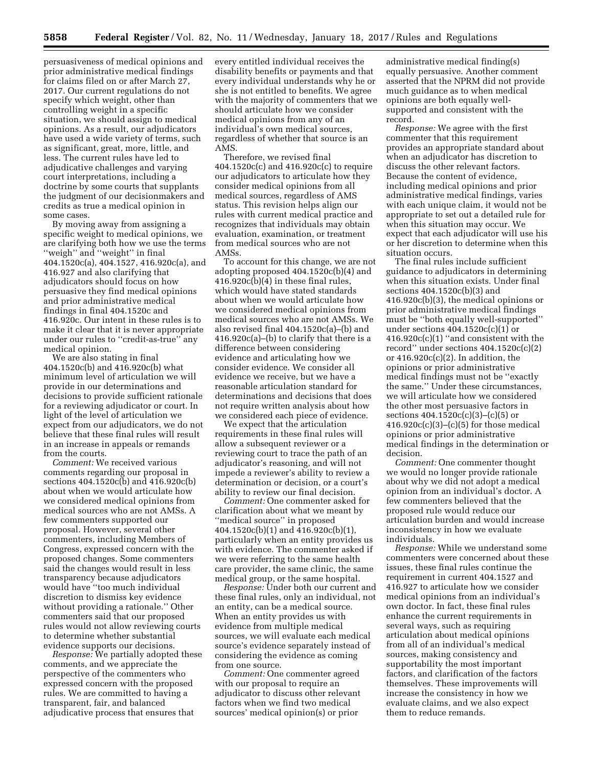persuasiveness of medical opinions and prior administrative medical findings for claims filed on or after March 27, 2017. Our current regulations do not specify which weight, other than controlling weight in a specific situation, we should assign to medical opinions. As a result, our adjudicators have used a wide variety of terms, such as significant, great, more, little, and less. The current rules have led to adjudicative challenges and varying court interpretations, including a doctrine by some courts that supplants the judgment of our decisionmakers and credits as true a medical opinion in some cases.

By moving away from assigning a specific weight to medical opinions, we are clarifying both how we use the terms "weigh" and "weight" in final 404.1520c(a), 404.1527, 416.920c(a), and 416.927 and also clarifying that adjudicators should focus on how persuasive they find medical opinions and prior administrative medical findings in final 404.1520c and 416.920c. Our intent in these rules is to make it clear that it is never appropriate under our rules to "credit-as-true" any medical opinion.

We are also stating in final 404.1520c(b) and 416.920c(b) what minimum level of articulation we will provide in our determinations and decisions to provide sufficient rationale for a reviewing adjudicator or court. In light of the level of articulation we expect from our adjudicators, we do not believe that these final rules will result in an increase in appeals or remands from the courts.

*Comment:* We received various comments regarding our proposal in sections 404.1520c(b) and 416.920c(b) about when we would articulate how we considered medical opinions from medical sources who are not AMSs. A few commenters supported our proposal. However, several other commenters, including Members of Congress, expressed concern with the proposed changes. Some commenters said the changes would result in less transparency because adjudicators would have "too much individual discretion to dismiss key evidence without providing a rationale." Other commenters said that our proposed rules would not allow reviewing courts to determine whether substantial evidence supports our decisions.

*Response:* We partially adopted these comments, and we appreciate the perspective of the commenters who expressed concern with the proposed rules. We are committed to having a transparent, fair, and balanced adjudicative process that ensures that every entitled individual receives the disability benefits or payments and that every individual understands why he or she is not entitled to benefits. We agree with the majority of commenters that we should articulate how we consider medical opinions from any of an individual's own medical sources, regardless of whether that source is an AMS.

Therefore, we revised final 404.1520c(c) and 416.920c(c) to require our adjudicators to articulate how they consider medical opinions from all medical sources, regardless of AMS status. This revision helps align our rules with current medical practice and recognizes that individuals may obtain evaluation, examination, or treatment from medical sources who are not AMSs.

To account for this change, we are not adopting proposed 404.1520c(b)(4) and 416.920c(b)(4) in these final rules, which would have stated standards about when we would articulate how we considered medical opinions from medical sources who are not AMSs. We also revised final 404.1520c(a)–(b) and 416.920c(a)–(b) to clarify that there is a difference between considering evidence and articulating how we consider evidence. We consider all evidence we receive, but we have a reasonable articulation standard for determinations and decisions that does not require written analysis about how we considered each piece of evidence.

We expect that the articulation requirements in these final rules will allow a subsequent reviewer or a reviewing court to trace the path of an adjudicator's reasoning, and will not impede a reviewer's ability to review a determination or decision, or a court's ability to review our final decision.

*Comment:* One commenter asked for clarification about what we meant by "medical source" in proposed 404.1520c(b)(1) and 416.920c(b)(1), particularly when an entity provides us with evidence. The commenter asked if we were referring to the same health care provider, the same clinic, the same medical group, or the same hospital.

*Response:* Under both our current and these final rules, only an individual, not an entity, can be a medical source. When an entity provides us with evidence from multiple medical sources, we will evaluate each medical source's evidence separately instead of considering the evidence as coming from one source.

*Comment:* One commenter agreed with our proposal to require an adjudicator to discuss other relevant factors when we find two medical sources' medical opinion(s) or prior administrative medical finding(s) equally persuasive. Another comment asserted that the NPRM did not provide much guidance as to when medical opinions are both equally well-supported and consistent with the record.

*Response:* We agree with the first commenter that this requirement provides an appropriate standard about when an adjudicator has discretion to discuss the other relevant factors. Because the content of evidence, including medical opinions and prior administrative medical findings, varies with each unique claim, it would not be appropriate to set out a detailed rule for when this situation may occur. We expect that each adjudicator will use his or her discretion to determine when this situation occurs.

The final rules include sufficient guidance to adjudicators in determining when this situation exists. Under final sections 404.1520c(b)(3) and 416.920c(b)(3), the medical opinions or prior administrative medical findings must be "both equally well-supported" under sections 404.1520c(c)(1) or 416.920c(c)(1) "and consistent with the record" under sections 404.1520c(c)(2) or 416.920c(c)(2). In addition, the opinions or prior administrative medical findings must not be "exactly the same." Under these circumstances, we will articulate how we considered the other most persuasive factors in sections 404.1520c(c)(3)–(c)(5) or 416.920c(c)(3)–(c)(5) for those medical opinions or prior administrative medical findings in the determination or decision.

*Comment:* One commenter thought we would no longer provide rationale about why we did not adopt a medical opinion from an individual's doctor. A few commenters believed that the proposed rule would reduce our articulation burden and would increase inconsistency in how we evaluate individuals.

*Response:* While we understand some commenters were concerned about these issues, these final rules continue the requirement in current 404.1527 and 416.927 to articulate how we consider medical opinions from an individual's own doctor. In fact, these final rules enhance the current requirements in several ways, such as requiring articulation about medical opinions from all of an individual's medical sources, making consistency and supportability the most important factors, and clarification of the factors themselves. These improvements will increase the consistency in how we evaluate claims, and we also expect them to reduce remands.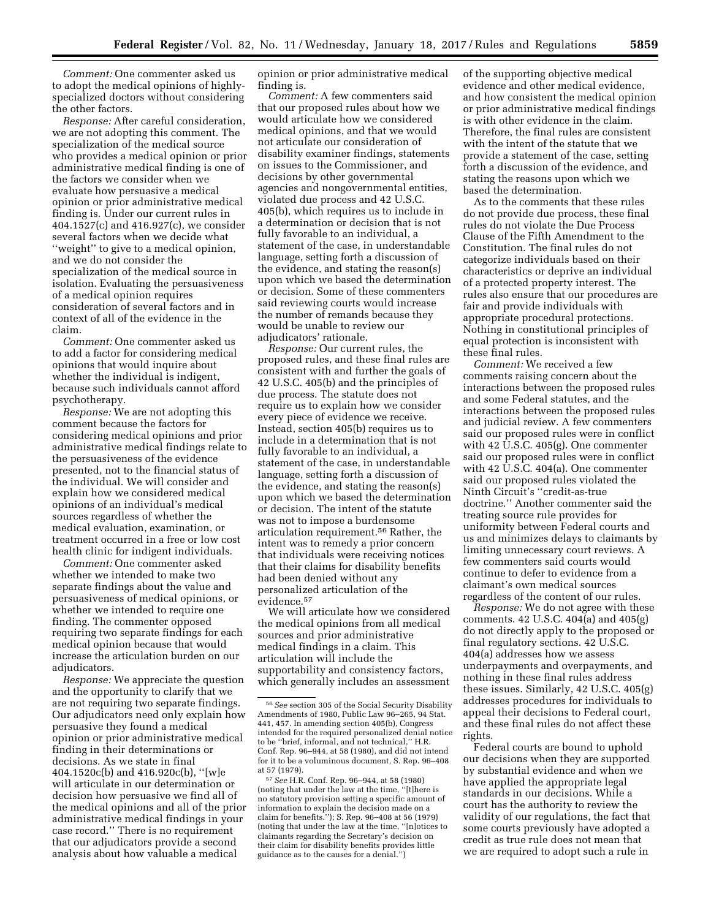*Comment:* One commenter asked us to adopt the medical opinions of highly-specialized doctors without considering the other factors.

*Response:* After careful consideration, we are not adopting this comment. The specialization of the medical source who provides a medical opinion or prior administrative medical finding is one of the factors we consider when we evaluate how persuasive a medical opinion or prior administrative medical finding is. Under our current rules in 404.1527(c) and 416.927(c), we consider several factors when we decide what "weight" to give to a medical opinion, and we do not consider the specialization of the medical source in isolation. Evaluating the persuasiveness of a medical opinion requires consideration of several factors and in context of all of the evidence in the claim.

*Comment:* One commenter asked us to add a factor for considering medical opinions that would inquire about whether the individual is indigent, because such individuals cannot afford psychotherapy.

*Response:* We are not adopting this comment because the factors for considering medical opinions and prior administrative medical findings relate to the persuasiveness of the evidence presented, not to the financial status of the individual. We will consider and explain how we considered medical opinions of an individual's medical sources regardless of whether the medical evaluation, examination, or treatment occurred in a free or low cost health clinic for indigent individuals.

*Comment:* One commenter asked whether we intended to make two separate findings about the value and persuasiveness of medical opinions, or whether we intended to require one finding. The commenter opposed requiring two separate findings for each medical opinion because that would increase the articulation burden on our adjudicators.

*Response:* We appreciate the question and the opportunity to clarify that we are not requiring two separate findings. Our adjudicators need only explain how persuasive they found a medical opinion or prior administrative medical finding in their determinations or decisions. As we state in final 404.1520c(b) and 416.920c(b), "[w]e will articulate in our determination or decision how persuasive we find all of the medical opinions and all of the prior administrative medical findings in your case record." There is no requirement that our adjudicators provide a second analysis about how valuable a medical opinion or prior administrative medical finding is.

*Comment:* A few commenters said that our proposed rules about how we would articulate how we considered medical opinions, and that we would not articulate our consideration of disability examiner findings, statements on issues to the Commissioner, and decisions by other governmental agencies and nongovernmental entities, violated due process and 42 U.S.C. 405(b), which requires us to include in a determination or decision that is not fully favorable to an individual, a statement of the case, in understandable language, setting forth a discussion of the evidence, and stating the reason(s) upon which we based the determination or decision. Some of these commenters said reviewing courts would increase the number of remands because they would be unable to review our adjudicators' rationale.

*Response:* Our current rules, the proposed rules, and these final rules are consistent with and further the goals of 42 U.S.C. 405(b) and the principles of due process. The statute does not require us to explain how we consider every piece of evidence we receive. Instead, section 405(b) requires us to include in a determination that is not fully favorable to an individual, a statement of the case, in understandable language, setting forth a discussion of the evidence, and stating the reason(s) upon which we based the determination or decision. The intent of the statute was not to impose a burdensome articulation requirement.[56] Rather, the intent was to remedy a prior concern that individuals were receiving notices that their claims for disability benefits had been denied without any personalized articulation of the evidence.[57]

We will articulate how we considered the medical opinions from all medical sources and prior administrative medical findings in a claim. This articulation will include the supportability and consistency factors, which generally includes an assessment of the supporting objective medical evidence and other medical evidence, and how consistent the medical opinion or prior administrative medical findings is with other evidence in the claim. Therefore, the final rules are consistent with the intent of the statute that we provide a statement of the case, setting forth a discussion of the evidence, and stating the reasons upon which we based the determination.

As to the comments that these rules do not provide due process, these final rules do not violate the Due Process Clause of the Fifth Amendment to the Constitution. The final rules do not categorize individuals based on their characteristics or deprive an individual of a protected property interest. The rules also ensure that our procedures are fair and provide individuals with appropriate procedural protections. Nothing in constitutional principles of equal protection is inconsistent with these final rules.

*Comment:* We received a few comments raising concern about the interactions between the proposed rules and some Federal statutes, and the interactions between the proposed rules and judicial review. A few commenters said our proposed rules were in conflict with 42 U.S.C. 405(g). One commenter said our proposed rules were in conflict with 42 U.S.C. 404(a). One commenter said our proposed rules violated the Ninth Circuit's "credit-as-true doctrine." Another commenter said the treating source rule provides for uniformity between Federal courts and us and minimizes delays to claimants by limiting unnecessary court reviews. A few commenters said courts would continue to defer to evidence from a claimant's own medical sources regardless of the content of our rules.

*Response:* We do not agree with these comments. 42 U.S.C. 404(a) and 405(g) do not directly apply to the proposed or final regulatory sections. 42 U.S.C. 404(a) addresses how we assess underpayments and overpayments, and nothing in these final rules address these issues. Similarly, 42 U.S.C. 405(g) addresses procedures for individuals to appeal their decisions to Federal court, and these final rules do not affect these rights.

Federal courts are bound to uphold our decisions when they are supported by substantial evidence and when we have applied the appropriate legal standards in our decisions. While a court has the authority to review the validity of our regulations, the fact that some courts previously have adopted a credit as true rule does not mean that we are required to adopt such a rule in

---

[56] *See* section 305 of the Social Security Disability Amendments of 1980, Public Law 96–265, 94 Stat. 441, 457. In amending section 405(b), Congress intended for the required personalized denial notice to be "brief, informal, and not technical," H.R. Conf. Rep. 96–944, at 58 (1980), and did not intend for it to be a voluminous document, S. Rep. 96–408 at 57 (1979).

[57] *See* H.R. Conf. Rep. 96–944, at 58 (1980) (noting that under the law at the time, "[t]here is no statutory provision setting a specific amount of information to explain the decision made on a claim for benefits."); S. Rep. 96–408 at 56 (1979) (noting that under the law at the time, "[n]otices to claimants regarding the Secretary's decision on their claim for disability benefits provides little guidance as to the causes for a denial.")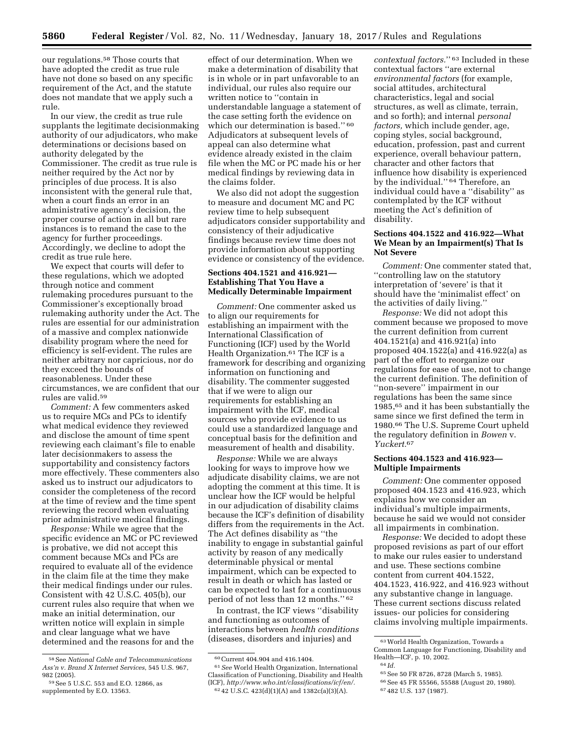our regulations.[58] Those courts that have adopted the credit as true rule have not done so based on any specific requirement of the Act, and the statute does not mandate that we apply such a rule.

In our view, the credit as true rule supplants the legitimate decisionmaking authority of our adjudicators, who make determinations or decisions based on authority delegated by the Commissioner. The credit as true rule is neither required by the Act nor by principles of due process. It is also inconsistent with the general rule that, when a court finds an error in an administrative agency's decision, the proper course of action in all but rare instances is to remand the case to the agency for further proceedings. Accordingly, we decline to adopt the credit as true rule here.

We expect that courts will defer to these regulations, which we adopted through notice and comment rulemaking procedures pursuant to the Commissioner's exceptionally broad rulemaking authority under the Act. The rules are essential for our administration of a massive and complex nationwide disability program where the need for efficiency is self-evident. The rules are neither arbitrary nor capricious, nor do they exceed the bounds of reasonableness. Under these circumstances, we are confident that our rules are valid.[59]

*Comment:* A few commenters asked us to require MCs and PCs to identify what medical evidence they reviewed and disclose the amount of time spent reviewing each claimant's file to enable later decisionmakers to assess the supportability and consistency factors more effectively. These commenters also asked us to instruct our adjudicators to consider the completeness of the record at the time of review and the time spent reviewing the record when evaluating prior administrative medical findings.

*Response:* While we agree that the specific evidence an MC or PC reviewed is probative, we did not accept this comment because MCs and PCs are required to evaluate all of the evidence in the claim file at the time they make their medical findings under our rules. Consistent with 42 U.S.C. 405(b), our current rules also require that when we make an initial determination, our written notice will explain in simple and clear language what we have determined and the reasons for and the effect of our determination. When we make a determination of disability that is in whole or in part unfavorable to an individual, our rules also require our written notice to ''contain in understandable language a statement of the case setting forth the evidence on which our determination is based.''[60] Adjudicators at subsequent levels of appeal can also determine what evidence already existed in the claim file when the MC or PC made his or her medical findings by reviewing data in the claims folder.

We also did not adopt the suggestion to measure and document MC and PC review time to help subsequent adjudicators consider supportability and consistency of their adjudicative findings because review time does not provide information about supporting evidence or consistency of the evidence.

### Sections 404.1521 and 416.921—Establishing That You Have a Medically Determinable Impairment

*Comment:* One commenter asked us to align our requirements for establishing an impairment with the International Classification of Functioning (ICF) used by the World Health Organization.[61] The ICF is a framework for describing and organizing information on functioning and disability. The commenter suggested that if we were to align our requirements for establishing an impairment with the ICF, medical sources who provide evidence to us could use a standardized language and conceptual basis for the definition and measurement of health and disability.

*Response:* While we are always looking for ways to improve how we adjudicate disability claims, we are not adopting the comment at this time. It is unclear how the ICF would be helpful in our adjudication of disability claims because the ICF's definition of disability differs from the requirements in the Act. The Act defines disability as ''the inability to engage in substantial gainful activity by reason of any medically determinable physical or mental impairment, which can be expected to result in death or which has lasted or can be expected to last for a continuous period of not less than 12 months.''[62]

In contrast, the ICF views ''disability and functioning as outcomes of interactions between *health conditions* (diseases, disorders and injuries) and *contextual factors.*''[63] Included in these contextual factors ''are external *environmental factors* (for example, social attitudes, architectural characteristics, legal and social structures, as well as climate, terrain, and so forth); and internal *personal factors,* which include gender, age, coping styles, social background, education, profession, past and current experience, overall behaviour pattern, character and other factors that influence how disability is experienced by the individual.''[64] Therefore, an individual could have a ''disability'' as contemplated by the ICF without meeting the Act's definition of disability.

### Sections 404.1522 and 416.922—What We Mean by an Impairment(s) That Is Not Severe

*Comment:* One commenter stated that, ''controlling law on the statutory interpretation of 'severe' is that it should have the 'minimalist effect' on the activities of daily living.''

*Response:* We did not adopt this comment because we proposed to move the current definition from current 404.1521(a) and 416.921(a) into proposed 404.1522(a) and 416.922(a) as part of the effort to reorganize our regulations for ease of use, not to change the current definition. The definition of ''non-severe'' impairment in our regulations has been the same since 1985,[65] and it has been substantially the same since we first defined the term in 1980.[66] The U.S. Supreme Court upheld the regulatory definition in *Bowen* v. *Yuckert*.[67]

### Sections 404.1523 and 416.923—Multiple Impairments

*Comment:* One commenter opposed proposed 404.1523 and 416.923, which explains how we consider an individual's multiple impairments, because he said we would not consider all impairments in combination.

*Response:* We decided to adopt these proposed revisions as part of our effort to make our rules easier to understand and use. These sections combine content from current 404.1522, 404.1523, 416.922, and 416.923 without any substantive change in language. These current sections discuss related issues- our policies for considering claims involving multiple impairments.

---

[58] See *National Cable and Telecommunications Ass'n v. Brand X Internet Services*, 545 U.S. 967, 982 (2005).

[59] See 5 U.S.C. 553 and E.O. 12866, as supplemented by E.O. 13563.

[60] Current 404.904 and 416.1404.

[61] *See* World Health Organization, International Classification of Functioning, Disability and Health (ICF), *http://www.who.int/classifications/icf/en/*.

[62] 42 U.S.C. 423(d)(1)(A) and 1382c(a)(3)(A).

[63] World Health Organization, Towards a Common Language for Functioning, Disability and Health—ICF, p. 10, 2002.

[64] *Id.*

[65] See 50 FR 8726, 8728 (March 5, 1985).

[66] See 45 FR 55566, 55588 (August 20, 1980).

[67] 482 U.S. 137 (1987).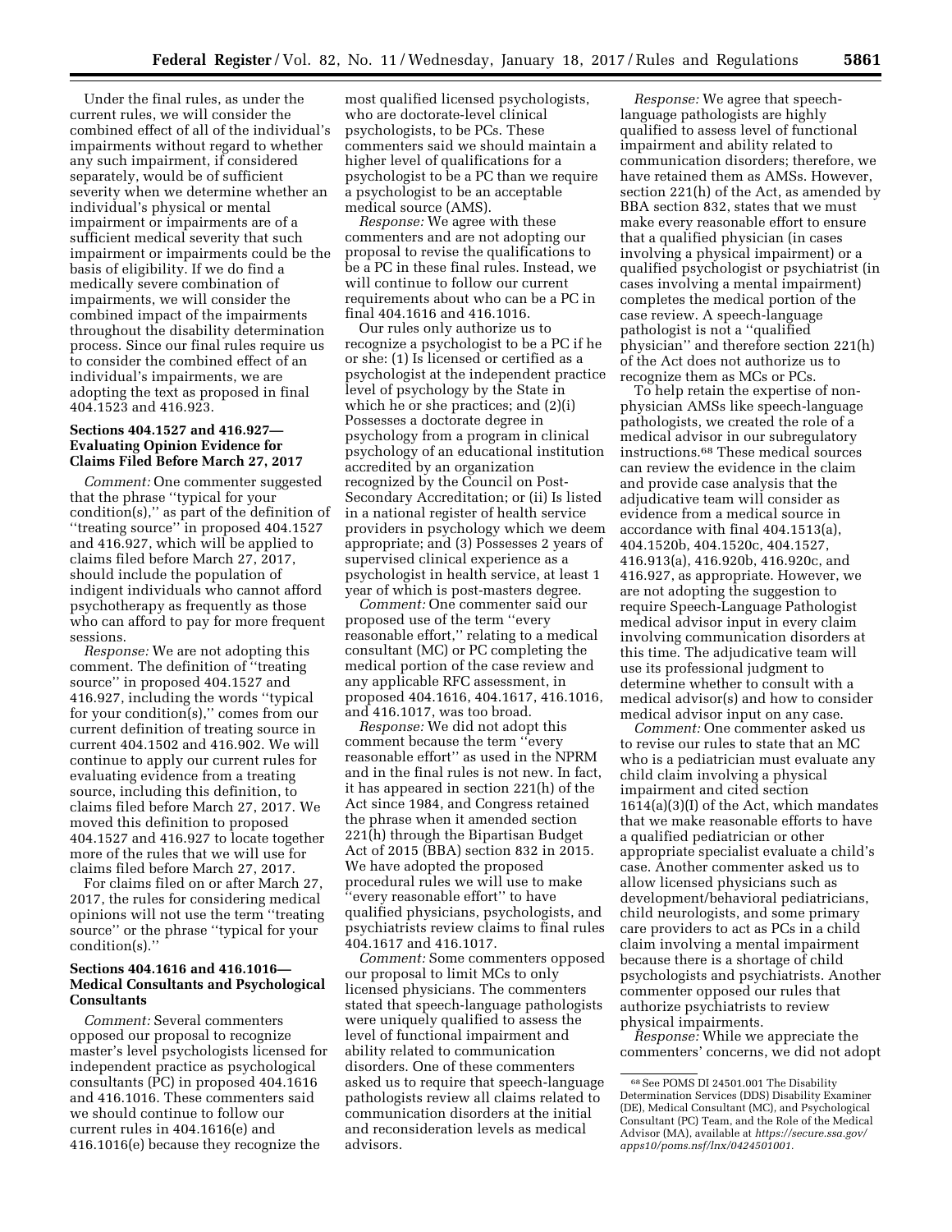Under the final rules, as under the current rules, we will consider the combined effect of all of the individual's impairments without regard to whether any such impairment, if considered separately, would be of sufficient severity when we determine whether an individual's physical or mental impairment or impairments are of a sufficient medical severity that such impairment or impairments could be the basis of eligibility. If we do find a medically severe combination of impairments, we will consider the combined impact of the impairments throughout the disability determination process. Since our final rules require us to consider the combined effect of an individual's impairments, we are adopting the text as proposed in final 404.1523 and 416.923.

### Sections 404.1527 and 416.927—Evaluating Opinion Evidence for Claims Filed Before March 27, 2017

*Comment:* One commenter suggested that the phrase ''typical for your condition(s),'' as part of the definition of ''treating source'' in proposed 404.1527 and 416.927, which will be applied to claims filed before March 27, 2017, should include the population of indigent individuals who cannot afford psychotherapy as frequently as those who can afford to pay for more frequent sessions.

*Response:* We are not adopting this comment. The definition of ''treating source'' in proposed 404.1527 and 416.927, including the words ''typical for your condition(s),'' comes from our current definition of treating source in current 404.1502 and 416.902. We will continue to apply our current rules for evaluating evidence from a treating source, including this definition, to claims filed before March 27, 2017. We moved this definition to proposed 404.1527 and 416.927 to locate together more of the rules that we will use for claims filed before March 27, 2017.

For claims filed on or after March 27, 2017, the rules for considering medical opinions will not use the term ''treating source'' or the phrase ''typical for your condition(s).''

### Sections 404.1616 and 416.1016—Medical Consultants and Psychological Consultants

*Comment:* Several commenters opposed our proposal to recognize master's level psychologists licensed for independent practice as psychological consultants (PC) in proposed 404.1616 and 416.1016. These commenters said we should continue to follow our current rules in 404.1616(e) and 416.1016(e) because they recognize the most qualified licensed psychologists, who are doctorate-level clinical psychologists, to be PCs. These commenters said we should maintain a higher level of qualifications for a psychologist to be a PC than we require a psychologist to be an acceptable medical source (AMS).

*Response:* We agree with these commenters and are not adopting our proposal to revise the qualifications to be a PC in these final rules. Instead, we will continue to follow our current requirements about who can be a PC in final 404.1616 and 416.1016.

Our rules only authorize us to recognize a psychologist to be a PC if he or she: (1) Is licensed or certified as a psychologist at the independent practice level of psychology by the State in which he or she practices; and (2)(i) Possesses a doctorate degree in psychology from a program in clinical psychology of an educational institution accredited by an organization recognized by the Council on Post-Secondary Accreditation; or (ii) Is listed in a national register of health service providers in psychology which we deem appropriate; and (3) Possesses 2 years of supervised clinical experience as a psychologist in health service, at least 1 year of which is post-masters degree.

*Comment:* One commenter said our proposed use of the term ''every reasonable effort,'' relating to a medical consultant (MC) or PC completing the medical portion of the case review and any applicable RFC assessment, in proposed 404.1616, 404.1617, 416.1016, and 416.1017, was too broad.

*Response:* We did not adopt this comment because the term ''every reasonable effort'' as used in the NPRM and in the final rules is not new. In fact, it has appeared in section 221(h) of the Act since 1984, and Congress retained the phrase when it amended section 221(h) through the Bipartisan Budget Act of 2015 (BBA) section 832 in 2015. We have adopted the proposed procedural rules we will use to make ''every reasonable effort'' to have qualified physicians, psychologists, and psychiatrists review claims to final rules 404.1617 and 416.1017.

*Comment:* Some commenters opposed our proposal to limit MCs to only licensed physicians. The commenters stated that speech-language pathologists were uniquely qualified to assess the level of functional impairment and ability related to communication disorders. One of these commenters asked us to require that speech-language pathologists review all claims related to communication disorders at the initial and reconsideration levels as medical advisors.

*Response:* We agree that speech-language pathologists are highly qualified to assess level of functional impairment and ability related to communication disorders; therefore, we have retained them as AMSs. However, section 221(h) of the Act, as amended by BBA section 832, states that we must make every reasonable effort to ensure that a qualified physician (in cases involving a physical impairment) or a qualified psychologist or psychiatrist (in cases involving a mental impairment) completes the medical portion of the case review. A speech-language pathologist is not a ''qualified physician'' and therefore section 221(h) of the Act does not authorize us to recognize them as MCs or PCs.

To help retain the expertise of non-physician AMSs like speech-language pathologists, we created the role of a medical advisor in our subregulatory instructions.[68] These medical sources can review the evidence in the claim and provide case analysis that the adjudicative team will consider as evidence from a medical source in accordance with final 404.1513(a), 404.1520b, 404.1520c, 404.1527, 416.913(a), 416.920b, 416.920c, and 416.927, as appropriate. However, we are not adopting the suggestion to require Speech-Language Pathologist medical advisor input in every claim involving communication disorders at this time. The adjudicative team will use its professional judgment to determine whether to consult with a medical advisor(s) and how to consider medical advisor input on any case.

*Comment:* One commenter asked us to revise our rules to state that an MC who is a pediatrician must evaluate any child claim involving a physical impairment and cited section 1614(a)(3)(I) of the Act, which mandates that we make reasonable efforts to have a qualified pediatrician or other appropriate specialist evaluate a child's case. Another commenter asked us to allow licensed physicians such as development/behavioral pediatricians, child neurologists, and some primary care providers to act as PCs in a child claim involving a mental impairment because there is a shortage of child psychologists and psychiatrists. Another commenter opposed our rules that authorize psychiatrists to review physical impairments.

*Response:* While we appreciate the commenters' concerns, we did not adopt

[68] See POMS DI 24501.001 The Disability Determination Services (DDS) Disability Examiner (DE), Medical Consultant (MC), and Psychological Consultant (PC) Team, and the Role of the Medical Advisor (MA), available at *https://secure.ssa.gov/apps10/poms.nsf/lnx/0424501001.*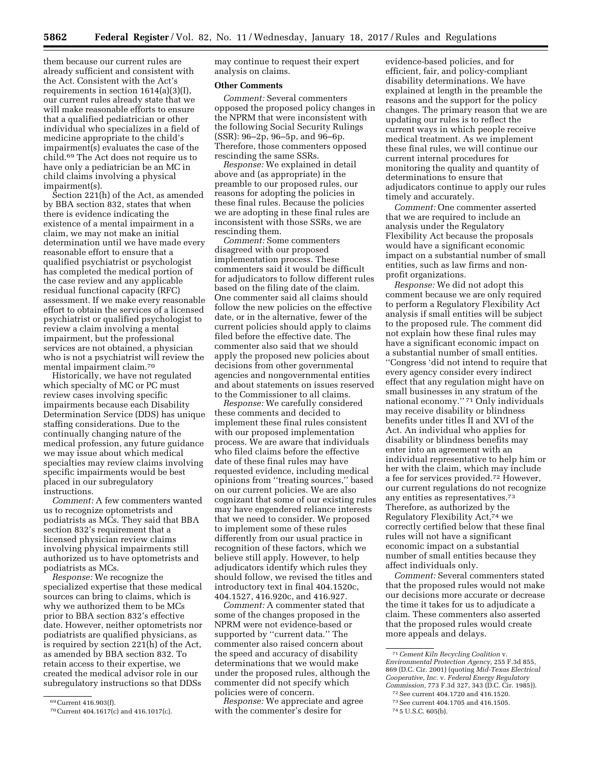them because our current rules are already sufficient and consistent with the Act. Consistent with the Act's requirements in section 1614(a)(3)(I), our current rules already state that we will make reasonable efforts to ensure that a qualified pediatrician or other individual who specializes in a field of medicine appropriate to the child's impairment(s) evaluates the case of the child.[69] The Act does not require us to have only a pediatrician be an MC in child claims involving a physical impairment(s).

Section 221(h) of the Act, as amended by BBA section 832, states that when there is evidence indicating the existence of a mental impairment in a claim, we may not make an initial determination until we have made every reasonable effort to ensure that a qualified psychiatrist or psychologist has completed the medical portion of the case review and any applicable residual functional capacity (RFC) assessment. If we make every reasonable effort to obtain the services of a licensed psychiatrist or qualified psychologist to review a claim involving a mental impairment, but the professional services are not obtained, a physician who is not a psychiatrist will review the mental impairment claim.[70]

Historically, we have not regulated which specialty of MC or PC must review cases involving specific impairments because each Disability Determination Service (DDS) has unique staffing considerations. Due to the continually changing nature of the medical profession, any future guidance we may issue about which medical specialties may review claims involving specific impairments would be best placed in our subregulatory instructions.

*Comment:* A few commenters wanted us to recognize optometrists and podiatrists as MCs. They said that BBA section 832's requirement that a licensed physician review claims involving physical impairments still authorized us to have optometrists and podiatrists as MCs.

*Response:* We recognize the specialized expertise that these medical sources can bring to claims, which is why we authorized them to be MCs prior to BBA section 832's effective date. However, neither optometrists nor podiatrists are qualified physicians, as is required by section 221(h) of the Act, as amended by BBA section 832. To retain access to their expertise, we created the medical advisor role in our subregulatory instructions so that DDSs may continue to request their expert analysis on claims.

**Other Comments**

*Comment:* Several commenters opposed the proposed policy changes in the NPRM that were inconsistent with the following Social Security Rulings (SSR): 96–2p, 96–5p, and 96–6p. Therefore, those commenters opposed rescinding the same SSRs.

*Response:* We explained in detail above and (as appropriate) in the preamble to our proposed rules, our reasons for adopting the policies in these final rules. Because the policies we are adopting in these final rules are inconsistent with those SSRs, we are rescinding them.

*Comment:* Some commenters disagreed with our proposed implementation process. These commenters said it would be difficult for adjudicators to follow different rules based on the filing date of the claim. One commenter said all claims should follow the new policies on the effective date, or in the alternative, fewer of the current policies should apply to claims filed before the effective date. The commenter also said that we should apply the proposed new policies about decisions from other governmental agencies and nongovernmental entities and about statements on issues reserved to the Commissioner to all claims.

*Response:* We carefully considered these comments and decided to implement these final rules consistent with our proposed implementation process. We are aware that individuals who filed claims before the effective date of these final rules may have requested evidence, including medical opinions from "treating sources," based on our current policies. We are also cognizant that some of our existing rules may have engendered reliance interests that we need to consider. We proposed to implement some of these rules differently from our usual practice in recognition of these factors, which we believe still apply. However, to help adjudicators identify which rules they should follow, we revised the titles and introductory text in final 404.1520c, 404.1527, 416.920c, and 416.927.

*Comment:* A commenter stated that some of the changes proposed in the NPRM were not evidence-based or supported by "current data." The commenter also raised concern about the speed and accuracy of disability determinations that we would make under the proposed rules, although the commenter did not specify which policies were of concern.

*Response:* We appreciate and agree with the commenter's desire for evidence-based policies, and for efficient, fair, and policy-compliant disability determinations. We have explained at length in the preamble the reasons and the support for the policy changes. The primary reason that we are updating our rules is to reflect the current ways in which people receive medical treatment. As we implement these final rules, we will continue our current internal procedures for monitoring the quality and quantity of determinations to ensure that adjudicators continue to apply our rules timely and accurately.

*Comment:* One commenter asserted that we are required to include an analysis under the Regulatory Flexibility Act because the proposals would have a significant economic impact on a substantial number of small entities, such as law firms and non-profit organizations.

*Response:* We did not adopt this comment because we are only required to perform a Regulatory Flexibility Act analysis if small entities will be subject to the proposed rule. The comment did not explain how these final rules may have a significant economic impact on a substantial number of small entities. "Congress 'did not intend to require that every agency consider every indirect effect that any regulation might have on small businesses in any stratum of the national economy.'"[71] Only individuals may receive disability or blindness benefits under titles II and XVI of the Act. An individual who applies for disability or blindness benefits may enter into an agreement with an individual representative to help him or her with the claim, which may include a fee for services provided.[72] However, our current regulations do not recognize any entities as representatives.[73] Therefore, as authorized by the Regulatory Flexibility Act,[74] we correctly certified below that these final rules will not have a significant economic impact on a substantial number of small entities because they affect individuals only.

*Comment:* Several commenters stated that the proposed rules would not make our decisions more accurate or decrease the time it takes for us to adjudicate a claim. These commenters also asserted that the proposed rules would create more appeals and delays.

---

[69] Current 416.903(f).

[70] Current 404.1617(c) and 416.1017(c).

[71] *Cement Kiln Recycling Coalition* v. *Environmental Protection Agency,* 255 F.3d 855, 869 (D.C. Cir. 2001) (quoting *Mid-Texas Electrical Cooperative, Inc.* v. *Federal Energy Regulatory Commission,* 773 F.3d 327, 343 (D.C. Cir. 1985)).

[72] See current 404.1720 and 416.1520.

[73] See current 404.1705 and 416.1505.

[74] 5 U.S.C. 605(b).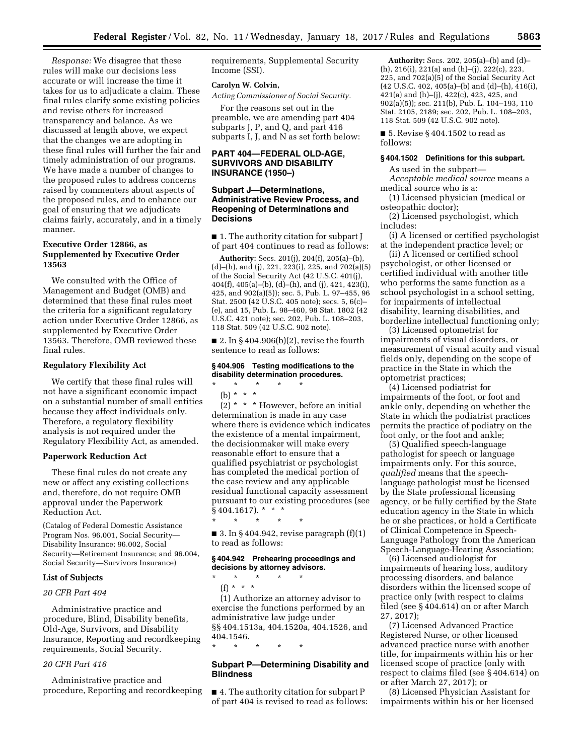*Response:* We disagree that these rules will make our decisions less accurate or will increase the time it takes for us to adjudicate a claim. These final rules clarify some existing policies and revise others for increased transparency and balance. As we discussed at length above, we expect that the changes we are adopting in these final rules will further the fair and timely administration of our programs. We have made a number of changes to the proposed rules to address concerns raised by commenters about aspects of the proposed rules, and to enhance our goal of ensuring that we adjudicate claims fairly, accurately, and in a timely manner.

### Executive Order 12866, as Supplemented by Executive Order 13563

We consulted with the Office of Management and Budget (OMB) and determined that these final rules meet the criteria for a significant regulatory action under Executive Order 12866, as supplemented by Executive Order 13563. Therefore, OMB reviewed these final rules.

### Regulatory Flexibility Act

We certify that these final rules will not have a significant economic impact on a substantial number of small entities because they affect individuals only. Therefore, a regulatory flexibility analysis is not required under the Regulatory Flexibility Act, as amended.

### Paperwork Reduction Act

These final rules do not create any new or affect any existing collections and, therefore, do not require OMB approval under the Paperwork Reduction Act.

(Catalog of Federal Domestic Assistance Program Nos. 96.001, Social Security—Disability Insurance; 96.002, Social Security—Retirement Insurance; and 96.004, Social Security—Survivors Insurance)

### List of Subjects

#### *20 CFR Part 404*

Administrative practice and procedure, Blind, Disability benefits, Old-Age, Survivors, and Disability Insurance, Reporting and recordkeeping requirements, Social Security.

#### *20 CFR Part 416*

Administrative practice and procedure, Reporting and recordkeeping requirements, Supplemental Security Income (SSI).

**Carolyn W. Colvin,**

*Acting Commissioner of Social Security.*

For the reasons set out in the preamble, we are amending part 404 subparts J, P, and Q, and part 416 subparts I, J, and N as set forth below:

## PART 404—FEDERAL OLD-AGE, SURVIVORS AND DISABILITY INSURANCE (1950–)

### Subpart J—Determinations, Administrative Review Process, and Reopening of Determinations and Decisions

■ 1. The authority citation for subpart J of part 404 continues to read as follows:

**Authority:** Secs. 201(j), 204(f), 205(a)–(b), (d)–(h), and (j), 221, 223(i), 225, and 702(a)(5) of the Social Security Act (42 U.S.C. 401(j), 404(f), 405(a)–(b), (d)–(h), and (j), 421, 423(i), 425, and 902(a)(5)); sec. 5, Pub. L. 97–455, 96 Stat. 2500 (42 U.S.C. 405 note); secs. 5, 6(c)–(e), and 15, Pub. L. 98–460, 98 Stat. 1802 (42 U.S.C. 421 note); sec. 202, Pub. L. 108–203, 118 Stat. 509 (42 U.S.C. 902 note).

■ 2. In § 404.906(b)(2), revise the fourth sentence to read as follows:

#### § 404.906 Testing modifications to the disability determination procedures.

\* \* \* \* \*

(b) \* \* \*

(2) \* \* \* However, before an initial determination is made in any case where there is evidence which indicates the existence of a mental impairment, the decisionmaker will make every reasonable effort to ensure that a qualified psychiatrist or psychologist has completed the medical portion of the case review and any applicable residual functional capacity assessment pursuant to our existing procedures (see § 404.1617). \* \* \*

\* \* \* \* \*

■ 3. In § 404.942, revise paragraph (f)(1) to read as follows:

#### § 404.942 Prehearing proceedings and decisions by attorney advisors.

\* \* \* \* \*

(f) \* \* \*

(1) Authorize an attorney advisor to exercise the functions performed by an administrative law judge under §§ 404.1513a, 404.1520a, 404.1526, and 404.1546.

\* \* \* \* \*

### Subpart P—Determining Disability and Blindness

■ 4. The authority citation for subpart P of part 404 is revised to read as follows:

**Authority:** Secs. 202, 205(a)–(b) and (d)–(h), 216(i), 221(a) and (h)–(j), 222(c), 223, 225, and 702(a)(5) of the Social Security Act (42 U.S.C. 402, 405(a)–(b) and (d)–(h), 416(i), 421(a) and (h)–(j), 422(c), 423, 425, and 902(a)(5)); sec. 211(b), Pub. L. 104–193, 110 Stat. 2105, 2189; sec. 202, Pub. L. 108–203, 118 Stat. 509 (42 U.S.C. 902 note).

■ 5. Revise § 404.1502 to read as follows:

#### § 404.1502 Definitions for this subpart.

As used in the subpart—

*Acceptable medical source* means a medical source who is a:

(1) Licensed physician (medical or osteopathic doctor);

(2) Licensed psychologist, which includes:

(i) A licensed or certified psychologist at the independent practice level; or

(ii) A licensed or certified school psychologist, or other licensed or certified individual with another title who performs the same function as a school psychologist in a school setting, for impairments of intellectual disability, learning disabilities, and borderline intellectual functioning only;

(3) Licensed optometrist for impairments of visual disorders, or measurement of visual acuity and visual fields only, depending on the scope of practice in the State in which the optometrist practices;

(4) Licensed podiatrist for impairments of the foot, or foot and ankle only, depending on whether the State in which the podiatrist practices permits the practice of podiatry on the foot only, or the foot and ankle;

(5) Qualified speech-language pathologist for speech or language impairments only. For this source, *qualified* means that the speech-language pathologist must be licensed by the State professional licensing agency, or be fully certified by the State education agency in the State in which he or she practices, or hold a Certificate of Clinical Competence in Speech-Language Pathology from the American Speech-Language-Hearing Association;

(6) Licensed audiologist for impairments of hearing loss, auditory processing disorders, and balance disorders within the licensed scope of practice only (with respect to claims filed (see § 404.614) on or after March 27, 2017);

(7) Licensed Advanced Practice Registered Nurse, or other licensed advanced practice nurse with another title, for impairments within his or her licensed scope of practice (only with respect to claims filed (see § 404.614) on or after March 27, 2017); or

(8) Licensed Physician Assistant for impairments within his or her licensed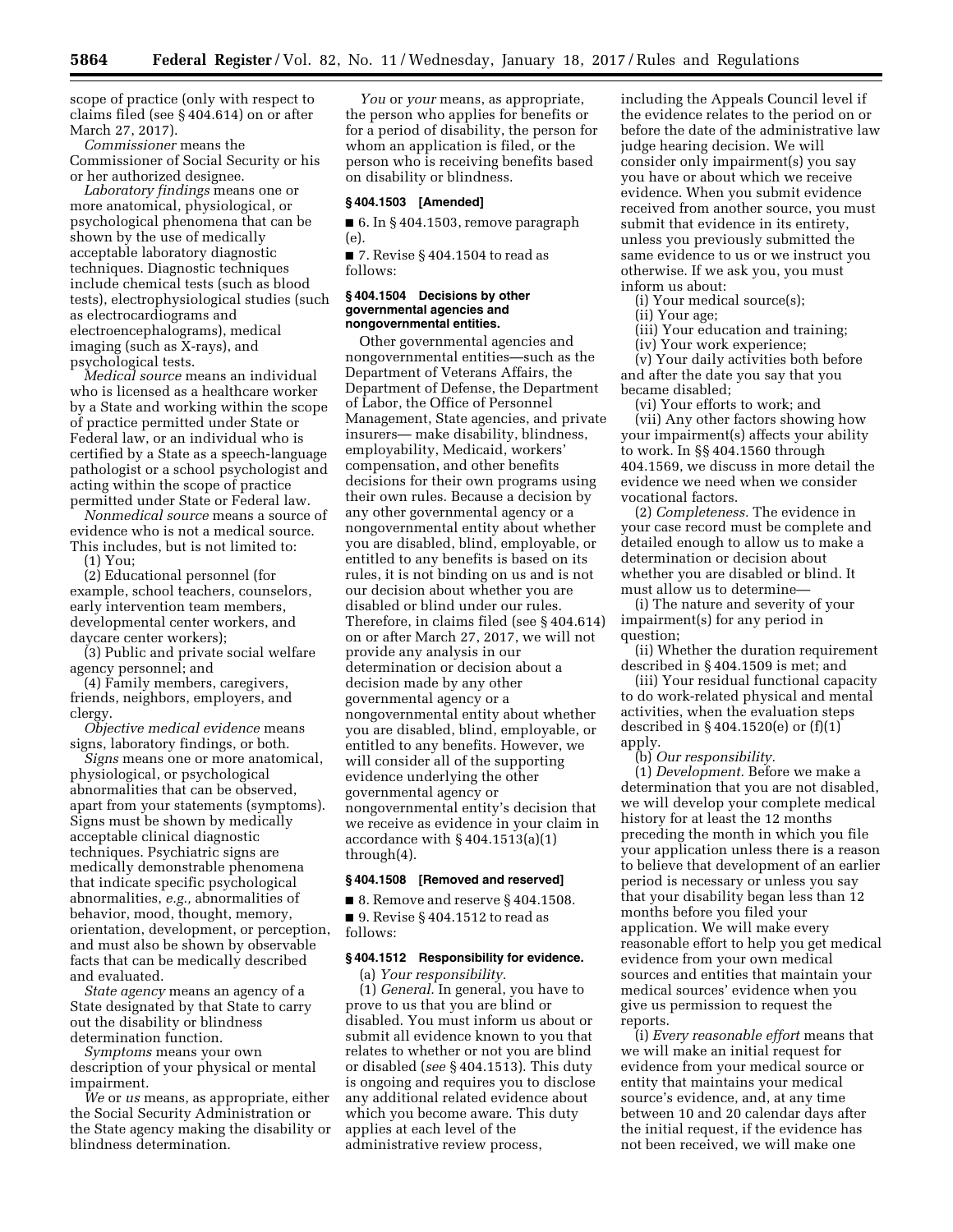scope of practice (only with respect to claims filed (see § 404.614) on or after March 27, 2017).

*Commissioner* means the Commissioner of Social Security or his or her authorized designee.

*Laboratory findings* means one or more anatomical, physiological, or psychological phenomena that can be shown by the use of medically acceptable laboratory diagnostic techniques. Diagnostic techniques include chemical tests (such as blood tests), electrophysiological studies (such as electrocardiograms and electroencephalograms), medical imaging (such as X-rays), and psychological tests.

*Medical source* means an individual who is licensed as a healthcare worker by a State and working within the scope of practice permitted under State or Federal law, or an individual who is certified by a State as a speech-language pathologist or a school psychologist and acting within the scope of practice permitted under State or Federal law.

*Nonmedical source* means a source of evidence who is not a medical source. This includes, but is not limited to:

(1) You;

(2) Educational personnel (for example, school teachers, counselors, early intervention team members, developmental center workers, and daycare center workers);

(3) Public and private social welfare agency personnel; and

(4) Family members, caregivers, friends, neighbors, employers, and clergy.

*Objective medical evidence* means signs, laboratory findings, or both.

*Signs* means one or more anatomical, physiological, or psychological abnormalities that can be observed, apart from your statements (symptoms). Signs must be shown by medically acceptable clinical diagnostic techniques. Psychiatric signs are medically demonstrable phenomena that indicate specific psychological abnormalities, *e.g.,* abnormalities of behavior, mood, thought, memory, orientation, development, or perception, and must also be shown by observable facts that can be medically described and evaluated.

*State agency* means an agency of a State designated by that State to carry out the disability or blindness determination function.

*Symptoms* means your own description of your physical or mental impairment.

*We* or *us* means, as appropriate, either the Social Security Administration or the State agency making the disability or blindness determination.

*You* or *your* means, as appropriate, the person who applies for benefits or for a period of disability, the person for whom an application is filed, or the person who is receiving benefits based on disability or blindness.

**§ 404.1503 [Amended]**

■ 6. In § 404.1503, remove paragraph (e).

■ 7. Revise § 404.1504 to read as follows:

**§ 404.1504 Decisions by other governmental agencies and nongovernmental entities.**

Other governmental agencies and nongovernmental entities—such as the Department of Veterans Affairs, the Department of Defense, the Department of Labor, the Office of Personnel Management, State agencies, and private insurers— make disability, blindness, employability, Medicaid, workers' compensation, and other benefits decisions for their own programs using their own rules. Because a decision by any other governmental agency or a nongovernmental entity about whether you are disabled, blind, employable, or entitled to any benefits is based on its rules, it is not binding on us and is not our decision about whether you are disabled or blind under our rules. Therefore, in claims filed (see § 404.614) on or after March 27, 2017, we will not provide any analysis in our determination or decision about a decision made by any other governmental agency or a nongovernmental entity about whether you are disabled, blind, employable, or entitled to any benefits. However, we will consider all of the supporting evidence underlying the other governmental agency or nongovernmental entity's decision that we receive as evidence in your claim in accordance with § 404.1513(a)(1) through(4).

**§ 404.1508 [Removed and reserved]**

■ 8. Remove and reserve § 404.1508.

■ 9. Revise § 404.1512 to read as follows:

**§ 404.1512 Responsibility for evidence.**

(a) *Your responsibility.*

(1) *General.* In general, you have to prove to us that you are blind or disabled. You must inform us about or submit all evidence known to you that relates to whether or not you are blind or disabled (*see* § 404.1513). This duty is ongoing and requires you to disclose any additional related evidence about which you become aware. This duty applies at each level of the administrative review process, including the Appeals Council level if the evidence relates to the period on or before the date of the administrative law judge hearing decision. We will consider only impairment(s) you say you have or about which we receive evidence. When you submit evidence received from another source, you must submit that evidence in its entirety, unless you previously submitted the same evidence to us or we instruct you otherwise. If we ask you, you must inform us about:

(i) Your medical source(s);

(ii) Your age;

(iii) Your education and training;

(iv) Your work experience;

(v) Your daily activities both before and after the date you say that you became disabled;

(vi) Your efforts to work; and

(vii) Any other factors showing how your impairment(s) affects your ability to work. In §§ 404.1560 through 404.1569, we discuss in more detail the evidence we need when we consider vocational factors.

(2) *Completeness.* The evidence in your case record must be complete and detailed enough to allow us to make a determination or decision about whether you are disabled or blind. It must allow us to determine—

(i) The nature and severity of your impairment(s) for any period in question;

(ii) Whether the duration requirement described in § 404.1509 is met; and

(iii) Your residual functional capacity to do work-related physical and mental activities, when the evaluation steps described in § 404.1520(e) or (f)(1) apply.

(b) *Our responsibility.*

(1) *Development.* Before we make a determination that you are not disabled, we will develop your complete medical history for at least the 12 months preceding the month in which you file your application unless there is a reason to believe that development of an earlier period is necessary or unless you say that your disability began less than 12 months before you filed your application. We will make every reasonable effort to help you get medical evidence from your own medical sources and entities that maintain your medical sources' evidence when you give us permission to request the reports.

(i) *Every reasonable effort* means that we will make an initial request for evidence from your medical source or entity that maintains your medical source's evidence, and, at any time between 10 and 20 calendar days after the initial request, if the evidence has not been received, we will make one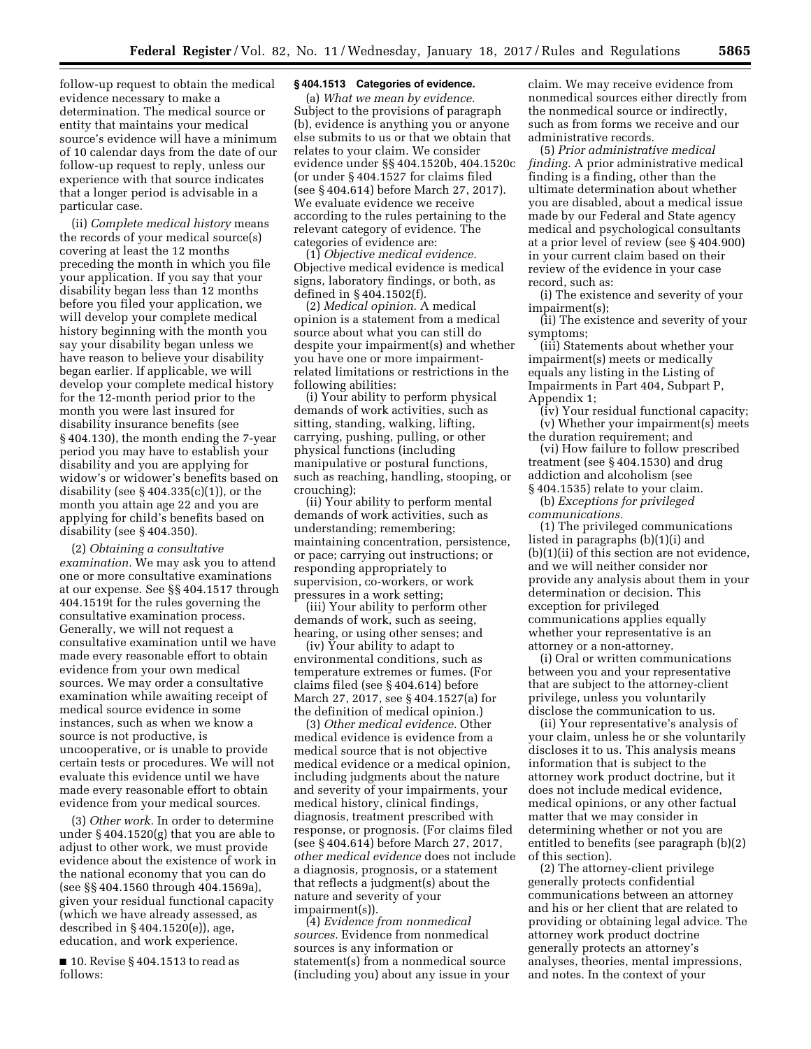follow-up request to obtain the medical evidence necessary to make a determination. The medical source or entity that maintains your medical source's evidence will have a minimum of 10 calendar days from the date of our follow-up request to reply, unless our experience with that source indicates that a longer period is advisable in a particular case.

(ii) *Complete medical history* means the records of your medical source(s) covering at least the 12 months preceding the month in which you file your application. If you say that your disability began less than 12 months before you filed your application, we will develop your complete medical history beginning with the month you say your disability began unless we have reason to believe your disability began earlier. If applicable, we will develop your complete medical history for the 12-month period prior to the month you were last insured for disability insurance benefits (see § 404.130), the month ending the 7-year period you may have to establish your disability and you are applying for widow's or widower's benefits based on disability (see § 404.335(c)(1)), or the month you attain age 22 and you are applying for child's benefits based on disability (see § 404.350).

(2) *Obtaining a consultative examination.* We may ask you to attend one or more consultative examinations at our expense. See §§ 404.1517 through 404.1519t for the rules governing the consultative examination process. Generally, we will not request a consultative examination until we have made every reasonable effort to obtain evidence from your own medical sources. We may order a consultative examination while awaiting receipt of medical source evidence in some instances, such as when we know a source is not productive, is uncooperative, or is unable to provide certain tests or procedures. We will not evaluate this evidence until we have made every reasonable effort to obtain evidence from your medical sources.

(3) *Other work.* In order to determine under § 404.1520(g) that you are able to adjust to other work, we must provide evidence about the existence of work in the national economy that you can do (see §§ 404.1560 through 404.1569a), given your residual functional capacity (which we have already assessed, as described in § 404.1520(e)), age, education, and work experience.

■ 10. Revise § 404.1513 to read as follows:

**§ 404.1513 Categories of evidence.**

(a) *What we mean by evidence.* Subject to the provisions of paragraph (b), evidence is anything you or anyone else submits to us or that we obtain that relates to your claim. We consider evidence under §§ 404.1520b, 404.1520c (or under § 404.1527 for claims filed (see § 404.614) before March 27, 2017). We evaluate evidence we receive according to the rules pertaining to the relevant category of evidence. The categories of evidence are:

(1) *Objective medical evidence.* Objective medical evidence is medical signs, laboratory findings, or both, as defined in § 404.1502(f).

(2) *Medical opinion.* A medical opinion is a statement from a medical source about what you can still do despite your impairment(s) and whether you have one or more impairment-related limitations or restrictions in the following abilities:

(i) Your ability to perform physical demands of work activities, such as sitting, standing, walking, lifting, carrying, pushing, pulling, or other physical functions (including manipulative or postural functions, such as reaching, handling, stooping, or crouching);

(ii) Your ability to perform mental demands of work activities, such as understanding; remembering; maintaining concentration, persistence, or pace; carrying out instructions; or responding appropriately to supervision, co-workers, or work pressures in a work setting;

(iii) Your ability to perform other demands of work, such as seeing, hearing, or using other senses; and

(iv) Your ability to adapt to environmental conditions, such as temperature extremes or fumes. (For claims filed (see § 404.614) before March 27, 2017, see § 404.1527(a) for the definition of medical opinion.)

(3) *Other medical evidence.* Other medical evidence is evidence from a medical source that is not objective medical evidence or a medical opinion, including judgments about the nature and severity of your impairments, your medical history, clinical findings, diagnosis, treatment prescribed with response, or prognosis. (For claims filed (see § 404.614) before March 27, 2017, *other medical evidence* does not include a diagnosis, prognosis, or a statement that reflects a judgment(s) about the nature and severity of your impairment(s)).

(4) *Evidence from nonmedical sources.* Evidence from nonmedical sources is any information or statement(s) from a nonmedical source (including you) about any issue in your claim. We may receive evidence from nonmedical sources either directly from the nonmedical source or indirectly, such as from forms we receive and our administrative records.

(5) *Prior administrative medical finding.* A prior administrative medical finding is a finding, other than the ultimate determination about whether you are disabled, about a medical issue made by our Federal and State agency medical and psychological consultants at a prior level of review (see § 404.900) in your current claim based on their review of the evidence in your case record, such as:

(i) The existence and severity of your impairment(s);

(ii) The existence and severity of your symptoms;

(iii) Statements about whether your impairment(s) meets or medically equals any listing in the Listing of Impairments in Part 404, Subpart P, Appendix 1;

(iv) Your residual functional capacity;

(v) Whether your impairment(s) meets the duration requirement; and

(vi) How failure to follow prescribed treatment (see § 404.1530) and drug addiction and alcoholism (see § 404.1535) relate to your claim.

(b) *Exceptions for privileged communications.*

(1) The privileged communications listed in paragraphs (b)(1)(i) and (b)(1)(ii) of this section are not evidence, and we will neither consider nor provide any analysis about them in your determination or decision. This exception for privileged communications applies equally whether your representative is an attorney or a non-attorney.

(i) Oral or written communications between you and your representative that are subject to the attorney-client privilege, unless you voluntarily disclose the communication to us.

(ii) Your representative's analysis of your claim, unless he or she voluntarily discloses it to us. This analysis means information that is subject to the attorney work product doctrine, but it does not include medical evidence, medical opinions, or any other factual matter that we may consider in determining whether or not you are entitled to benefits (see paragraph (b)(2) of this section).

(2) The attorney-client privilege generally protects confidential communications between an attorney and his or her client that are related to providing or obtaining legal advice. The attorney work product doctrine generally protects an attorney's analyses, theories, mental impressions, and notes. In the context of your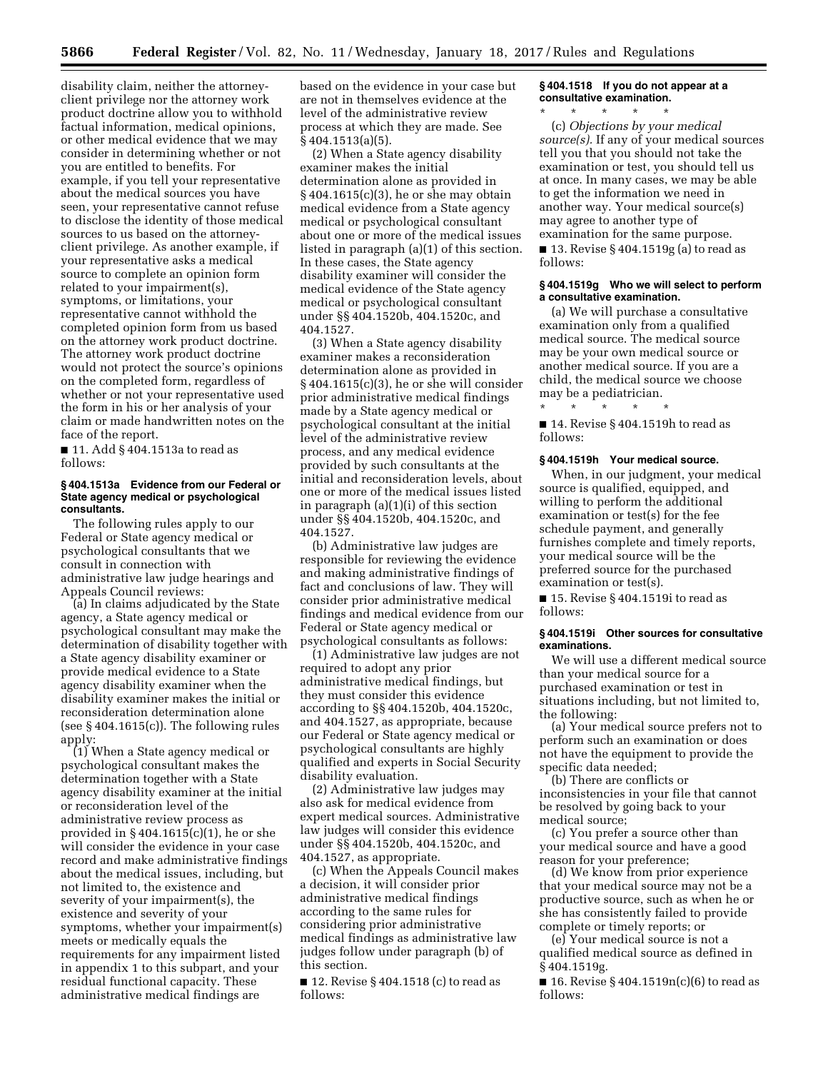disability claim, neither the attorney-client privilege nor the attorney work product doctrine allow you to withhold factual information, medical opinions, or other medical evidence that we may consider in determining whether or not you are entitled to benefits. For example, if you tell your representative about the medical sources you have seen, your representative cannot refuse to disclose the identity of those medical sources to us based on the attorney-client privilege. As another example, if your representative asks a medical source to complete an opinion form related to your impairment(s), symptoms, or limitations, your representative cannot withhold the completed opinion form from us based on the attorney work product doctrine. The attorney work product doctrine would not protect the source's opinions on the completed form, regardless of whether or not your representative used the form in his or her analysis of your claim or made handwritten notes on the face of the report.

■ 11. Add § 404.1513a to read as follows:

**§ 404.1513a Evidence from our Federal or State agency medical or psychological consultants.**

The following rules apply to our Federal or State agency medical or psychological consultants that we consult in connection with administrative law judge hearings and Appeals Council reviews:

(a) In claims adjudicated by the State agency, a State agency medical or psychological consultant may make the determination of disability together with a State agency disability examiner or provide medical evidence to a State agency disability examiner when the disability examiner makes the initial or reconsideration determination alone (see § 404.1615(c)). The following rules apply:

(1) When a State agency medical or psychological consultant makes the determination together with a State agency disability examiner at the initial or reconsideration level of the administrative review process as provided in § 404.1615(c)(1), he or she will consider the evidence in your case record and make administrative findings about the medical issues, including, but not limited to, the existence and severity of your impairment(s), the existence and severity of your symptoms, whether your impairment(s) meets or medically equals the requirements for any impairment listed in appendix 1 to this subpart, and your residual functional capacity. These administrative medical findings are based on the evidence in your case but are not in themselves evidence at the level of the administrative review process at which they are made. See § 404.1513(a)(5).

(2) When a State agency disability examiner makes the initial determination alone as provided in § 404.1615(c)(3), he or she may obtain medical evidence from a State agency medical or psychological consultant about one or more of the medical issues listed in paragraph (a)(1) of this section. In these cases, the State agency disability examiner will consider the medical evidence of the State agency medical or psychological consultant under §§ 404.1520b, 404.1520c, and 404.1527.

(3) When a State agency disability examiner makes a reconsideration determination alone as provided in § 404.1615(c)(3), he or she will consider prior administrative medical findings made by a State agency medical or psychological consultant at the initial level of the administrative review process, and any medical evidence provided by such consultants at the initial and reconsideration levels, about one or more of the medical issues listed in paragraph (a)(1)(i) of this section under §§ 404.1520b, 404.1520c, and 404.1527.

(b) Administrative law judges are responsible for reviewing the evidence and making administrative findings of fact and conclusions of law. They will consider prior administrative medical findings and medical evidence from our Federal or State agency medical or psychological consultants as follows:

(1) Administrative law judges are not required to adopt any prior administrative medical findings, but they must consider this evidence according to §§ 404.1520b, 404.1520c, and 404.1527, as appropriate, because our Federal or State agency medical or psychological consultants are highly qualified and experts in Social Security disability evaluation.

(2) Administrative law judges may also ask for medical evidence from expert medical sources. Administrative law judges will consider this evidence under §§ 404.1520b, 404.1520c, and 404.1527, as appropriate.

(c) When the Appeals Council makes a decision, it will consider prior administrative medical findings according to the same rules for considering prior administrative medical findings as administrative law judges follow under paragraph (b) of this section.

■ 12. Revise § 404.1518 (c) to read as follows:

**§ 404.1518 If you do not appear at a consultative examination.**

\* \* \* \* \*

(c) *Objections by your medical source(s).* If any of your medical sources tell you that you should not take the examination or test, you should tell us at once. In many cases, we may be able to get the information we need in another way. Your medical source(s) may agree to another type of examination for the same purpose.

■ 13. Revise § 404.1519g (a) to read as follows:

**§ 404.1519g Who we will select to perform a consultative examination.**

(a) We will purchase a consultative examination only from a qualified medical source. The medical source may be your own medical source or another medical source. If you are a child, the medical source we choose may be a pediatrician.

\* \* \* \* \*

■ 14. Revise § 404.1519h to read as follows:

**§ 404.1519h Your medical source.**

When, in our judgment, your medical source is qualified, equipped, and willing to perform the additional examination or test(s) for the fee schedule payment, and generally furnishes complete and timely reports, your medical source will be the preferred source for the purchased examination or test(s).

■ 15. Revise § 404.1519i to read as follows:

**§ 404.1519i Other sources for consultative examinations.**

We will use a different medical source than your medical source for a purchased examination or test in situations including, but not limited to, the following:

(a) Your medical source prefers not to perform such an examination or does not have the equipment to provide the specific data needed;

(b) There are conflicts or inconsistencies in your file that cannot be resolved by going back to your medical source;

(c) You prefer a source other than your medical source and have a good reason for your preference;

(d) We know from prior experience that your medical source may not be a productive source, such as when he or she has consistently failed to provide complete or timely reports; or

(e) Your medical source is not a qualified medical source as defined in § 404.1519g.

■ 16. Revise § 404.1519n(c)(6) to read as follows: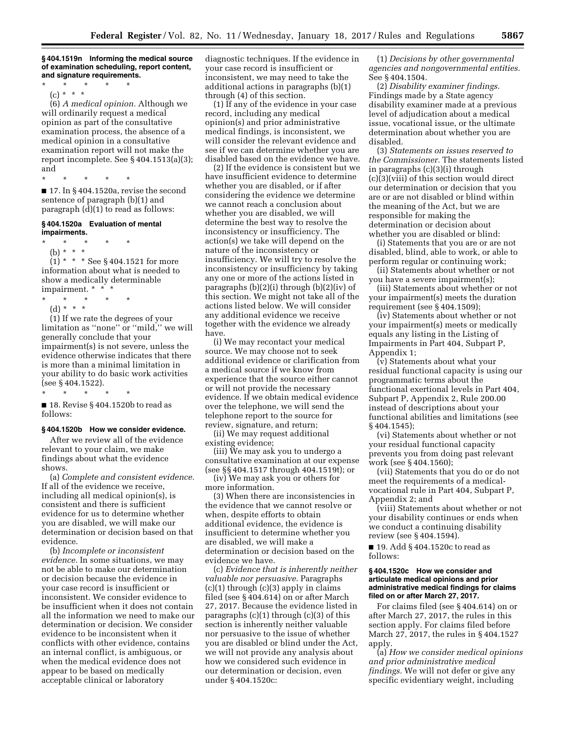**§ 404.1519n Informing the medical source of examination scheduling, report content, and signature requirements.**

\* \* \* \* \*

(c) \* \* \*

(6) *A medical opinion.* Although we will ordinarily request a medical opinion as part of the consultative examination process, the absence of a medical opinion in a consultative examination report will not make the report incomplete. See § 404.1513(a)(3); and

\* \* \* \* \*

■ 17. In § 404.1520a, revise the second sentence of paragraph (b)(1) and paragraph (d)(1) to read as follows:

**§ 404.1520a Evaluation of mental impairments.**

\* \* \* \* \*

(b) \* \* \*

(1) \* \* \* See § 404.1521 for more information about what is needed to show a medically determinable impairment. \* \* \*

\* \* \* \* \*

(d) \* \* \*

(1) If we rate the degrees of your limitation as ''none'' or ''mild,'' we will generally conclude that your impairment(s) is not severe, unless the evidence otherwise indicates that there is more than a minimal limitation in your ability to do basic work activities (see § 404.1522).

\* \* \* \* \*

■ 18. Revise § 404.1520b to read as follows:

**§ 404.1520b How we consider evidence.**

After we review all of the evidence relevant to your claim, we make findings about what the evidence shows.

(a) *Complete and consistent evidence.* If all of the evidence we receive, including all medical opinion(s), is consistent and there is sufficient evidence for us to determine whether you are disabled, we will make our determination or decision based on that evidence.

(b) *Incomplete or inconsistent evidence.* In some situations, we may not be able to make our determination or decision because the evidence in your case record is insufficient or inconsistent. We consider evidence to be insufficient when it does not contain all the information we need to make our determination or decision. We consider evidence to be inconsistent when it conflicts with other evidence, contains an internal conflict, is ambiguous, or when the medical evidence does not appear to be based on medically acceptable clinical or laboratory diagnostic techniques. If the evidence in your case record is insufficient or inconsistent, we may need to take the additional actions in paragraphs (b)(1) through (4) of this section.

(1) If any of the evidence in your case record, including any medical opinion(s) and prior administrative medical findings, is inconsistent, we will consider the relevant evidence and see if we can determine whether you are disabled based on the evidence we have.

(2) If the evidence is consistent but we have insufficient evidence to determine whether you are disabled, or if after considering the evidence we determine we cannot reach a conclusion about whether you are disabled, we will determine the best way to resolve the inconsistency or insufficiency. The action(s) we take will depend on the nature of the inconsistency or insufficiency. We will try to resolve the inconsistency or insufficiency by taking any one or more of the actions listed in paragraphs (b)(2)(i) through (b)(2)(iv) of this section. We might not take all of the actions listed below. We will consider any additional evidence we receive together with the evidence we already have.

(i) We may recontact your medical source. We may choose not to seek additional evidence or clarification from a medical source if we know from experience that the source either cannot or will not provide the necessary evidence. If we obtain medical evidence over the telephone, we will send the telephone report to the source for review, signature, and return;

(ii) We may request additional existing evidence;

(iii) We may ask you to undergo a consultative examination at our expense (see §§ 404.1517 through 404.1519t); or

(iv) We may ask you or others for more information.

(3) When there are inconsistencies in the evidence that we cannot resolve or when, despite efforts to obtain additional evidence, the evidence is insufficient to determine whether you are disabled, we will make a determination or decision based on the evidence we have.

(c) *Evidence that is inherently neither valuable nor persuasive.* Paragraphs (c)(1) through (c)(3) apply in claims filed (see § 404.614) on or after March 27, 2017. Because the evidence listed in paragraphs (c)(1) through (c)(3) of this section is inherently neither valuable nor persuasive to the issue of whether you are disabled or blind under the Act, we will not provide any analysis about how we considered such evidence in our determination or decision, even under § 404.1520c:

(1) *Decisions by other governmental agencies and nongovernmental entities.* See § 404.1504.

(2) *Disability examiner findings.* Findings made by a State agency disability examiner made at a previous level of adjudication about a medical issue, vocational issue, or the ultimate determination about whether you are disabled.

(3) *Statements on issues reserved to the Commissioner.* The statements listed in paragraphs (c)(3)(i) through (c)(3)(viii) of this section would direct our determination or decision that you are or are not disabled or blind within the meaning of the Act, but we are responsible for making the determination or decision about whether you are disabled or blind:

(i) Statements that you are or are not disabled, blind, able to work, or able to perform regular or continuing work;

(ii) Statements about whether or not you have a severe impairment(s);

(iii) Statements about whether or not your impairment(s) meets the duration requirement (see § 404.1509);

(iv) Statements about whether or not your impairment(s) meets or medically equals any listing in the Listing of Impairments in Part 404, Subpart P, Appendix 1;

(v) Statements about what your residual functional capacity is using our programmatic terms about the functional exertional levels in Part 404, Subpart P, Appendix 2, Rule 200.00 instead of descriptions about your functional abilities and limitations (see § 404.1545);

(vi) Statements about whether or not your residual functional capacity prevents you from doing past relevant work (see § 404.1560);

(vii) Statements that you do or do not meet the requirements of a medical-vocational rule in Part 404, Subpart P, Appendix 2; and

(viii) Statements about whether or not your disability continues or ends when we conduct a continuing disability review (see § 404.1594).

■ 19. Add § 404.1520c to read as follows:

**§ 404.1520c How we consider and articulate medical opinions and prior administrative medical findings for claims filed on or after March 27, 2017.**

For claims filed (see § 404.614) on or after March 27, 2017, the rules in this section apply. For claims filed before March 27, 2017, the rules in § 404.1527 apply.

(a) *How we consider medical opinions and prior administrative medical findings.* We will not defer or give any specific evidentiary weight, including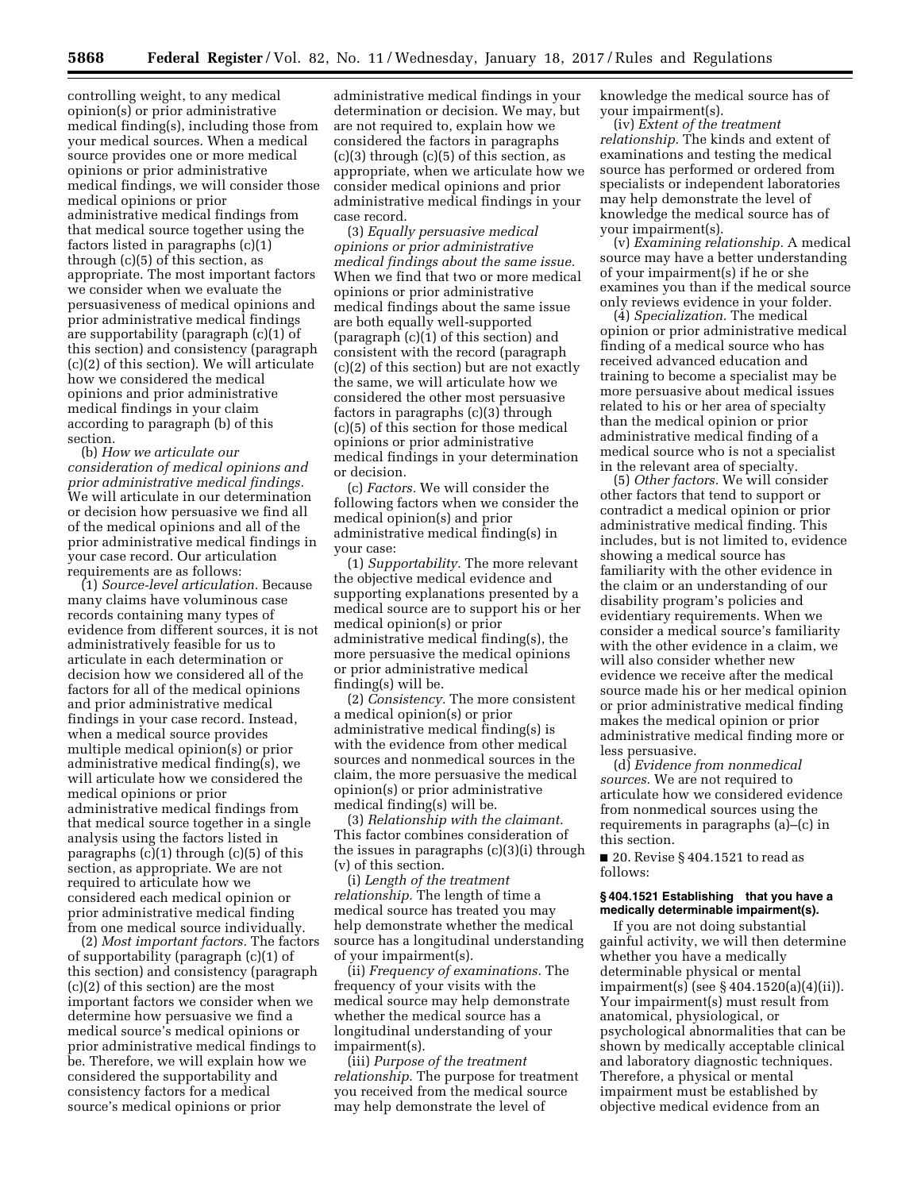controlling weight, to any medical opinion(s) or prior administrative medical finding(s), including those from your medical sources. When a medical source provides one or more medical opinions or prior administrative medical findings, we will consider those medical opinions or prior administrative medical findings from that medical source together using the factors listed in paragraphs (c)(1) through (c)(5) of this section, as appropriate. The most important factors we consider when we evaluate the persuasiveness of medical opinions and prior administrative medical findings are supportability (paragraph (c)(1) of this section) and consistency (paragraph (c)(2) of this section). We will articulate how we considered the medical opinions and prior administrative medical findings in your claim according to paragraph (b) of this section.

(b) *How we articulate our consideration of medical opinions and prior administrative medical findings.* We will articulate in our determination or decision how persuasive we find all of the medical opinions and all of the prior administrative medical findings in your case record. Our articulation requirements are as follows:

(1) *Source-level articulation.* Because many claims have voluminous case records containing many types of evidence from different sources, it is not administratively feasible for us to articulate in each determination or decision how we considered all of the factors for all of the medical opinions and prior administrative medical findings in your case record. Instead, when a medical source provides multiple medical opinion(s) or prior administrative medical finding(s), we will articulate how we considered the medical opinions or prior administrative medical findings from that medical source together in a single analysis using the factors listed in paragraphs (c)(1) through (c)(5) of this section, as appropriate. We are not required to articulate how we considered each medical opinion or prior administrative medical finding from one medical source individually.

(2) *Most important factors.* The factors of supportability (paragraph (c)(1) of this section) and consistency (paragraph (c)(2) of this section) are the most important factors we consider when we determine how persuasive we find a medical source's medical opinions or prior administrative medical findings to be. Therefore, we will explain how we considered the supportability and consistency factors for a medical source's medical opinions or prior administrative medical findings in your determination or decision. We may, but are not required to, explain how we considered the factors in paragraphs (c)(3) through (c)(5) of this section, as appropriate, when we articulate how we consider medical opinions and prior administrative medical findings in your case record.

(3) *Equally persuasive medical opinions or prior administrative medical findings about the same issue.* When we find that two or more medical opinions or prior administrative medical findings about the same issue are both equally well-supported (paragraph (c)(1) of this section) and consistent with the record (paragraph (c)(2) of this section) but are not exactly the same, we will articulate how we considered the other most persuasive factors in paragraphs (c)(3) through (c)(5) of this section for those medical opinions or prior administrative medical findings in your determination or decision.

(c) *Factors.* We will consider the following factors when we consider the medical opinion(s) and prior administrative medical finding(s) in your case:

(1) *Supportability.* The more relevant the objective medical evidence and supporting explanations presented by a medical source are to support his or her medical opinion(s) or prior administrative medical finding(s), the more persuasive the medical opinions or prior administrative medical finding(s) will be.

(2) *Consistency.* The more consistent a medical opinion(s) or prior administrative medical finding(s) is with the evidence from other medical sources and nonmedical sources in the claim, the more persuasive the medical opinion(s) or prior administrative medical finding(s) will be.

(3) *Relationship with the claimant.* This factor combines consideration of the issues in paragraphs (c)(3)(i) through (v) of this section.

(i) *Length of the treatment relationship.* The length of time a medical source has treated you may help demonstrate whether the medical source has a longitudinal understanding of your impairment(s).

(ii) *Frequency of examinations.* The frequency of your visits with the medical source may help demonstrate whether the medical source has a longitudinal understanding of your impairment(s).

(iii) *Purpose of the treatment relationship.* The purpose for treatment you received from the medical source may help demonstrate the level of knowledge the medical source has of your impairment(s).

(iv) *Extent of the treatment relationship.* The kinds and extent of examinations and testing the medical source has performed or ordered from specialists or independent laboratories may help demonstrate the level of knowledge the medical source has of your impairment(s).

(v) *Examining relationship.* A medical source may have a better understanding of your impairment(s) if he or she examines you than if the medical source only reviews evidence in your folder.

(4) *Specialization.* The medical opinion or prior administrative medical finding of a medical source who has received advanced education and training to become a specialist may be more persuasive about medical issues related to his or her area of specialty than the medical opinion or prior administrative medical finding of a medical source who is not a specialist in the relevant area of specialty.

(5) *Other factors.* We will consider other factors that tend to support or contradict a medical opinion or prior administrative medical finding. This includes, but is not limited to, evidence showing a medical source has familiarity with the other evidence in the claim or an understanding of our disability program's policies and evidentiary requirements. When we consider a medical source's familiarity with the other evidence in a claim, we will also consider whether new evidence we receive after the medical source made his or her medical opinion or prior administrative medical finding makes the medical opinion or prior administrative medical finding more or less persuasive.

(d) *Evidence from nonmedical sources.* We are not required to articulate how we considered evidence from nonmedical sources using the requirements in paragraphs (a)–(c) in this section.

■ 20. Revise § 404.1521 to read as follows:

**§ 404.1521 Establishing that you have a medically determinable impairment(s).**

If you are not doing substantial gainful activity, we will then determine whether you have a medically determinable physical or mental impairment(s) (see § 404.1520(a)(4)(ii)). Your impairment(s) must result from anatomical, physiological, or psychological abnormalities that can be shown by medically acceptable clinical and laboratory diagnostic techniques. Therefore, a physical or mental impairment must be established by objective medical evidence from an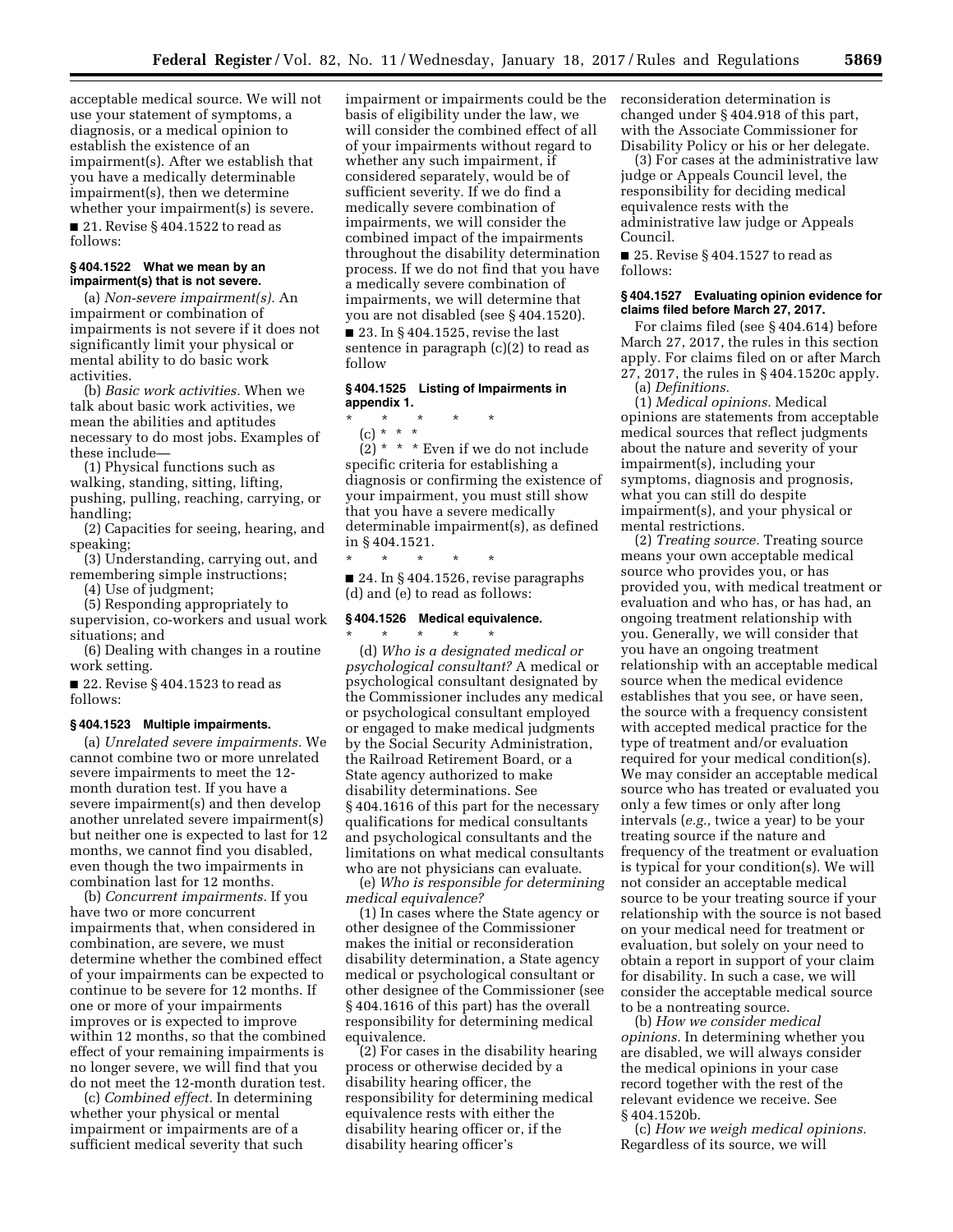acceptable medical source. We will not use your statement of symptoms, a diagnosis, or a medical opinion to establish the existence of an impairment(s). After we establish that you have a medically determinable impairment(s), then we determine whether your impairment(s) is severe.

■ 21. Revise § 404.1522 to read as follows:

#### § 404.1522 What we mean by an impairment(s) that is not severe.

(a) *Non-severe impairment(s).* An impairment or combination of impairments is not severe if it does not significantly limit your physical or mental ability to do basic work activities.

(b) *Basic work activities.* When we talk about basic work activities, we mean the abilities and aptitudes necessary to do most jobs. Examples of these include—

(1) Physical functions such as walking, standing, sitting, lifting, pushing, pulling, reaching, carrying, or handling;

(2) Capacities for seeing, hearing, and speaking;

(3) Understanding, carrying out, and remembering simple instructions;

(4) Use of judgment;

(5) Responding appropriately to supervision, co-workers and usual work situations; and

(6) Dealing with changes in a routine work setting.

■ 22. Revise § 404.1523 to read as follows:

#### § 404.1523 Multiple impairments.

(a) *Unrelated severe impairments.* We cannot combine two or more unrelated severe impairments to meet the 12-month duration test. If you have a severe impairment(s) and then develop another unrelated severe impairment(s) but neither one is expected to last for 12 months, we cannot find you disabled, even though the two impairments in combination last for 12 months.

(b) *Concurrent impairments.* If you have two or more concurrent impairments that, when considered in combination, are severe, we must determine whether the combined effect of your impairments can be expected to continue to be severe for 12 months. If one or more of your impairments improves or is expected to improve within 12 months, so that the combined effect of your remaining impairments is no longer severe, we will find that you do not meet the 12-month duration test.

(c) *Combined effect.* In determining whether your physical or mental impairment or impairments are of a sufficient medical severity that such impairment or impairments could be the basis of eligibility under the law, we will consider the combined effect of all of your impairments without regard to whether any such impairment, if considered separately, would be of sufficient severity. If we do find a medically severe combination of impairments, we will consider the combined impact of the impairments throughout the disability determination process. If we do not find that you have a medically severe combination of impairments, we will determine that you are not disabled (see § 404.1520).

■ 23. In § 404.1525, revise the last sentence in paragraph (c)(2) to read as follow

#### § 404.1525 Listing of Impairments in appendix 1.

\* \* \* \* \*

(c) \* \* \*

(2) \* \* \* Even if we do not include specific criteria for establishing a diagnosis or confirming the existence of your impairment, you must still show that you have a severe medically determinable impairment(s), as defined in § 404.1521.

\* \* \* \* \*

■ 24. In § 404.1526, revise paragraphs (d) and (e) to read as follows:

#### § 404.1526 Medical equivalence.

\* \* \* \* \*

(d) *Who is a designated medical or psychological consultant?* A medical or psychological consultant designated by the Commissioner includes any medical or psychological consultant employed or engaged to make medical judgments by the Social Security Administration, the Railroad Retirement Board, or a State agency authorized to make disability determinations. See § 404.1616 of this part for the necessary qualifications for medical consultants and psychological consultants and the limitations on what medical consultants who are not physicians can evaluate.

(e) *Who is responsible for determining medical equivalence?*

(1) In cases where the State agency or other designee of the Commissioner makes the initial or reconsideration disability determination, a State agency medical or psychological consultant or other designee of the Commissioner (see § 404.1616 of this part) has the overall responsibility for determining medical equivalence.

(2) For cases in the disability hearing process or otherwise decided by a disability hearing officer, the responsibility for determining medical equivalence rests with either the disability hearing officer or, if the disability hearing officer's reconsideration determination is changed under § 404.918 of this part, with the Associate Commissioner for Disability Policy or his or her delegate.

(3) For cases at the administrative law judge or Appeals Council level, the responsibility for deciding medical equivalence rests with the administrative law judge or Appeals Council.

■ 25. Revise § 404.1527 to read as follows:

#### § 404.1527 Evaluating opinion evidence for claims filed before March 27, 2017.

For claims filed (see § 404.614) before March 27, 2017, the rules in this section apply. For claims filed on or after March 27, 2017, the rules in § 404.1520c apply.

(a) *Definitions.*

(1) *Medical opinions.* Medical opinions are statements from acceptable medical sources that reflect judgments about the nature and severity of your impairment(s), including your symptoms, diagnosis and prognosis, what you can still do despite impairment(s), and your physical or mental restrictions.

(2) *Treating source.* Treating source means your own acceptable medical source who provides you, or has provided you, with medical treatment or evaluation and who has, or has had, an ongoing treatment relationship with you. Generally, we will consider that you have an ongoing treatment relationship with an acceptable medical source when the medical evidence establishes that you see, or have seen, the source with a frequency consistent with accepted medical practice for the type of treatment and/or evaluation required for your medical condition(s). We may consider an acceptable medical source who has treated or evaluated you only a few times or only after long intervals (*e.g.,* twice a year) to be your treating source if the nature and frequency of the treatment or evaluation is typical for your condition(s). We will not consider an acceptable medical source to be your treating source if your relationship with the source is not based on your medical need for treatment or evaluation, but solely on your need to obtain a report in support of your claim for disability. In such a case, we will consider the acceptable medical source to be a nontreating source.

(b) *How we consider medical opinions.* In determining whether you are disabled, we will always consider the medical opinions in your case record together with the rest of the relevant evidence we receive. See § 404.1520b.

(c) *How we weigh medical opinions.* Regardless of its source, we will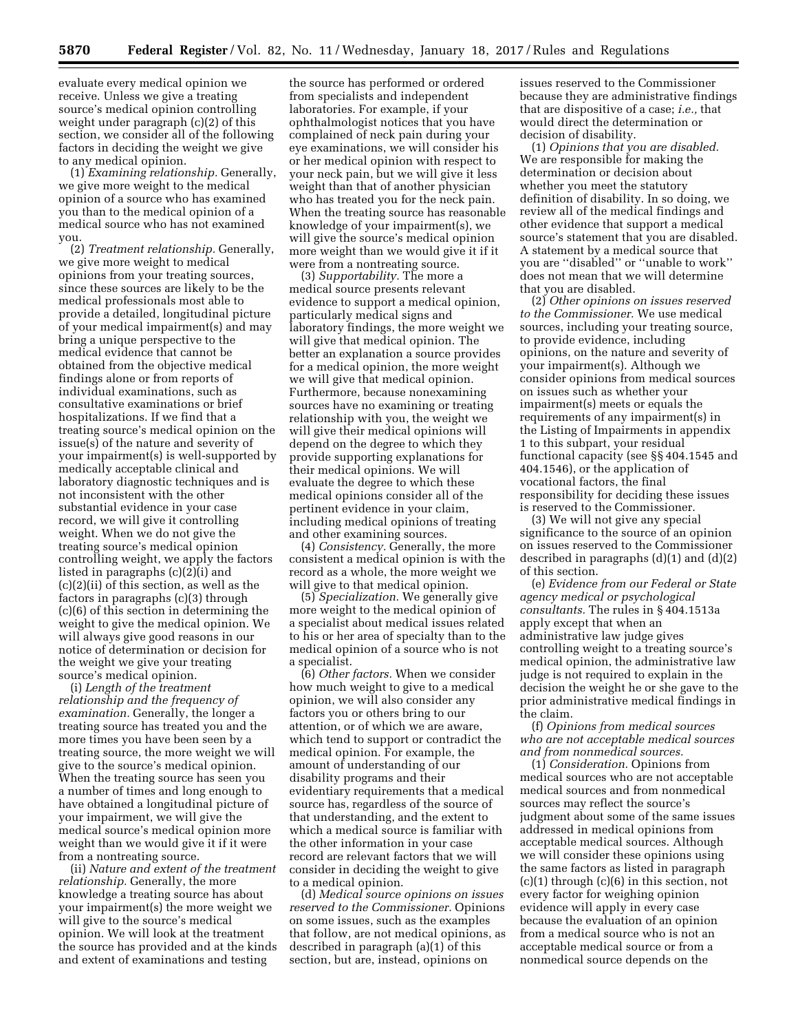evaluate every medical opinion we receive. Unless we give a treating source's medical opinion controlling weight under paragraph (c)(2) of this section, we consider all of the following factors in deciding the weight we give to any medical opinion.

(1) *Examining relationship.* Generally, we give more weight to the medical opinion of a source who has examined you than to the medical opinion of a medical source who has not examined you.

(2) *Treatment relationship.* Generally, we give more weight to medical opinions from your treating sources, since these sources are likely to be the medical professionals most able to provide a detailed, longitudinal picture of your medical impairment(s) and may bring a unique perspective to the medical evidence that cannot be obtained from the objective medical findings alone or from reports of individual examinations, such as consultative examinations or brief hospitalizations. If we find that a treating source's medical opinion on the issue(s) of the nature and severity of your impairment(s) is well-supported by medically acceptable clinical and laboratory diagnostic techniques and is not inconsistent with the other substantial evidence in your case record, we will give it controlling weight. When we do not give the treating source's medical opinion controlling weight, we apply the factors listed in paragraphs (c)(2)(i) and (c)(2)(ii) of this section, as well as the factors in paragraphs (c)(3) through (c)(6) of this section in determining the weight to give the medical opinion. We will always give good reasons in our notice of determination or decision for the weight we give your treating source's medical opinion.

(i) *Length of the treatment relationship and the frequency of examination.* Generally, the longer a treating source has treated you and the more times you have been seen by a treating source, the more weight we will give to the source's medical opinion. When the treating source has seen you a number of times and long enough to have obtained a longitudinal picture of your impairment, we will give the medical source's medical opinion more weight than we would give it if it were from a nontreating source.

(ii) *Nature and extent of the treatment relationship.* Generally, the more knowledge a treating source has about your impairment(s) the more weight we will give to the source's medical opinion. We will look at the treatment the source has provided and at the kinds and extent of examinations and testing the source has performed or ordered from specialists and independent laboratories. For example, if your ophthalmologist notices that you have complained of neck pain during your eye examinations, we will consider his or her medical opinion with respect to your neck pain, but we will give it less weight than that of another physician who has treated you for the neck pain. When the treating source has reasonable knowledge of your impairment(s), we will give the source's medical opinion more weight than we would give it if it were from a nontreating source.

(3) *Supportability.* The more a medical source presents relevant evidence to support a medical opinion, particularly medical signs and laboratory findings, the more weight we will give that medical opinion. The better an explanation a source provides for a medical opinion, the more weight we will give that medical opinion. Furthermore, because nonexamining sources have no examining or treating relationship with you, the weight we will give their medical opinions will depend on the degree to which they provide supporting explanations for their medical opinions. We will evaluate the degree to which these medical opinions consider all of the pertinent evidence in your claim, including medical opinions of treating and other examining sources.

(4) *Consistency.* Generally, the more consistent a medical opinion is with the record as a whole, the more weight we will give to that medical opinion.

(5) *Specialization.* We generally give more weight to the medical opinion of a specialist about medical issues related to his or her area of specialty than to the medical opinion of a source who is not a specialist.

(6) *Other factors.* When we consider how much weight to give to a medical opinion, we will also consider any factors you or others bring to our attention, or of which we are aware, which tend to support or contradict the medical opinion. For example, the amount of understanding of our disability programs and their evidentiary requirements that a medical source has, regardless of the source of that understanding, and the extent to which a medical source is familiar with the other information in your case record are relevant factors that we will consider in deciding the weight to give to a medical opinion.

(d) *Medical source opinions on issues reserved to the Commissioner.* Opinions on some issues, such as the examples that follow, are not medical opinions, as described in paragraph (a)(1) of this section, but are, instead, opinions on issues reserved to the Commissioner because they are administrative findings that are dispositive of a case; *i.e.,* that would direct the determination or decision of disability.

(1) *Opinions that you are disabled.* We are responsible for making the determination or decision about whether you meet the statutory definition of disability. In so doing, we review all of the medical findings and other evidence that support a medical source's statement that you are disabled. A statement by a medical source that you are "disabled" or "unable to work" does not mean that we will determine that you are disabled.

(2) *Other opinions on issues reserved to the Commissioner.* We use medical sources, including your treating source, to provide evidence, including opinions, on the nature and severity of your impairment(s). Although we consider opinions from medical sources on issues such as whether your impairment(s) meets or equals the requirements of any impairment(s) in the Listing of Impairments in appendix 1 to this subpart, your residual functional capacity (see §§ 404.1545 and 404.1546), or the application of vocational factors, the final responsibility for deciding these issues is reserved to the Commissioner.

(3) We will not give any special significance to the source of an opinion on issues reserved to the Commissioner described in paragraphs (d)(1) and (d)(2) of this section.

(e) *Evidence from our Federal or State agency medical or psychological consultants.* The rules in § 404.1513a apply except that when an administrative law judge gives controlling weight to a treating source's medical opinion, the administrative law judge is not required to explain in the decision the weight he or she gave to the prior administrative medical findings in the claim.

(f) *Opinions from medical sources who are not acceptable medical sources and from nonmedical sources.*

(1) *Consideration.* Opinions from medical sources who are not acceptable medical sources and from nonmedical sources may reflect the source's judgment about some of the same issues addressed in medical opinions from acceptable medical sources. Although we will consider these opinions using the same factors as listed in paragraph (c)(1) through (c)(6) in this section, not every factor for weighing opinion evidence will apply in every case because the evaluation of an opinion from a medical source who is not an acceptable medical source or from a nonmedical source depends on the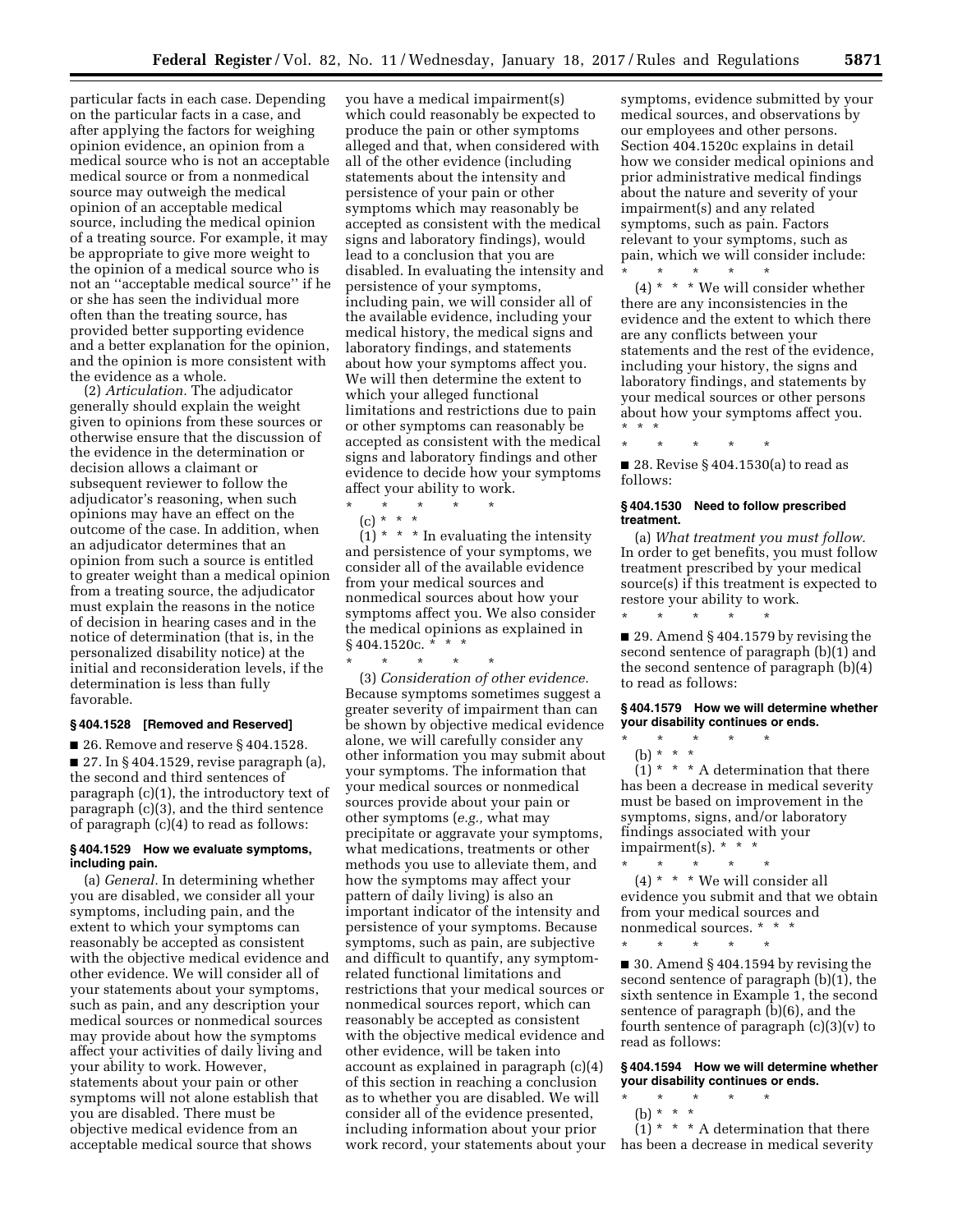particular facts in each case. Depending on the particular facts in a case, and after applying the factors for weighing opinion evidence, an opinion from a medical source who is not an acceptable medical source or from a nonmedical source may outweigh the medical opinion of an acceptable medical source, including the medical opinion of a treating source. For example, it may be appropriate to give more weight to the opinion of a medical source who is not an ''acceptable medical source'' if he or she has seen the individual more often than the treating source, has provided better supporting evidence and a better explanation for the opinion, and the opinion is more consistent with the evidence as a whole.

(2) *Articulation.* The adjudicator generally should explain the weight given to opinions from these sources or otherwise ensure that the discussion of the evidence in the determination or decision allows a claimant or subsequent reviewer to follow the adjudicator's reasoning, when such opinions may have an effect on the outcome of the case. In addition, when an adjudicator determines that an opinion from such a source is entitled to greater weight than a medical opinion from a treating source, the adjudicator must explain the reasons in the notice of decision in hearing cases and in the notice of determination (that is, in the personalized disability notice) at the initial and reconsideration levels, if the determination is less than fully favorable.

### § 404.1528 [Removed and Reserved]

■ 26. Remove and reserve § 404.1528.

■ 27. In § 404.1529, revise paragraph (a), the second and third sentences of paragraph (c)(1), the introductory text of paragraph (c)(3), and the third sentence of paragraph (c)(4) to read as follows:

### § 404.1529 How we evaluate symptoms, including pain.

(a) *General.* In determining whether you are disabled, we consider all your symptoms, including pain, and the extent to which your symptoms can reasonably be accepted as consistent with the objective medical evidence and other evidence. We will consider all of your statements about your symptoms, such as pain, and any description your medical sources or nonmedical sources may provide about how the symptoms affect your activities of daily living and your ability to work. However, statements about your pain or other symptoms will not alone establish that you are disabled. There must be objective medical evidence from an acceptable medical source that shows you have a medical impairment(s) which could reasonably be expected to produce the pain or other symptoms alleged and that, when considered with all of the other evidence (including statements about the intensity and persistence of your pain or other symptoms which may reasonably be accepted as consistent with the medical signs and laboratory findings), would lead to a conclusion that you are disabled. In evaluating the intensity and persistence of your symptoms, including pain, we will consider all of the available evidence, including your medical history, the medical signs and laboratory findings, and statements about how your symptoms affect you. We will then determine the extent to which your alleged functional limitations and restrictions due to pain or other symptoms can reasonably be accepted as consistent with the medical signs and laboratory findings and other evidence to decide how your symptoms affect your ability to work.

\* \* \* \* \*

(c) \* \* \*

(1) \* \* \* In evaluating the intensity and persistence of your symptoms, we consider all of the available evidence from your medical sources and nonmedical sources about how your symptoms affect you. We also consider the medical opinions as explained in § 404.1520c. \* \* \*

\* \* \* \* \*

(3) *Consideration of other evidence.* Because symptoms sometimes suggest a greater severity of impairment than can be shown by objective medical evidence alone, we will carefully consider any other information you may submit about your symptoms. The information that your medical sources or nonmedical sources provide about your pain or other symptoms (*e.g.,* what may precipitate or aggravate your symptoms, what medications, treatments or other methods you use to alleviate them, and how the symptoms may affect your pattern of daily living) is also an important indicator of the intensity and persistence of your symptoms. Because symptoms, such as pain, are subjective and difficult to quantify, any symptom-related functional limitations and restrictions that your medical sources or nonmedical sources report, which can reasonably be accepted as consistent with the objective medical evidence and other evidence, will be taken into account as explained in paragraph (c)(4) of this section in reaching a conclusion as to whether you are disabled. We will consider all of the evidence presented, including information about your prior work record, your statements about your symptoms, evidence submitted by your medical sources, and observations by our employees and other persons. Section 404.1520c explains in detail how we consider medical opinions and prior administrative medical findings about the nature and severity of your impairment(s) and any related symptoms, such as pain. Factors relevant to your symptoms, such as pain, which we will consider include:

\* \* \* \* \*

(4) \* \* \* We will consider whether there are any inconsistencies in the evidence and the extent to which there are any conflicts between your statements and the rest of the evidence, including your history, the signs and laboratory findings, and statements by your medical sources or other persons about how your symptoms affect you. \* \* \*

\* \* \* \* \*

■ 28. Revise § 404.1530(a) to read as follows:

### § 404.1530 Need to follow prescribed treatment.

(a) *What treatment you must follow.* In order to get benefits, you must follow treatment prescribed by your medical source(s) if this treatment is expected to restore your ability to work.

\* \* \* \* \*

■ 29. Amend § 404.1579 by revising the second sentence of paragraph (b)(1) and the second sentence of paragraph (b)(4) to read as follows:

### § 404.1579 How we will determine whether your disability continues or ends.

\* \* \* \* \*

(b) \* \* \*

(1) \* \* \* A determination that there has been a decrease in medical severity must be based on improvement in the symptoms, signs, and/or laboratory findings associated with your impairment(s). \* \* \*

\* \* \* \* \*

(4) \* \* \* We will consider all evidence you submit and that we obtain from your medical sources and nonmedical sources. \* \* \*

\* \* \* \* \*

■ 30. Amend § 404.1594 by revising the second sentence of paragraph (b)(1), the sixth sentence in Example 1, the second sentence of paragraph (b)(6), and the fourth sentence of paragraph (c)(3)(v) to read as follows:

### § 404.1594 How we will determine whether your disability continues or ends.

\* \* \* \* \*

(b) \* \* \*

(1) \* \* \* A determination that there has been a decrease in medical severity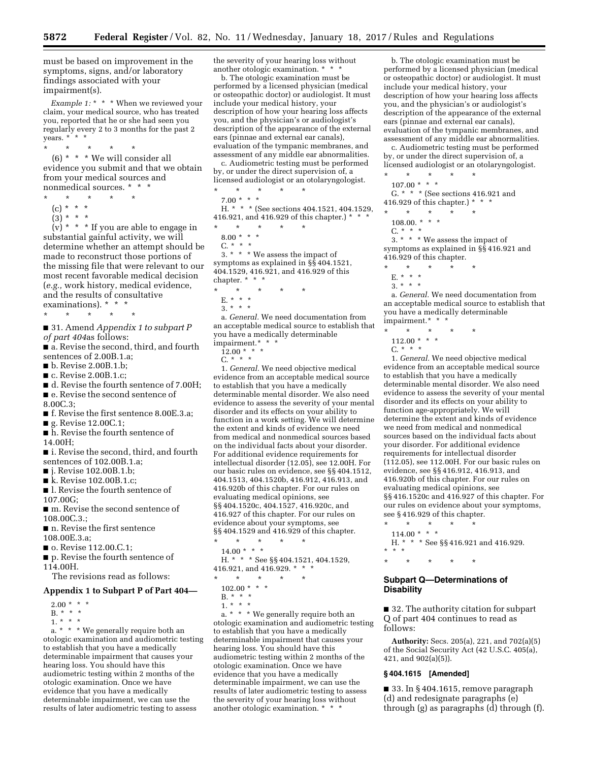must be based on improvement in the symptoms, signs, and/or laboratory findings associated with your impairment(s).

*Example 1:* * * * When we reviewed your claim, your medical source, who has treated you, reported that he or she had seen you regularly every 2 to 3 months for the past 2 years. * * *

\* \* \* \* \*

(6) * * * We will consider all evidence you submit and that we obtain from your medical sources and nonmedical sources. * * *

\* \* \* \* \*

(c) * * *

(3) * * *

(v) * * * If you are able to engage in substantial gainful activity, we will determine whether an attempt should be made to reconstruct those portions of the missing file that were relevant to our most recent favorable medical decision (*e.g.,* work history, medical evidence, and the results of consultative examinations). * * *

\* \* \* \* \*

■ 31. Amend *Appendix 1 to subpart P of part 404* as follows:

■ a. Revise the second, third, and fourth sentences of 2.00B.1.a;

■ b. Revise 2.00B.1.b;

■ c. Revise 2.00B.1.c;

■ d. Revise the fourth sentence of 7.00H;

■ e. Revise the second sentence of 8.00C.3;

■ f. Revise the first sentence 8.00E.3.a;

■ g. Revise 12.00C.1;

■ h. Revise the fourth sentence of 14.00H;

■ i. Revise the second, third, and fourth sentences of 102.00B.1.a;

■ j. Revise 102.00B.1.b;

■ k. Revise 102.00B.1.c;

■ l. Revise the fourth sentence of 107.00G;

■ m. Revise the second sentence of 108.00C.3.;

■ n. Revise the first sentence 108.00E.3.a;

■ o. Revise 112.00.C.1;

■ p. Revise the fourth sentence of 114.00H.

The revisions read as follows:

**Appendix 1 to Subpart P of Part 404—**

2.00 * * *

B. * * *

1. * * *

a. * * * We generally require both an otologic examination and audiometric testing to establish that you have a medically determinable impairment that causes your hearing loss. You should have this audiometric testing within 2 months of the otologic examination. Once we have evidence that you have a medically determinable impairment, we can use the results of later audiometric testing to assess the severity of your hearing loss without another otologic examination. * * *

b. The otologic examination must be performed by a licensed physician (medical or osteopathic doctor) or audiologist. It must include your medical history, your description of how your hearing loss affects you, and the physician's or audiologist's description of the appearance of the external ears (pinnae and external ear canals), evaluation of the tympanic membranes, and assessment of any middle ear abnormalities.

c. Audiometric testing must be performed by, or under the direct supervision of, a licensed audiologist or an otolaryngologist.

\* \* \* \* \*

7.00 * * *

H. * * * (See sections 404.1521, 404.1529, 416.921, and 416.929 of this chapter.) * * *

\* \* \* \* \*

8.00 * * *

C. * * *

3. * * * We assess the impact of symptoms as explained in §§ 404.1521, 404.1529, 416.921, and 416.929 of this chapter. * * *

\* \* \* \* \*

E. * * *

3. * * *

a. *General.* We need documentation from an acceptable medical source to establish that you have a medically determinable impairment.* * *

12.00 * * *

C. * * *

1. *General.* We need objective medical evidence from an acceptable medical source to establish that you have a medically determinable mental disorder. We also need evidence to assess the severity of your mental disorder and its effects on your ability to function in a work setting. We will determine the extent and kinds of evidence we need from medical and nonmedical sources based on the individual facts about your disorder. For additional evidence requirements for intellectual disorder (12.05), see 12.00H. For our basic rules on evidence, see §§ 404.1512, 404.1513, 404.1520b, 416.912, 416.913, and 416.920b of this chapter. For our rules on evaluating medical opinions, see §§ 404.1520c, 404.1527, 416.920c, and 416.927 of this chapter. For our rules on evidence about your symptoms, see §§ 404.1529 and 416.929 of this chapter.

\* \* \* \* \*

14.00 * * *

H. * * * See §§ 404.1521, 404.1529, 416.921, and 416.929. * * *

\* \* \* \* \*

102.00 * * *

B. * * *

1. * * *

a. * * * We generally require both an otologic examination and audiometric testing to establish that you have a medically determinable impairment that causes your hearing loss. You should have this audiometric testing within 2 months of the otologic examination. Once we have evidence that you have a medically determinable impairment, we can use the results of later audiometric testing to assess the severity of your hearing loss without another otologic examination. * * *

b. The otologic examination must be performed by a licensed physician (medical or osteopathic doctor) or audiologist. It must include your medical history, your description of how your hearing loss affects you, and the physician's or audiologist's description of the appearance of the external ears (pinnae and external ear canals), evaluation of the tympanic membranes, and assessment of any middle ear abnormalities.

c. Audiometric testing must be performed by, or under the direct supervision of, a licensed audiologist or an otolaryngologist.

\* \* \* \* \*

107.00 * * *

G. * * * (See sections 416.921 and 416.929 of this chapter.) * * *

\* \* \* \* \*

108.00. * * *

C. * * *

3. * * * We assess the impact of symptoms as explained in §§ 416.921 and 416.929 of this chapter.

\* \* \* \* \*

E. * * *

3. * * *

a. *General.* We need documentation from an acceptable medical source to establish that you have a medically determinable impairment.* * *

\* \* \* \* \*

112.00 * * *

C. * * *

1. *General.* We need objective medical evidence from an acceptable medical source to establish that you have a medically determinable mental disorder. We also need evidence to assess the severity of your mental disorder and its effects on your ability to function age-appropriately. We will determine the extent and kinds of evidence we need from medical and nonmedical sources based on the individual facts about your disorder. For additional evidence requirements for intellectual disorder (112.05), see 112.00H. For our basic rules on evidence, see §§ 416.912, 416.913, and 416.920b of this chapter. For our rules on evaluating medical opinions, see §§ 416.1520c and 416.927 of this chapter. For our rules on evidence about your symptoms, see § 416.929 of this chapter.

\* \* \* \* \*

114.00 * * *

H. * * * See §§ 416.921 and 416.929. * * *

\* \* \* \* \*

## Subpart Q—Determinations of Disability

■ 32. The authority citation for subpart Q of part 404 continues to read as follows:

**Authority:** Secs. 205(a), 221, and 702(a)(5) of the Social Security Act (42 U.S.C. 405(a), 421, and 902(a)(5)).

### § 404.1615 [Amended]

■ 33. In § 404.1615, remove paragraph (d) and redesignate paragraphs (e) through (g) as paragraphs (d) through (f).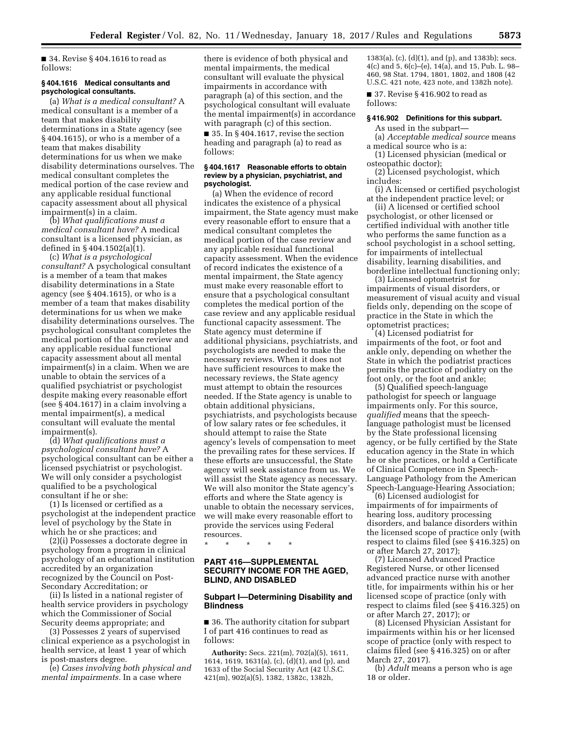■ 34. Revise § 404.1616 to read as follows:

**§ 404.1616 Medical consultants and psychological consultants.**

(a) *What is a medical consultant?* A medical consultant is a member of a team that makes disability determinations in a State agency (see § 404.1615), or who is a member of a team that makes disability determinations for us when we make disability determinations ourselves. The medical consultant completes the medical portion of the case review and any applicable residual functional capacity assessment about all physical impairment(s) in a claim.

(b) *What qualifications must a medical consultant have?* A medical consultant is a licensed physician, as defined in § 404.1502(a)(1).

(c) *What is a psychological consultant?* A psychological consultant is a member of a team that makes disability determinations in a State agency (see § 404.1615), or who is a member of a team that makes disability determinations for us when we make disability determinations ourselves. The psychological consultant completes the medical portion of the case review and any applicable residual functional capacity assessment about all mental impairment(s) in a claim. When we are unable to obtain the services of a qualified psychiatrist or psychologist despite making every reasonable effort (see § 404.1617) in a claim involving a mental impairment(s), a medical consultant will evaluate the mental impairment(s).

(d) *What qualifications must a psychological consultant have?* A psychological consultant can be either a licensed psychiatrist or psychologist. We will only consider a psychologist qualified to be a psychological consultant if he or she:

(1) Is licensed or certified as a psychologist at the independent practice level of psychology by the State in which he or she practices; and

(2)(i) Possesses a doctorate degree in psychology from a program in clinical psychology of an educational institution accredited by an organization recognized by the Council on Post-Secondary Accreditation; or

(ii) Is listed in a national register of health service providers in psychology which the Commissioner of Social Security deems appropriate; and

(3) Possesses 2 years of supervised clinical experience as a psychologist in health service, at least 1 year of which is post-masters degree.

(e) *Cases involving both physical and mental impairments.* In a case where there is evidence of both physical and mental impairments, the medical consultant will evaluate the physical impairments in accordance with paragraph (a) of this section, and the psychological consultant will evaluate the mental impairment(s) in accordance with paragraph (c) of this section.

■ 35. In § 404.1617, revise the section heading and paragraph (a) to read as follows:

**§ 404.1617 Reasonable efforts to obtain review by a physician, psychiatrist, and psychologist.**

(a) When the evidence of record indicates the existence of a physical impairment, the State agency must make every reasonable effort to ensure that a medical consultant completes the medical portion of the case review and any applicable residual functional capacity assessment. When the evidence of record indicates the existence of a mental impairment, the State agency must make every reasonable effort to ensure that a psychological consultant completes the medical portion of the case review and any applicable residual functional capacity assessment. The State agency must determine if additional physicians, psychiatrists, and psychologists are needed to make the necessary reviews. When it does not have sufficient resources to make the necessary reviews, the State agency must attempt to obtain the resources needed. If the State agency is unable to obtain additional physicians, psychiatrists, and psychologists because of low salary rates or fee schedules, it should attempt to raise the State agency's levels of compensation to meet the prevailing rates for these services. If these efforts are unsuccessful, the State agency will seek assistance from us. We will assist the State agency as necessary. We will also monitor the State agency's efforts and where the State agency is unable to obtain the necessary services, we will make every reasonable effort to provide the services using Federal resources.

\* \* \* \* \*

## PART 416—SUPPLEMENTAL SECURITY INCOME FOR THE AGED, BLIND, AND DISABLED

### Subpart I—Determining Disability and Blindness

■ 36. The authority citation for subpart I of part 416 continues to read as follows:

**Authority:** Secs. 221(m), 702(a)(5), 1611, 1614, 1619, 1631(a), (c), (d)(1), and (p), and 1633 of the Social Security Act (42 U.S.C. 421(m), 902(a)(5), 1382, 1382c, 1382h, 1383(a), (c), (d)(1), and (p), and 1383b); secs. 4(c) and 5, 6(c)–(e), 14(a), and 15, Pub. L. 98–460, 98 Stat. 1794, 1801, 1802, and 1808 (42 U.S.C. 421 note, 423 note, and 1382h note).

■ 37. Revise § 416.902 to read as follows:

**§ 416.902 Definitions for this subpart.**

As used in the subpart—

(a) *Acceptable medical source* means a medical source who is a:

(1) Licensed physician (medical or osteopathic doctor);

(2) Licensed psychologist, which includes:

(i) A licensed or certified psychologist at the independent practice level; or

(ii) A licensed or certified school psychologist, or other licensed or certified individual with another title who performs the same function as a school psychologist in a school setting, for impairments of intellectual disability, learning disabilities, and borderline intellectual functioning only;

(3) Licensed optometrist for impairments of visual disorders, or measurement of visual acuity and visual fields only, depending on the scope of practice in the State in which the optometrist practices;

(4) Licensed podiatrist for impairments of the foot, or foot and ankle only, depending on whether the State in which the podiatrist practices permits the practice of podiatry on the foot only, or the foot and ankle;

(5) Qualified speech-language pathologist for speech or language impairments only. For this source, *qualified* means that the speech-language pathologist must be licensed by the State professional licensing agency, or be fully certified by the State education agency in the State in which he or she practices, or hold a Certificate of Clinical Competence in Speech-Language Pathology from the American Speech-Language-Hearing Association;

(6) Licensed audiologist for impairments of for impairments of hearing loss, auditory processing disorders, and balance disorders within the licensed scope of practice only (with respect to claims filed (see § 416.325) on or after March 27, 2017);

(7) Licensed Advanced Practice Registered Nurse, or other licensed advanced practice nurse with another title, for impairments within his or her licensed scope of practice (only with respect to claims filed (see § 416.325) on or after March 27, 2017); or

(8) Licensed Physician Assistant for impairments within his or her licensed scope of practice (only with respect to claims filed (see § 416.325) on or after March 27, 2017).

(b) *Adult* means a person who is age 18 or older.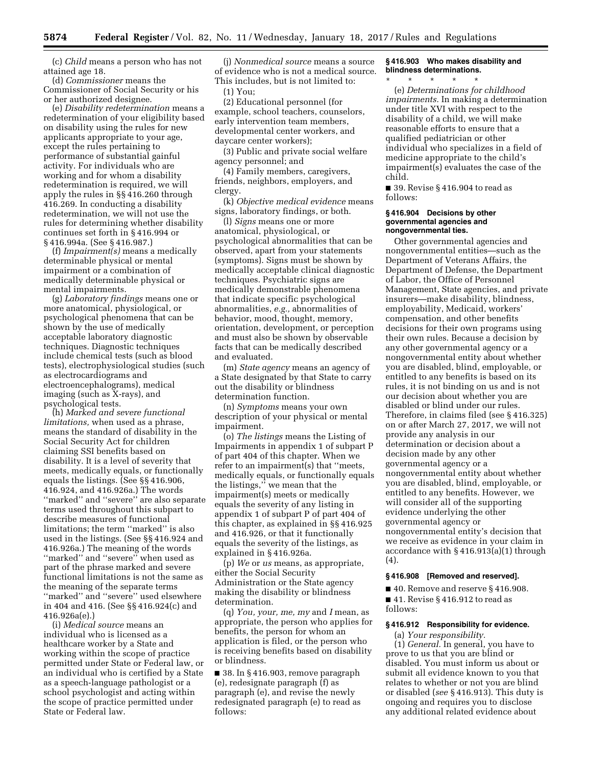(c) *Child* means a person who has not attained age 18.

(d) *Commissioner* means the Commissioner of Social Security or his or her authorized designee.

(e) *Disability redetermination* means a redetermination of your eligibility based on disability using the rules for new applicants appropriate to your age, except the rules pertaining to performance of substantial gainful activity. For individuals who are working and for whom a disability redetermination is required, we will apply the rules in §§ 416.260 through 416.269. In conducting a disability redetermination, we will not use the rules for determining whether disability continues set forth in § 416.994 or § 416.994a. (See § 416.987.)

(f) *Impairment(s)* means a medically determinable physical or mental impairment or a combination of medically determinable physical or mental impairments.

(g) *Laboratory findings* means one or more anatomical, physiological, or psychological phenomena that can be shown by the use of medically acceptable laboratory diagnostic techniques. Diagnostic techniques include chemical tests (such as blood tests), electrophysiological studies (such as electrocardiograms and electroencephalograms), medical imaging (such as X-rays), and psychological tests.

(h) *Marked and severe functional limitations,* when used as a phrase, means the standard of disability in the Social Security Act for children claiming SSI benefits based on disability. It is a level of severity that meets, medically equals, or functionally equals the listings. (See §§ 416.906, 416.924, and 416.926a.) The words ''marked'' and ''severe'' are also separate terms used throughout this subpart to describe measures of functional limitations; the term ''marked'' is also used in the listings. (See §§ 416.924 and 416.926a.) The meaning of the words ''marked'' and ''severe'' when used as part of the phrase marked and severe functional limitations is not the same as the meaning of the separate terms ''marked'' and ''severe'' used elsewhere in 404 and 416. (See §§ 416.924(c) and 416.926a(e).)

(i) *Medical source* means an individual who is licensed as a healthcare worker by a State and working within the scope of practice permitted under State or Federal law, or an individual who is certified by a State as a speech-language pathologist or a school psychologist and acting within the scope of practice permitted under State or Federal law.

(j) *Nonmedical source* means a source of evidence who is not a medical source. This includes, but is not limited to:

(1) You;

(2) Educational personnel (for example, school teachers, counselors, early intervention team members, developmental center workers, and daycare center workers);

(3) Public and private social welfare agency personnel; and

(4) Family members, caregivers, friends, neighbors, employers, and clergy.

(k) *Objective medical evidence* means signs, laboratory findings, or both.

(l) *Signs* means one or more anatomical, physiological, or psychological abnormalities that can be observed, apart from your statements (symptoms). Signs must be shown by medically acceptable clinical diagnostic techniques. Psychiatric signs are medically demonstrable phenomena that indicate specific psychological abnormalities, *e.g.,* abnormalities of behavior, mood, thought, memory, orientation, development, or perception and must also be shown by observable facts that can be medically described and evaluated.

(m) *State agency* means an agency of a State designated by that State to carry out the disability or blindness determination function.

(n) *Symptoms* means your own description of your physical or mental impairment.

(o) *The listings* means the Listing of Impairments in appendix 1 of subpart P of part 404 of this chapter. When we refer to an impairment(s) that ''meets, medically equals, or functionally equals the listings,'' we mean that the impairment(s) meets or medically equals the severity of any listing in appendix 1 of subpart P of part 404 of this chapter, as explained in §§ 416.925 and 416.926, or that it functionally equals the severity of the listings, as explained in § 416.926a.

(p) *We* or *us* means, as appropriate, either the Social Security Administration or the State agency making the disability or blindness determination.

(q) *You, your, me, my* and *I* mean, as appropriate, the person who applies for benefits, the person for whom an application is filed, or the person who is receiving benefits based on disability or blindness.

■ 38. In § 416.903, remove paragraph (e), redesignate paragraph (f) as paragraph (e), and revise the newly redesignated paragraph (e) to read as follows:

**§ 416.903 Who makes disability and blindness determinations.**

\* \* \* \* \*

(e) *Determinations for childhood impairments.* In making a determination under title XVI with respect to the disability of a child, we will make reasonable efforts to ensure that a qualified pediatrician or other individual who specializes in a field of medicine appropriate to the child's impairment(s) evaluates the case of the child.

■ 39. Revise § 416.904 to read as follows:

**§ 416.904 Decisions by other governmental agencies and nongovernmental ties.**

Other governmental agencies and nongovernmental entities—such as the Department of Veterans Affairs, the Department of Defense, the Department of Labor, the Office of Personnel Management, State agencies, and private insurers—make disability, blindness, employability, Medicaid, workers' compensation, and other benefits decisions for their own programs using their own rules. Because a decision by any other governmental agency or a nongovernmental entity about whether you are disabled, blind, employable, or entitled to any benefits is based on its rules, it is not binding on us and is not our decision about whether you are disabled or blind under our rules. Therefore, in claims filed (see § 416.325) on or after March 27, 2017, we will not provide any analysis in our determination or decision about a decision made by any other governmental agency or a nongovernmental entity about whether you are disabled, blind, employable, or entitled to any benefits. However, we will consider all of the supporting evidence underlying the other governmental agency or nongovernmental entity's decision that we receive as evidence in your claim in accordance with § 416.913(a)(1) through (4).

**§ 416.908 [Removed and reserved].**

■ 40. Remove and reserve § 416.908.

■ 41. Revise § 416.912 to read as follows:

**§ 416.912 Responsibility for evidence.**

(a) *Your responsibility.*

(1) *General.* In general, you have to prove to us that you are blind or disabled. You must inform us about or submit all evidence known to you that relates to whether or not you are blind or disabled (*see* § 416.913). This duty is ongoing and requires you to disclose any additional related evidence about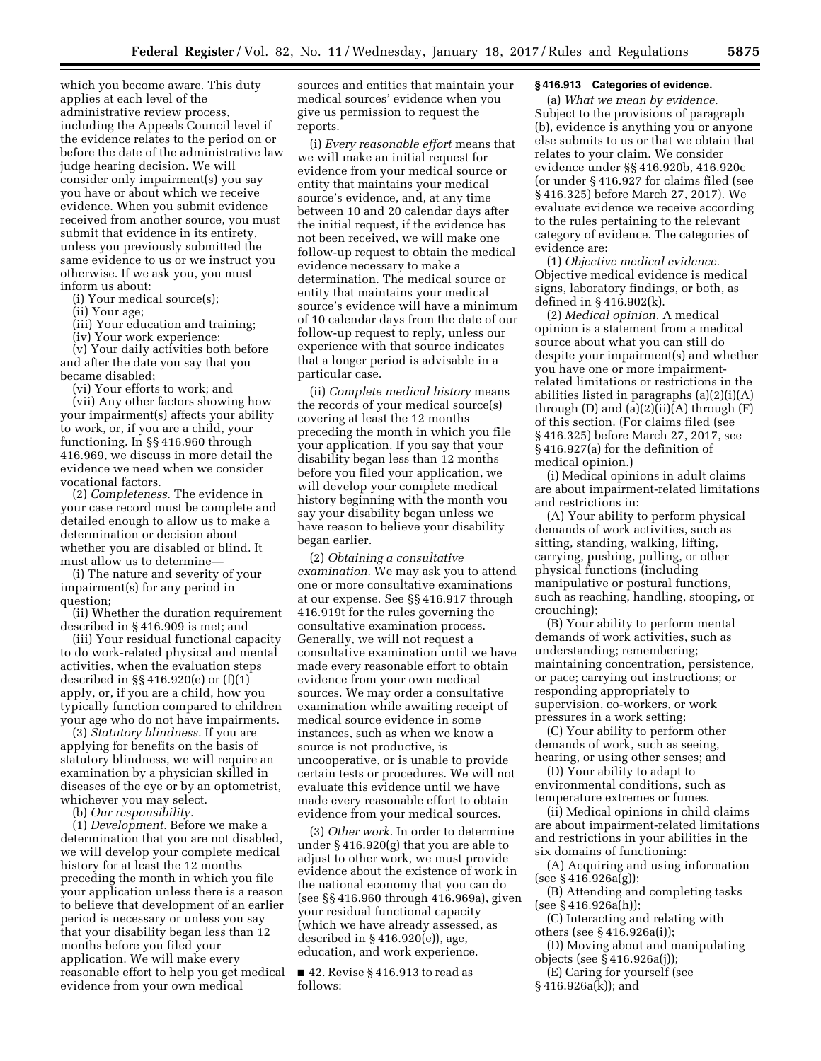which you become aware. This duty applies at each level of the administrative review process, including the Appeals Council level if the evidence relates to the period on or before the date of the administrative law judge hearing decision. We will consider only impairment(s) you say you have or about which we receive evidence. When you submit evidence received from another source, you must submit that evidence in its entirety, unless you previously submitted the same evidence to us or we instruct you otherwise. If we ask you, you must inform us about:

(i) Your medical source(s);

(ii) Your age;

(iii) Your education and training;

(iv) Your work experience;

(v) Your daily activities both before and after the date you say that you became disabled;

(vi) Your efforts to work; and

(vii) Any other factors showing how your impairment(s) affects your ability to work, or, if you are a child, your functioning. In §§ 416.960 through 416.969, we discuss in more detail the evidence we need when we consider vocational factors.

(2) *Completeness.* The evidence in your case record must be complete and detailed enough to allow us to make a determination or decision about whether you are disabled or blind. It must allow us to determine—

(i) The nature and severity of your impairment(s) for any period in question;

(ii) Whether the duration requirement described in § 416.909 is met; and

(iii) Your residual functional capacity to do work-related physical and mental activities, when the evaluation steps described in §§ 416.920(e) or (f)(1) apply, or, if you are a child, how you typically function compared to children your age who do not have impairments.

(3) *Statutory blindness.* If you are applying for benefits on the basis of statutory blindness, we will require an examination by a physician skilled in diseases of the eye or by an optometrist, whichever you may select.

(b) *Our responsibility.*

(1) *Development.* Before we make a determination that you are not disabled, we will develop your complete medical history for at least the 12 months preceding the month in which you file your application unless there is a reason to believe that development of an earlier period is necessary or unless you say that your disability began less than 12 months before you filed your application. We will make every reasonable effort to help you get medical evidence from your own medical sources and entities that maintain your medical sources' evidence when you give us permission to request the reports.

(i) *Every reasonable effort* means that we will make an initial request for evidence from your medical source or entity that maintains your medical source's evidence, and, at any time between 10 and 20 calendar days after the initial request, if the evidence has not been received, we will make one follow-up request to obtain the medical evidence necessary to make a determination. The medical source or entity that maintains your medical source's evidence will have a minimum of 10 calendar days from the date of our follow-up request to reply, unless our experience with that source indicates that a longer period is advisable in a particular case.

(ii) *Complete medical history* means the records of your medical source(s) covering at least the 12 months preceding the month in which you file your application. If you say that your disability began less than 12 months before you filed your application, we will develop your complete medical history beginning with the month you say your disability began unless we have reason to believe your disability began earlier.

(2) *Obtaining a consultative examination.* We may ask you to attend one or more consultative examinations at our expense. See §§ 416.917 through 416.919t for the rules governing the consultative examination process. Generally, we will not request a consultative examination until we have made every reasonable effort to obtain evidence from your own medical sources. We may order a consultative examination while awaiting receipt of medical source evidence in some instances, such as when we know a source is not productive, is uncooperative, or is unable to provide certain tests or procedures. We will not evaluate this evidence until we have made every reasonable effort to obtain evidence from your medical sources.

(3) *Other work.* In order to determine under § 416.920(g) that you are able to adjust to other work, we must provide evidence about the existence of work in the national economy that you can do (see §§ 416.960 through 416.969a), given your residual functional capacity (which we have already assessed, as described in § 416.920(e)), age, education, and work experience.

■ 42. Revise § 416.913 to read as follows:

**§ 416.913 Categories of evidence.**

(a) *What we mean by evidence.* Subject to the provisions of paragraph (b), evidence is anything you or anyone else submits to us or that we obtain that relates to your claim. We consider evidence under §§ 416.920b, 416.920c (or under § 416.927 for claims filed (see § 416.325) before March 27, 2017). We evaluate evidence we receive according to the rules pertaining to the relevant category of evidence. The categories of evidence are:

(1) *Objective medical evidence.* Objective medical evidence is medical signs, laboratory findings, or both, as defined in § 416.902(k).

(2) *Medical opinion.* A medical opinion is a statement from a medical source about what you can still do despite your impairment(s) and whether you have one or more impairment-related limitations or restrictions in the abilities listed in paragraphs (a)(2)(i)(A) through (D) and (a)(2)(ii)(A) through (F) of this section. (For claims filed (see § 416.325) before March 27, 2017, see § 416.927(a) for the definition of medical opinion.)

(i) Medical opinions in adult claims are about impairment-related limitations and restrictions in:

(A) Your ability to perform physical demands of work activities, such as sitting, standing, walking, lifting, carrying, pushing, pulling, or other physical functions (including manipulative or postural functions, such as reaching, handling, stooping, or crouching);

(B) Your ability to perform mental demands of work activities, such as understanding; remembering; maintaining concentration, persistence, or pace; carrying out instructions; or responding appropriately to supervision, co-workers, or work pressures in a work setting;

(C) Your ability to perform other demands of work, such as seeing, hearing, or using other senses; and

(D) Your ability to adapt to environmental conditions, such as temperature extremes or fumes.

(ii) Medical opinions in child claims are about impairment-related limitations and restrictions in your abilities in the six domains of functioning:

(A) Acquiring and using information (see § 416.926a(g));

(B) Attending and completing tasks (see § 416.926a(h));

(C) Interacting and relating with others (see § 416.926a(i));

(D) Moving about and manipulating objects (see § 416.926a(j));

(E) Caring for yourself (see § 416.926a(k)); and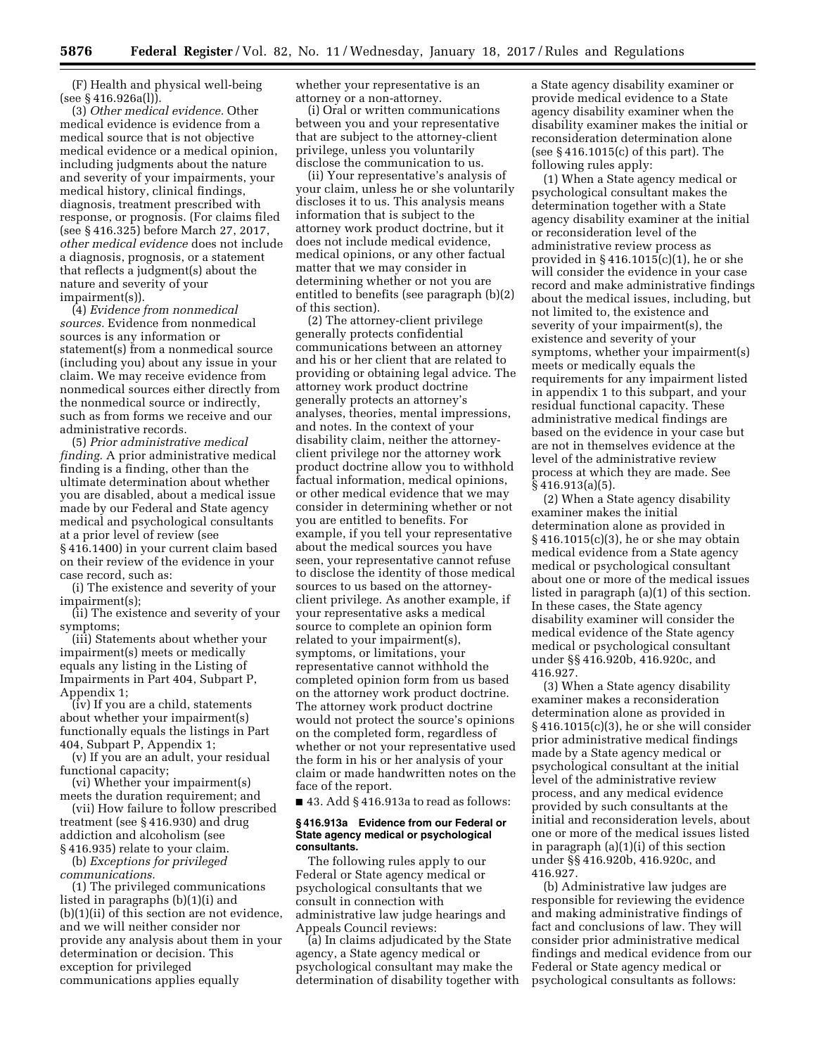(F) Health and physical well-being (see § 416.926a(l)).

(3) *Other medical evidence.* Other medical evidence is evidence from a medical source that is not objective medical evidence or a medical opinion, including judgments about the nature and severity of your impairments, your medical history, clinical findings, diagnosis, treatment prescribed with response, or prognosis. (For claims filed (see § 416.325) before March 27, 2017, *other medical evidence* does not include a diagnosis, prognosis, or a statement that reflects a judgment(s) about the nature and severity of your impairment(s)).

(4) *Evidence from nonmedical sources.* Evidence from nonmedical sources is any information or statement(s) from a nonmedical source (including you) about any issue in your claim. We may receive evidence from nonmedical sources either directly from the nonmedical source or indirectly, such as from forms we receive and our administrative records.

(5) *Prior administrative medical finding.* A prior administrative medical finding is a finding, other than the ultimate determination about whether you are disabled, about a medical issue made by our Federal and State agency medical and psychological consultants at a prior level of review (see § 416.1400) in your current claim based on their review of the evidence in your case record, such as:

(i) The existence and severity of your impairment(s);

(ii) The existence and severity of your symptoms;

(iii) Statements about whether your impairment(s) meets or medically equals any listing in the Listing of Impairments in Part 404, Subpart P, Appendix 1;

(iv) If you are a child, statements about whether your impairment(s) functionally equals the listings in Part 404, Subpart P, Appendix 1;

(v) If you are an adult, your residual functional capacity;

(vi) Whether your impairment(s) meets the duration requirement; and

(vii) How failure to follow prescribed treatment (see § 416.930) and drug addiction and alcoholism (see § 416.935) relate to your claim.

(b) *Exceptions for privileged communications.*

(1) The privileged communications listed in paragraphs (b)(1)(i) and (b)(1)(ii) of this section are not evidence, and we will neither consider nor provide any analysis about them in your determination or decision. This exception for privileged communications applies equally whether your representative is an attorney or a non-attorney.

(i) Oral or written communications between you and your representative that are subject to the attorney-client privilege, unless you voluntarily disclose the communication to us.

(ii) Your representative's analysis of your claim, unless he or she voluntarily discloses it to us. This analysis means information that is subject to the attorney work product doctrine, but it does not include medical evidence, medical opinions, or any other factual matter that we may consider in determining whether or not you are entitled to benefits (see paragraph (b)(2) of this section).

(2) The attorney-client privilege generally protects confidential communications between an attorney and his or her client that are related to providing or obtaining legal advice. The attorney work product doctrine generally protects an attorney's analyses, theories, mental impressions, and notes. In the context of your disability claim, neither the attorney-client privilege nor the attorney work product doctrine allow you to withhold factual information, medical opinions, or other medical evidence that we may consider in determining whether or not you are entitled to benefits. For example, if you tell your representative about the medical sources you have seen, your representative cannot refuse to disclose the identity of those medical sources to us based on the attorney-client privilege. As another example, if your representative asks a medical source to complete an opinion form related to your impairment(s), symptoms, or limitations, your representative cannot withhold the completed opinion form from us based on the attorney work product doctrine. The attorney work product doctrine would not protect the source's opinions on the completed form, regardless of whether or not your representative used the form in his or her analysis of your claim or made handwritten notes on the face of the report.

■ 43. Add § 416.913a to read as follows:

**§ 416.913a Evidence from our Federal or State agency medical or psychological consultants.**

The following rules apply to our Federal or State agency medical or psychological consultants that we consult in connection with administrative law judge hearings and Appeals Council reviews:

(a) In claims adjudicated by the State agency, a State agency medical or psychological consultant may make the determination of disability together with a State agency disability examiner or provide medical evidence to a State agency disability examiner when the disability examiner makes the initial or reconsideration determination alone (see § 416.1015(c) of this part). The following rules apply:

(1) When a State agency medical or psychological consultant makes the determination together with a State agency disability examiner at the initial or reconsideration level of the administrative review process as provided in § 416.1015(c)(1), he or she will consider the evidence in your case record and make administrative findings about the medical issues, including, but not limited to, the existence and severity of your impairment(s), the existence and severity of your symptoms, whether your impairment(s) meets or medically equals the requirements for any impairment listed in appendix 1 to this subpart, and your residual functional capacity. These administrative medical findings are based on the evidence in your case but are not in themselves evidence at the level of the administrative review process at which they are made. See § 416.913(a)(5).

(2) When a State agency disability examiner makes the initial determination alone as provided in § 416.1015(c)(3), he or she may obtain medical evidence from a State agency medical or psychological consultant about one or more of the medical issues listed in paragraph (a)(1) of this section. In these cases, the State agency disability examiner will consider the medical evidence of the State agency medical or psychological consultant under §§ 416.920b, 416.920c, and 416.927.

(3) When a State agency disability examiner makes a reconsideration determination alone as provided in § 416.1015(c)(3), he or she will consider prior administrative medical findings made by a State agency medical or psychological consultant at the initial level of the administrative review process, and any medical evidence provided by such consultants at the initial and reconsideration levels, about one or more of the medical issues listed in paragraph (a)(1)(i) of this section under §§ 416.920b, 416.920c, and 416.927.

(b) Administrative law judges are responsible for reviewing the evidence and making administrative findings of fact and conclusions of law. They will consider prior administrative medical findings and medical evidence from our Federal or State agency medical or psychological consultants as follows: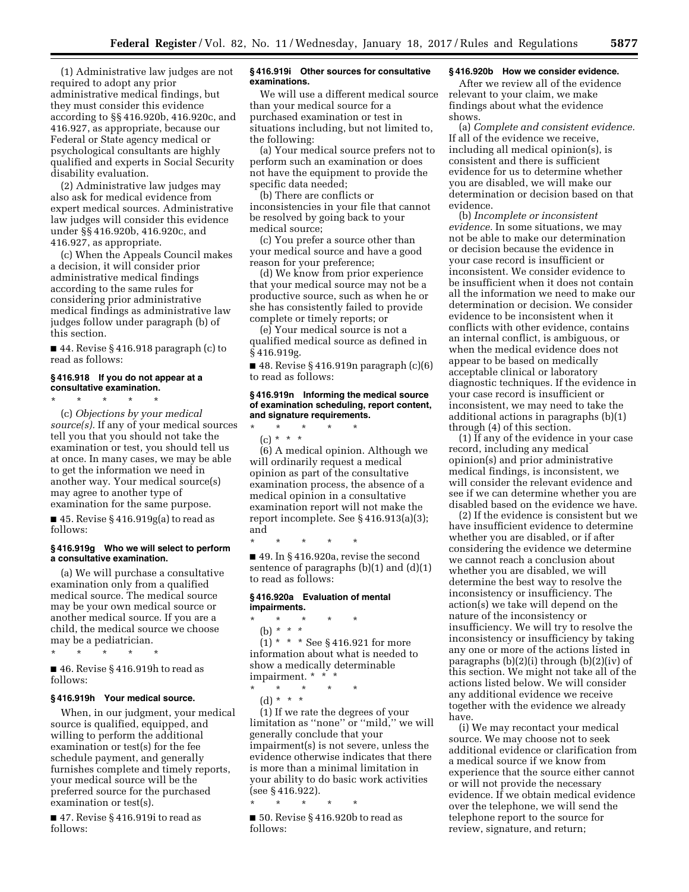(1) Administrative law judges are not required to adopt any prior administrative medical findings, but they must consider this evidence according to §§ 416.920b, 416.920c, and 416.927, as appropriate, because our Federal or State agency medical or psychological consultants are highly qualified and experts in Social Security disability evaluation.

(2) Administrative law judges may also ask for medical evidence from expert medical sources. Administrative law judges will consider this evidence under §§ 416.920b, 416.920c, and 416.927, as appropriate.

(c) When the Appeals Council makes a decision, it will consider prior administrative medical findings according to the same rules for considering prior administrative medical findings as administrative law judges follow under paragraph (b) of this section.

■ 44. Revise § 416.918 paragraph (c) to read as follows:

### § 416.918 If you do not appear at a consultative examination.

\* \* \* \* \*

(c) *Objections by your medical source(s).* If any of your medical sources tell you that you should not take the examination or test, you should tell us at once. In many cases, we may be able to get the information we need in another way. Your medical source(s) may agree to another type of examination for the same purpose.

■ 45. Revise § 416.919g(a) to read as follows:

### § 416.919g Who we will select to perform a consultative examination.

(a) We will purchase a consultative examination only from a qualified medical source. The medical source may be your own medical source or another medical source. If you are a child, the medical source we choose may be a pediatrician.

\* \* \* \* \*

■ 46. Revise § 416.919h to read as follows:

### § 416.919h Your medical source.

When, in our judgment, your medical source is qualified, equipped, and willing to perform the additional examination or test(s) for the fee schedule payment, and generally furnishes complete and timely reports, your medical source will be the preferred source for the purchased examination or test(s).

■ 47. Revise § 416.919i to read as follows:

### § 416.919i Other sources for consultative examinations.

We will use a different medical source than your medical source for a purchased examination or test in situations including, but not limited to, the following:

(a) Your medical source prefers not to perform such an examination or does not have the equipment to provide the specific data needed;

(b) There are conflicts or inconsistencies in your file that cannot be resolved by going back to your medical source;

(c) You prefer a source other than your medical source and have a good reason for your preference;

(d) We know from prior experience that your medical source may not be a productive source, such as when he or she has consistently failed to provide complete or timely reports; or

(e) Your medical source is not a qualified medical source as defined in § 416.919g.

■ 48. Revise § 416.919n paragraph (c)(6) to read as follows:

### § 416.919n Informing the medical source of examination scheduling, report content, and signature requirements.

\* \* \* \* \*

(c) \* \* \*

(6) A medical opinion. Although we will ordinarily request a medical opinion as part of the consultative examination process, the absence of a medical opinion in a consultative examination report will not make the report incomplete. See § 416.913(a)(3); and

\* \* \* \* \*

■ 49. In § 416.920a, revise the second sentence of paragraphs (b)(1) and (d)(1) to read as follows:

### § 416.920a Evaluation of mental impairments.

\* \* \* \* \*

(b) \* \* \*

(1) \* \* \* See § 416.921 for more information about what is needed to show a medically determinable impairment. \* \* \*

\* \* \* \* \*

(d) \* \* \*

(1) If we rate the degrees of your limitation as "none" or "mild," we will generally conclude that your impairment(s) is not severe, unless the evidence otherwise indicates that there is more than a minimal limitation in your ability to do basic work activities (see § 416.922).

\* \* \* \* \*

■ 50. Revise § 416.920b to read as follows:

### § 416.920b How we consider evidence.

After we review all of the evidence relevant to your claim, we make findings about what the evidence shows.

(a) *Complete and consistent evidence.* If all of the evidence we receive, including all medical opinion(s), is consistent and there is sufficient evidence for us to determine whether you are disabled, we will make our determination or decision based on that evidence.

(b) *Incomplete or inconsistent evidence.* In some situations, we may not be able to make our determination or decision because the evidence in your case record is insufficient or inconsistent. We consider evidence to be insufficient when it does not contain all the information we need to make our determination or decision. We consider evidence to be inconsistent when it conflicts with other evidence, contains an internal conflict, is ambiguous, or when the medical evidence does not appear to be based on medically acceptable clinical or laboratory diagnostic techniques. If the evidence in your case record is insufficient or inconsistent, we may need to take the additional actions in paragraphs (b)(1) through (4) of this section.

(1) If any of the evidence in your case record, including any medical opinion(s) and prior administrative medical findings, is inconsistent, we will consider the relevant evidence and see if we can determine whether you are disabled based on the evidence we have.

(2) If the evidence is consistent but we have insufficient evidence to determine whether you are disabled, or if after considering the evidence we determine we cannot reach a conclusion about whether you are disabled, we will determine the best way to resolve the inconsistency or insufficiency. The action(s) we take will depend on the nature of the inconsistency or insufficiency. We will try to resolve the inconsistency or insufficiency by taking any one or more of the actions listed in paragraphs (b)(2)(i) through (b)(2)(iv) of this section. We might not take all of the actions listed below. We will consider any additional evidence we receive together with the evidence we already have.

(i) We may recontact your medical source. We may choose not to seek additional evidence or clarification from a medical source if we know from experience that the source either cannot or will not provide the necessary evidence. If we obtain medical evidence over the telephone, we will send the telephone report to the source for review, signature, and return;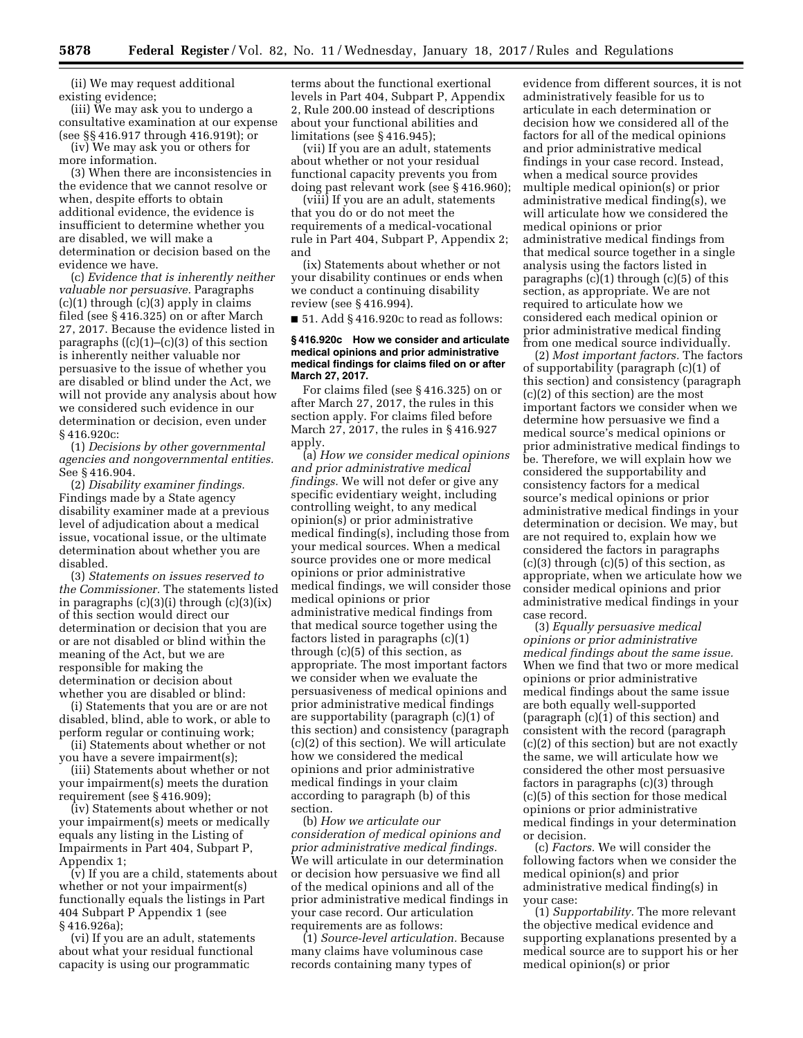(ii) We may request additional existing evidence;

(iii) We may ask you to undergo a consultative examination at our expense (see §§ 416.917 through 416.919t); or

(iv) We may ask you or others for more information.

(3) When there are inconsistencies in the evidence that we cannot resolve or when, despite efforts to obtain additional evidence, the evidence is insufficient to determine whether you are disabled, we will make a determination or decision based on the evidence we have.

(c) *Evidence that is inherently neither valuable nor persuasive.* Paragraphs (c)(1) through (c)(3) apply in claims filed (see § 416.325) on or after March 27, 2017. Because the evidence listed in paragraphs ((c)(1)–(c)(3) of this section is inherently neither valuable nor persuasive to the issue of whether you are disabled or blind under the Act, we will not provide any analysis about how we considered such evidence in our determination or decision, even under § 416.920c:

(1) *Decisions by other governmental agencies and nongovernmental entities.* See § 416.904.

(2) *Disability examiner findings.* Findings made by a State agency disability examiner made at a previous level of adjudication about a medical issue, vocational issue, or the ultimate determination about whether you are disabled.

(3) *Statements on issues reserved to the Commissioner.* The statements listed in paragraphs (c)(3)(i) through (c)(3)(ix) of this section would direct our determination or decision that you are or are not disabled or blind within the meaning of the Act, but we are responsible for making the determination or decision about whether you are disabled or blind:

(i) Statements that you are or are not disabled, blind, able to work, or able to perform regular or continuing work;

(ii) Statements about whether or not you have a severe impairment(s);

(iii) Statements about whether or not your impairment(s) meets the duration requirement (see § 416.909);

(iv) Statements about whether or not your impairment(s) meets or medically equals any listing in the Listing of Impairments in Part 404, Subpart P, Appendix 1;

(v) If you are a child, statements about whether or not your impairment(s) functionally equals the listings in Part 404 Subpart P Appendix 1 (see § 416.926a);

(vi) If you are an adult, statements about what your residual functional capacity is using our programmatic terms about the functional exertional levels in Part 404, Subpart P, Appendix 2, Rule 200.00 instead of descriptions about your functional abilities and limitations (see § 416.945);

(vii) If you are an adult, statements about whether or not your residual functional capacity prevents you from doing past relevant work (see § 416.960);

(viii) If you are an adult, statements that you do or do not meet the requirements of a medical-vocational rule in Part 404, Subpart P, Appendix 2; and

(ix) Statements about whether or not your disability continues or ends when we conduct a continuing disability review (see § 416.994).

■ 51. Add § 416.920c to read as follows:

**§ 416.920c How we consider and articulate medical opinions and prior administrative medical findings for claims filed on or after March 27, 2017.**

For claims filed (see § 416.325) on or after March 27, 2017, the rules in this section apply. For claims filed before March 27, 2017, the rules in § 416.927 apply.

(a) *How we consider medical opinions and prior administrative medical findings.* We will not defer or give any specific evidentiary weight, including controlling weight, to any medical opinion(s) or prior administrative medical finding(s), including those from your medical sources. When a medical source provides one or more medical opinions or prior administrative medical findings, we will consider those medical opinions or prior administrative medical findings from that medical source together using the factors listed in paragraphs (c)(1) through (c)(5) of this section, as appropriate. The most important factors we consider when we evaluate the persuasiveness of medical opinions and prior administrative medical findings are supportability (paragraph (c)(1) of this section) and consistency (paragraph (c)(2) of this section). We will articulate how we considered the medical opinions and prior administrative medical findings in your claim according to paragraph (b) of this section.

(b) *How we articulate our consideration of medical opinions and prior administrative medical findings.* We will articulate in our determination or decision how persuasive we find all of the medical opinions and all of the prior administrative medical findings in your case record. Our articulation requirements are as follows:

(1) *Source-level articulation.* Because many claims have voluminous case records containing many types of evidence from different sources, it is not administratively feasible for us to articulate in each determination or decision how we considered all of the factors for all of the medical opinions and prior administrative medical findings in your case record. Instead, when a medical source provides multiple medical opinion(s) or prior administrative medical finding(s), we will articulate how we considered the medical opinions or prior administrative medical findings from that medical source together in a single analysis using the factors listed in paragraphs (c)(1) through (c)(5) of this section, as appropriate. We are not required to articulate how we considered each medical opinion or prior administrative medical finding from one medical source individually.

(2) *Most important factors.* The factors of supportability (paragraph (c)(1) of this section) and consistency (paragraph (c)(2) of this section) are the most important factors we consider when we determine how persuasive we find a medical source's medical opinions or prior administrative medical findings to be. Therefore, we will explain how we considered the supportability and consistency factors for a medical source's medical opinions or prior administrative medical findings in your determination or decision. We may, but are not required to, explain how we considered the factors in paragraphs (c)(3) through (c)(5) of this section, as appropriate, when we articulate how we consider medical opinions and prior administrative medical findings in your case record.

(3) *Equally persuasive medical opinions or prior administrative medical findings about the same issue.* When we find that two or more medical opinions or prior administrative medical findings about the same issue are both equally well-supported (paragraph (c)(1) of this section) and consistent with the record (paragraph (c)(2) of this section) but are not exactly the same, we will articulate how we considered the other most persuasive factors in paragraphs (c)(3) through (c)(5) of this section for those medical opinions or prior administrative medical findings in your determination or decision.

(c) *Factors.* We will consider the following factors when we consider the medical opinion(s) and prior administrative medical finding(s) in your case:

(1) *Supportability.* The more relevant the objective medical evidence and supporting explanations presented by a medical source are to support his or her medical opinion(s) or prior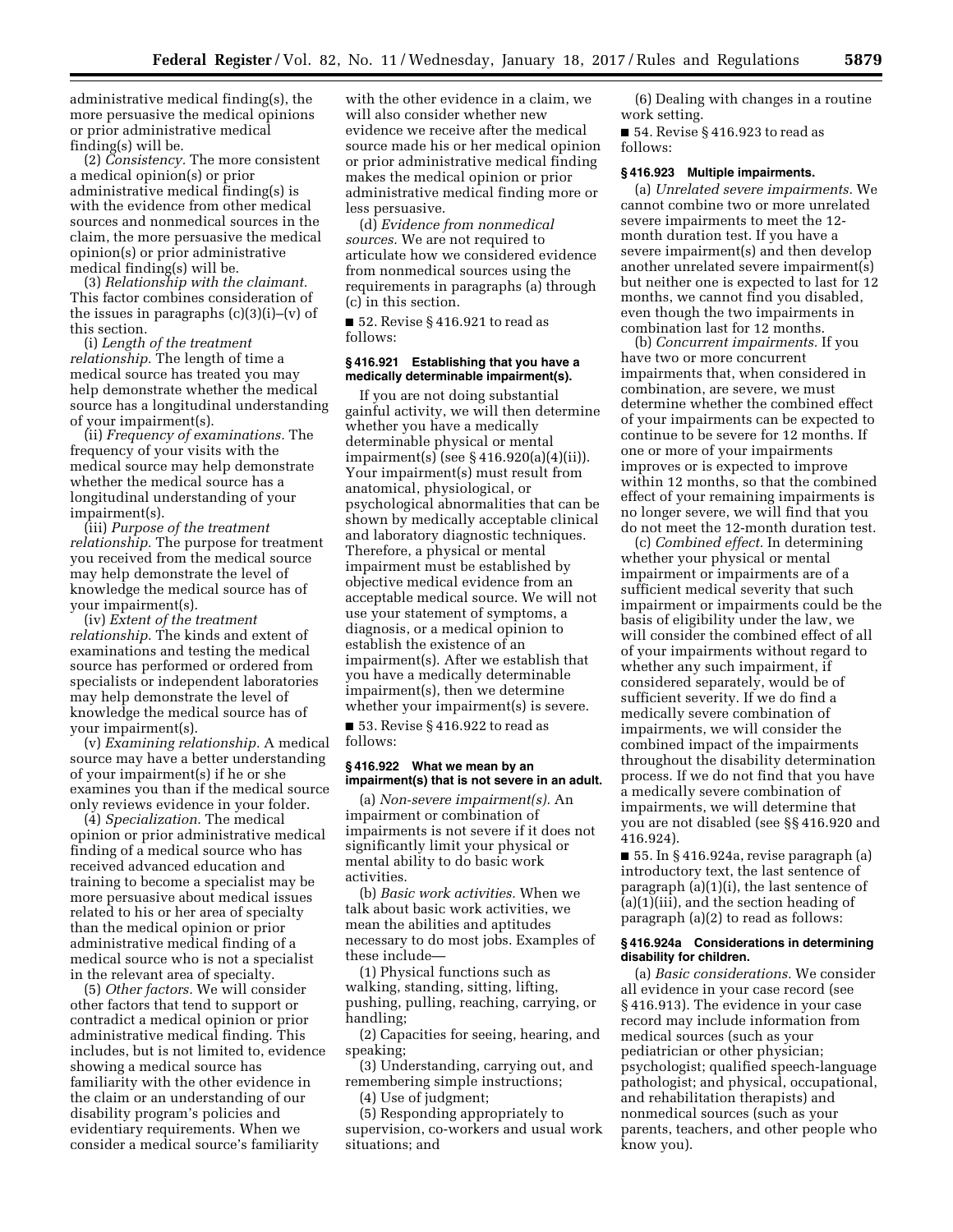administrative medical finding(s), the more persuasive the medical opinions or prior administrative medical finding(s) will be.

(2) *Consistency.* The more consistent a medical opinion(s) or prior administrative medical finding(s) is with the evidence from other medical sources and nonmedical sources in the claim, the more persuasive the medical opinion(s) or prior administrative medical finding(s) will be.

(3) *Relationship with the claimant.* This factor combines consideration of the issues in paragraphs (c)(3)(i)–(v) of this section.

(i) *Length of the treatment relationship.* The length of time a medical source has treated you may help demonstrate whether the medical source has a longitudinal understanding of your impairment(s).

(ii) *Frequency of examinations.* The frequency of your visits with the medical source may help demonstrate whether the medical source has a longitudinal understanding of your impairment(s).

(iii) *Purpose of the treatment relationship.* The purpose for treatment you received from the medical source may help demonstrate the level of knowledge the medical source has of your impairment(s).

(iv) *Extent of the treatment relationship.* The kinds and extent of examinations and testing the medical source has performed or ordered from specialists or independent laboratories may help demonstrate the level of knowledge the medical source has of your impairment(s).

(v) *Examining relationship.* A medical source may have a better understanding of your impairment(s) if he or she examines you than if the medical source only reviews evidence in your folder.

(4) *Specialization.* The medical opinion or prior administrative medical finding of a medical source who has received advanced education and training to become a specialist may be more persuasive about medical issues related to his or her area of specialty than the medical opinion or prior administrative medical finding of a medical source who is not a specialist in the relevant area of specialty.

(5) *Other factors.* We will consider other factors that tend to support or contradict a medical opinion or prior administrative medical finding. This includes, but is not limited to, evidence showing a medical source has familiarity with the other evidence in the claim or an understanding of our disability program's policies and evidentiary requirements. When we consider a medical source's familiarity with the other evidence in a claim, we will also consider whether new evidence we receive after the medical source made his or her medical opinion or prior administrative medical finding makes the medical opinion or prior administrative medical finding more or less persuasive.

(d) *Evidence from nonmedical sources.* We are not required to articulate how we considered evidence from nonmedical sources using the requirements in paragraphs (a) through (c) in this section.

■ 52. Revise § 416.921 to read as follows:

### § 416.921 Establishing that you have a medically determinable impairment(s).

If you are not doing substantial gainful activity, we will then determine whether you have a medically determinable physical or mental impairment(s) (see § 416.920(a)(4)(ii)). Your impairment(s) must result from anatomical, physiological, or psychological abnormalities that can be shown by medically acceptable clinical and laboratory diagnostic techniques. Therefore, a physical or mental impairment must be established by objective medical evidence from an acceptable medical source. We will not use your statement of symptoms, a diagnosis, or a medical opinion to establish the existence of an impairment(s). After we establish that you have a medically determinable impairment(s), then we determine whether your impairment(s) is severe.

■ 53. Revise § 416.922 to read as follows:

### § 416.922 What we mean by an impairment(s) that is not severe in an adult.

(a) *Non-severe impairment(s).* An impairment or combination of impairments is not severe if it does not significantly limit your physical or mental ability to do basic work activities.

(b) *Basic work activities.* When we talk about basic work activities, we mean the abilities and aptitudes necessary to do most jobs. Examples of these include—

(1) Physical functions such as walking, standing, sitting, lifting, pushing, pulling, reaching, carrying, or handling;

(2) Capacities for seeing, hearing, and speaking;

(3) Understanding, carrying out, and remembering simple instructions;

(4) Use of judgment;

(5) Responding appropriately to supervision, co-workers and usual work situations; and

(6) Dealing with changes in a routine work setting.

■ 54. Revise § 416.923 to read as follows:

### § 416.923 Multiple impairments.

(a) *Unrelated severe impairments.* We cannot combine two or more unrelated severe impairments to meet the 12-month duration test. If you have a severe impairment(s) and then develop another unrelated severe impairment(s) but neither one is expected to last for 12 months, we cannot find you disabled, even though the two impairments in combination last for 12 months.

(b) *Concurrent impairments.* If you have two or more concurrent impairments that, when considered in combination, are severe, we must determine whether the combined effect of your impairments can be expected to continue to be severe for 12 months. If one or more of your impairments improves or is expected to improve within 12 months, so that the combined effect of your remaining impairments is no longer severe, we will find that you do not meet the 12-month duration test.

(c) *Combined effect.* In determining whether your physical or mental impairment or impairments are of a sufficient medical severity that such impairment or impairments could be the basis of eligibility under the law, we will consider the combined effect of all of your impairments without regard to whether any such impairment, if considered separately, would be of sufficient severity. If we do find a medically severe combination of impairments, we will consider the combined impact of the impairments throughout the disability determination process. If we do not find that you have a medically severe combination of impairments, we will determine that you are not disabled (see §§ 416.920 and 416.924).

■ 55. In § 416.924a, revise paragraph (a) introductory text, the last sentence of paragraph (a)(1)(i), the last sentence of (a)(1)(iii), and the section heading of paragraph (a)(2) to read as follows:

### § 416.924a Considerations in determining disability for children.

(a) *Basic considerations.* We consider all evidence in your case record (see § 416.913). The evidence in your case record may include information from medical sources (such as your pediatrician or other physician; psychologist; qualified speech-language pathologist; and physical, occupational, and rehabilitation therapists) and nonmedical sources (such as your parents, teachers, and other people who know you).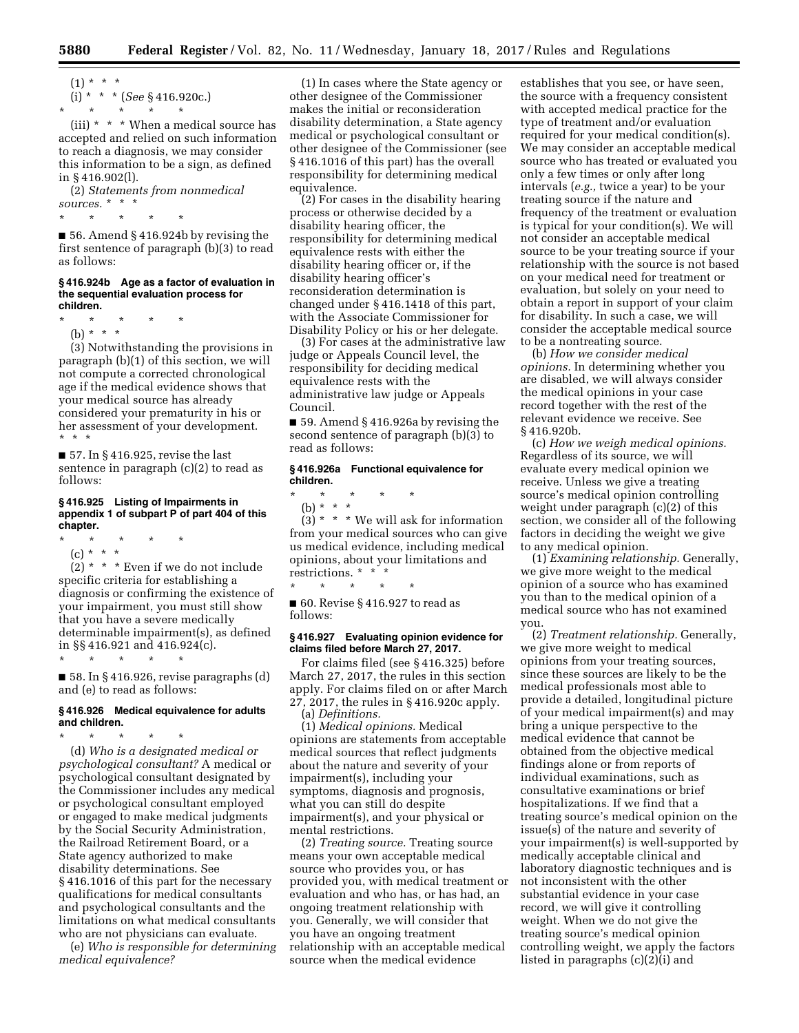(1) * * *

(i) * * * (*See* § 416.920c.)

\* \* \* \* \*

(iii) * * * When a medical source has accepted and relied on such information to reach a diagnosis, we may consider this information to be a sign, as defined in § 416.902(l).

(2) *Statements from nonmedical sources.* * * *

\* \* \* \* \*

■ 56. Amend § 416.924b by revising the first sentence of paragraph (b)(3) to read as follows:

#### § 416.924b Age as a factor of evaluation in the sequential evaluation process for children.

\* \* \* \* \*

(b) * * *

(3) Notwithstanding the provisions in paragraph (b)(1) of this section, we will not compute a corrected chronological age if the medical evidence shows that your medical source has already considered your prematurity in his or her assessment of your development. * * *

■ 57. In § 416.925, revise the last sentence in paragraph (c)(2) to read as follows:

#### § 416.925 Listing of Impairments in appendix 1 of subpart P of part 404 of this chapter.

\* \* \* \* \*

(c) * * *

(2) * * * Even if we do not include specific criteria for establishing a diagnosis or confirming the existence of your impairment, you must still show that you have a severe medically determinable impairment(s), as defined in §§ 416.921 and 416.924(c).

\* \* \* \* \*

■ 58. In § 416.926, revise paragraphs (d) and (e) to read as follows:

#### § 416.926 Medical equivalence for adults and children.

\* \* \* \* \*

(d) *Who is a designated medical or psychological consultant?* A medical or psychological consultant designated by the Commissioner includes any medical or psychological consultant employed or engaged to make medical judgments by the Social Security Administration, the Railroad Retirement Board, or a State agency authorized to make disability determinations. See § 416.1016 of this part for the necessary qualifications for medical consultants and psychological consultants and the limitations on what medical consultants who are not physicians can evaluate.

(e) *Who is responsible for determining medical equivalence?*

(1) In cases where the State agency or other designee of the Commissioner makes the initial or reconsideration disability determination, a State agency medical or psychological consultant or other designee of the Commissioner (see § 416.1016 of this part) has the overall responsibility for determining medical equivalence.

(2) For cases in the disability hearing process or otherwise decided by a disability hearing officer, the responsibility for determining medical equivalence rests with either the disability hearing officer or, if the disability hearing officer's reconsideration determination is changed under § 416.1418 of this part, with the Associate Commissioner for Disability Policy or his or her delegate.

(3) For cases at the administrative law judge or Appeals Council level, the responsibility for deciding medical equivalence rests with the administrative law judge or Appeals Council.

■ 59. Amend § 416.926a by revising the second sentence of paragraph (b)(3) to read as follows:

#### § 416.926a Functional equivalence for children.

\* \* \* \* \*

(b) * * *

(3) * * * We will ask for information from your medical sources who can give us medical evidence, including medical opinions, about your limitations and restrictions. * * *

\* \* \* \* \*

■ 60. Revise § 416.927 to read as follows:

#### § 416.927 Evaluating opinion evidence for claims filed before March 27, 2017.

For claims filed (see § 416.325) before March 27, 2017, the rules in this section apply. For claims filed on or after March 27, 2017, the rules in § 416.920c apply.

(a) *Definitions.*

(1) *Medical opinions.* Medical opinions are statements from acceptable medical sources that reflect judgments about the nature and severity of your impairment(s), including your symptoms, diagnosis and prognosis, what you can still do despite impairment(s), and your physical or mental restrictions.

(2) *Treating source.* Treating source means your own acceptable medical source who provides you, or has provided you, with medical treatment or evaluation and who has, or has had, an ongoing treatment relationship with you. Generally, we will consider that you have an ongoing treatment relationship with an acceptable medical source when the medical evidence establishes that you see, or have seen, the source with a frequency consistent with accepted medical practice for the type of treatment and/or evaluation required for your medical condition(s). We may consider an acceptable medical source who has treated or evaluated you only a few times or only after long intervals (*e.g.,* twice a year) to be your treating source if the nature and frequency of the treatment or evaluation is typical for your condition(s). We will not consider an acceptable medical source to be your treating source if your relationship with the source is not based on your medical need for treatment or evaluation, but solely on your need to obtain a report in support of your claim for disability. In such a case, we will consider the acceptable medical source to be a nontreating source.

(b) *How we consider medical opinions.* In determining whether you are disabled, we will always consider the medical opinions in your case record together with the rest of the relevant evidence we receive. See § 416.920b.

(c) *How we weigh medical opinions.* Regardless of its source, we will evaluate every medical opinion we receive. Unless we give a treating source's medical opinion controlling weight under paragraph (c)(2) of this section, we consider all of the following factors in deciding the weight we give to any medical opinion.

(1) *Examining relationship.* Generally, we give more weight to the medical opinion of a source who has examined you than to the medical opinion of a medical source who has not examined you.

(2) *Treatment relationship.* Generally, we give more weight to medical opinions from your treating sources, since these sources are likely to be the medical professionals most able to provide a detailed, longitudinal picture of your medical impairment(s) and may bring a unique perspective to the medical evidence that cannot be obtained from the objective medical findings alone or from reports of individual examinations, such as consultative examinations or brief hospitalizations. If we find that a treating source's medical opinion on the issue(s) of the nature and severity of your impairment(s) is well-supported by medically acceptable clinical and laboratory diagnostic techniques and is not inconsistent with the other substantial evidence in your case record, we will give it controlling weight. When we do not give the treating source's medical opinion controlling weight, we apply the factors listed in paragraphs (c)(2)(i) and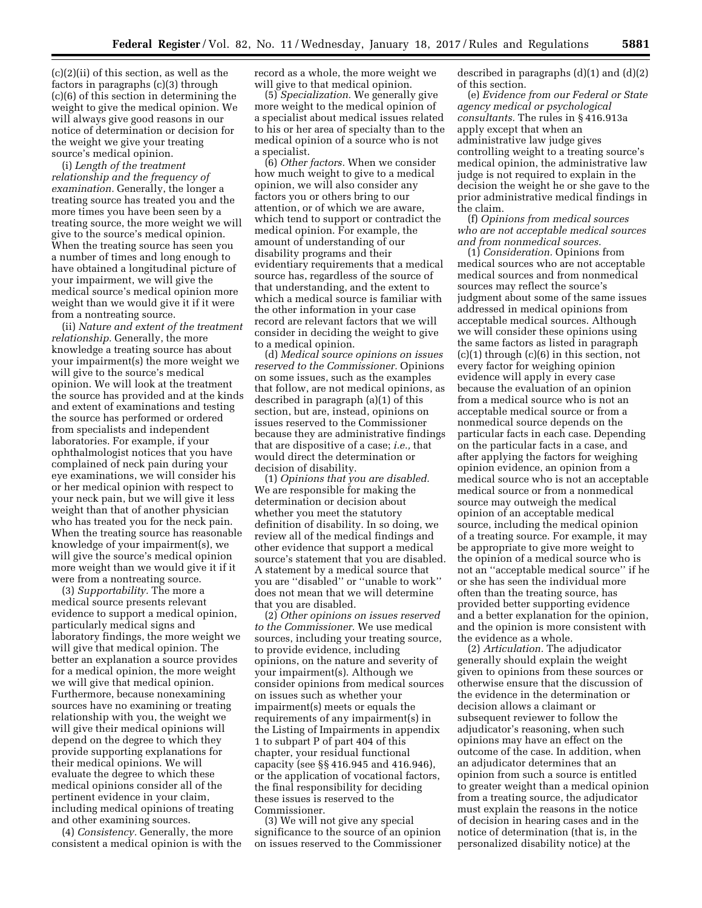(c)(2)(ii) of this section, as well as the factors in paragraphs (c)(3) through (c)(6) of this section in determining the weight to give the medical opinion. We will always give good reasons in our notice of determination or decision for the weight we give your treating source's medical opinion.

(i) *Length of the treatment relationship and the frequency of examination.* Generally, the longer a treating source has treated you and the more times you have been seen by a treating source, the more weight we will give to the source's medical opinion. When the treating source has seen you a number of times and long enough to have obtained a longitudinal picture of your impairment, we will give the medical source's medical opinion more weight than we would give it if it were from a nontreating source.

(ii) *Nature and extent of the treatment relationship.* Generally, the more knowledge a treating source has about your impairment(s) the more weight we will give to the source's medical opinion. We will look at the treatment the source has provided and at the kinds and extent of examinations and testing the source has performed or ordered from specialists and independent laboratories. For example, if your ophthalmologist notices that you have complained of neck pain during your eye examinations, we will consider his or her medical opinion with respect to your neck pain, but we will give it less weight than that of another physician who has treated you for the neck pain. When the treating source has reasonable knowledge of your impairment(s), we will give the source's medical opinion more weight than we would give it if it were from a nontreating source.

(3) *Supportability.* The more a medical source presents relevant evidence to support a medical opinion, particularly medical signs and laboratory findings, the more weight we will give that medical opinion. The better an explanation a source provides for a medical opinion, the more weight we will give that medical opinion. Furthermore, because nonexamining sources have no examining or treating relationship with you, the weight we will give their medical opinions will depend on the degree to which they provide supporting explanations for their medical opinions. We will evaluate the degree to which these medical opinions consider all of the pertinent evidence in your claim, including medical opinions of treating and other examining sources.

(4) *Consistency.* Generally, the more consistent a medical opinion is with the record as a whole, the more weight we will give to that medical opinion.

(5) *Specialization.* We generally give more weight to the medical opinion of a specialist about medical issues related to his or her area of specialty than to the medical opinion of a source who is not a specialist.

(6) *Other factors.* When we consider how much weight to give to a medical opinion, we will also consider any factors you or others bring to our attention, or of which we are aware, which tend to support or contradict the medical opinion. For example, the amount of understanding of our disability programs and their evidentiary requirements that a medical source has, regardless of the source of that understanding, and the extent to which a medical source is familiar with the other information in your case record are relevant factors that we will consider in deciding the weight to give to a medical opinion.

(d) *Medical source opinions on issues reserved to the Commissioner.* Opinions on some issues, such as the examples that follow, are not medical opinions, as described in paragraph (a)(1) of this section, but are, instead, opinions on issues reserved to the Commissioner because they are administrative findings that are dispositive of a case; *i.e.,* that would direct the determination or decision of disability.

(1) *Opinions that you are disabled.* We are responsible for making the determination or decision about whether you meet the statutory definition of disability. In so doing, we review all of the medical findings and other evidence that support a medical source's statement that you are disabled. A statement by a medical source that you are ''disabled'' or ''unable to work'' does not mean that we will determine that you are disabled.

(2) *Other opinions on issues reserved to the Commissioner.* We use medical sources, including your treating source, to provide evidence, including opinions, on the nature and severity of your impairment(s). Although we consider opinions from medical sources on issues such as whether your impairment(s) meets or equals the requirements of any impairment(s) in the Listing of Impairments in appendix 1 to subpart P of part 404 of this chapter, your residual functional capacity (see §§ 416.945 and 416.946), or the application of vocational factors, the final responsibility for deciding these issues is reserved to the Commissioner.

(3) We will not give any special significance to the source of an opinion on issues reserved to the Commissioner described in paragraphs (d)(1) and (d)(2) of this section.

(e) *Evidence from our Federal or State agency medical or psychological consultants.* The rules in § 416.913a apply except that when an administrative law judge gives controlling weight to a treating source's medical opinion, the administrative law judge is not required to explain in the decision the weight he or she gave to the prior administrative medical findings in the claim.

(f) *Opinions from medical sources who are not acceptable medical sources and from nonmedical sources.*

(1) *Consideration.* Opinions from medical sources who are not acceptable medical sources and from nonmedical sources may reflect the source's judgment about some of the same issues addressed in medical opinions from acceptable medical sources. Although we will consider these opinions using the same factors as listed in paragraph (c)(1) through (c)(6) in this section, not every factor for weighing opinion evidence will apply in every case because the evaluation of an opinion from a medical source who is not an acceptable medical source or from a nonmedical source depends on the particular facts in each case. Depending on the particular facts in a case, and after applying the factors for weighing opinion evidence, an opinion from a medical source who is not an acceptable medical source or from a nonmedical source may outweigh the medical opinion of an acceptable medical source, including the medical opinion of a treating source. For example, it may be appropriate to give more weight to the opinion of a medical source who is not an ''acceptable medical source'' if he or she has seen the individual more often than the treating source, has provided better supporting evidence and a better explanation for the opinion, and the opinion is more consistent with the evidence as a whole.

(2) *Articulation.* The adjudicator generally should explain the weight given to opinions from these sources or otherwise ensure that the discussion of the evidence in the determination or decision allows a claimant or subsequent reviewer to follow the adjudicator's reasoning, when such opinions may have an effect on the outcome of the case. In addition, when an adjudicator determines that an opinion from such a source is entitled to greater weight than a medical opinion from a treating source, the adjudicator must explain the reasons in the notice of decision in hearing cases and in the notice of determination (that is, in the personalized disability notice) at the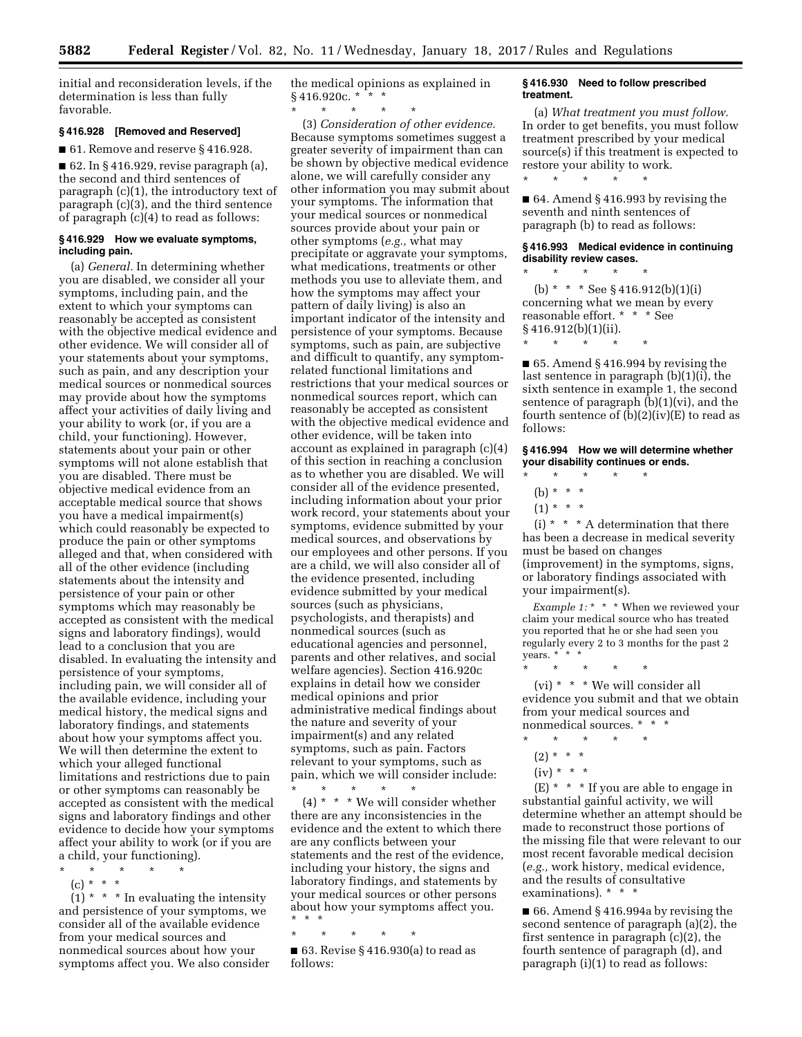initial and reconsideration levels, if the determination is less than fully favorable.

### § 416.928 [Removed and Reserved]

■ 61. Remove and reserve § 416.928.

■ 62. In § 416.929, revise paragraph (a), the second and third sentences of paragraph (c)(1), the introductory text of paragraph (c)(3), and the third sentence of paragraph (c)(4) to read as follows:

### § 416.929 How we evaluate symptoms, including pain.

(a) *General.* In determining whether you are disabled, we consider all your symptoms, including pain, and the extent to which your symptoms can reasonably be accepted as consistent with the objective medical evidence and other evidence. We will consider all of your statements about your symptoms, such as pain, and any description your medical sources or nonmedical sources may provide about how the symptoms affect your activities of daily living and your ability to work (or, if you are a child, your functioning). However, statements about your pain or other symptoms will not alone establish that you are disabled. There must be objective medical evidence from an acceptable medical source that shows you have a medical impairment(s) which could reasonably be expected to produce the pain or other symptoms alleged and that, when considered with all of the other evidence (including statements about the intensity and persistence of your pain or other symptoms which may reasonably be accepted as consistent with the medical signs and laboratory findings), would lead to a conclusion that you are disabled. In evaluating the intensity and persistence of your symptoms, including pain, we will consider all of the available evidence, including your medical history, the medical signs and laboratory findings, and statements about how your symptoms affect you. We will then determine the extent to which your alleged functional limitations and restrictions due to pain or other symptoms can reasonably be accepted as consistent with the medical signs and laboratory findings and other evidence to decide how your symptoms affect your ability to work (or if you are a child, your functioning).

\* \* \* \* \*

(c) \* \* \*

(1) \* \* \* In evaluating the intensity and persistence of your symptoms, we consider all of the available evidence from your medical sources and nonmedical sources about how your symptoms affect you. We also consider the medical opinions as explained in § 416.920c. \* \* \*

\* \* \* \* \*

(3) *Consideration of other evidence.* Because symptoms sometimes suggest a greater severity of impairment than can be shown by objective medical evidence alone, we will carefully consider any other information you may submit about your symptoms. The information that your medical sources or nonmedical sources provide about your pain or other symptoms (*e.g.,* what may precipitate or aggravate your symptoms, what medications, treatments or other methods you use to alleviate them, and how the symptoms may affect your pattern of daily living) is also an important indicator of the intensity and persistence of your symptoms. Because symptoms, such as pain, are subjective and difficult to quantify, any symptom-related functional limitations and restrictions that your medical sources or nonmedical sources report, which can reasonably be accepted as consistent with the objective medical evidence and other evidence, will be taken into account as explained in paragraph (c)(4) of this section in reaching a conclusion as to whether you are disabled. We will consider all of the evidence presented, including information about your prior work record, your statements about your symptoms, evidence submitted by your medical sources, and observations by our employees and other persons. If you are a child, we will also consider all of the evidence presented, including evidence submitted by your medical sources (such as physicians, psychologists, and therapists) and nonmedical sources (such as educational agencies and personnel, parents and other relatives, and social welfare agencies). Section 416.920c explains in detail how we consider medical opinions and prior administrative medical findings about the nature and severity of your impairment(s) and any related symptoms, such as pain. Factors relevant to your symptoms, such as pain, which we will consider include:

\* \* \* \* \*

(4) \* \* \* We will consider whether there are any inconsistencies in the evidence and the extent to which there are any conflicts between your statements and the rest of the evidence, including your history, the signs and laboratory findings, and statements by your medical sources or other persons about how your symptoms affect you. \* \* \*

\* \* \* \* \*

■ 63. Revise § 416.930(a) to read as follows:

### § 416.930 Need to follow prescribed treatment.

(a) *What treatment you must follow.* In order to get benefits, you must follow treatment prescribed by your medical source(s) if this treatment is expected to restore your ability to work.

\* \* \* \* \*

■ 64. Amend § 416.993 by revising the seventh and ninth sentences of paragraph (b) to read as follows:

### § 416.993 Medical evidence in continuing disability review cases.

\* \* \* \* \*

(b) \* \* \* See § 416.912(b)(1)(i) concerning what we mean by every reasonable effort. \* \* \* See § 416.912(b)(1)(ii).

\* \* \* \* \*

■ 65. Amend § 416.994 by revising the last sentence in paragraph (b)(1)(i), the sixth sentence in example 1, the second sentence of paragraph (b)(1)(vi), and the fourth sentence of (b)(2)(iv)(E) to read as follows:

### § 416.994 How we will determine whether your disability continues or ends.

\* \* \* \* \*

(b) \* \* \*

(1) \* \* \*

(i) \* \* \* A determination that there has been a decrease in medical severity must be based on changes (improvement) in the symptoms, signs, or laboratory findings associated with your impairment(s).

*Example 1:* \* \* \* When we reviewed your claim your medical source who has treated you reported that he or she had seen you regularly every 2 to 3 months for the past 2 years. \* \* \*

\* \* \* \* \*

(vi) \* \* \* We will consider all evidence you submit and that we obtain from your medical sources and nonmedical sources. \* \* \*

\* \* \* \* \*

(2) \* \* \*

(iv) \* \* \*

(E) \* \* \* If you are able to engage in substantial gainful activity, we will determine whether an attempt should be made to reconstruct those portions of the missing file that were relevant to our most recent favorable medical decision (*e.g.,* work history, medical evidence, and the results of consultative examinations). \* \* \*

■ 66. Amend § 416.994a by revising the second sentence of paragraph (a)(2), the first sentence in paragraph (c)(2), the fourth sentence of paragraph (d), and paragraph (i)(1) to read as follows: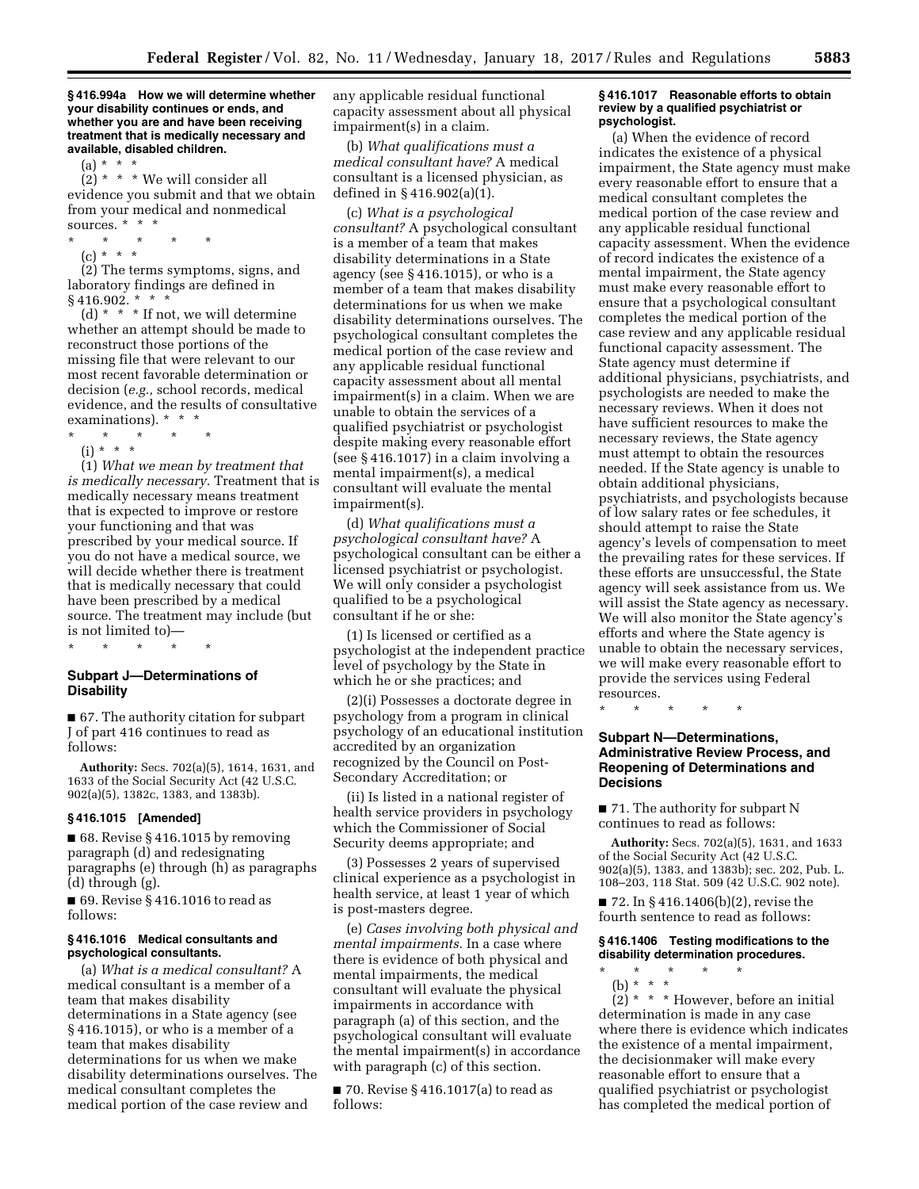**§ 416.994a How we will determine whether your disability continues or ends, and whether you are and have been receiving treatment that is medically necessary and available, disabled children.**

(a) * * *

(2) * * * We will consider all evidence you submit and that we obtain from your medical and nonmedical sources. * * *

\* \* \* \* \*

(c) * * *

(2) The terms symptoms, signs, and laboratory findings are defined in § 416.902. * * *

(d) * * * If not, we will determine whether an attempt should be made to reconstruct those portions of the missing file that were relevant to our most recent favorable determination or decision (*e.g.,* school records, medical evidence, and the results of consultative examinations). * * *

\* \* \* \* \*

(i) * * *

(1) *What we mean by treatment that is medically necessary.* Treatment that is medically necessary means treatment that is expected to improve or restore your functioning and that was prescribed by your medical source. If you do not have a medical source, we will decide whether there is treatment that is medically necessary that could have been prescribed by a medical source. The treatment may include (but is not limited to)—

\* \* \* \* \*

## Subpart J—Determinations of Disability

■ 67. The authority citation for subpart J of part 416 continues to read as follows:

**Authority:** Secs. 702(a)(5), 1614, 1631, and 1633 of the Social Security Act (42 U.S.C. 902(a)(5), 1382c, 1383, and 1383b).

**§ 416.1015 [Amended]**

■ 68. Revise § 416.1015 by removing paragraph (d) and redesignating paragraphs (e) through (h) as paragraphs (d) through (g).

■ 69. Revise § 416.1016 to read as follows:

**§ 416.1016 Medical consultants and psychological consultants.**

(a) *What is a medical consultant?* A medical consultant is a member of a team that makes disability determinations in a State agency (see § 416.1015), or who is a member of a team that makes disability determinations for us when we make disability determinations ourselves. The medical consultant completes the medical portion of the case review and any applicable residual functional capacity assessment about all physical impairment(s) in a claim.

(b) *What qualifications must a medical consultant have?* A medical consultant is a licensed physician, as defined in § 416.902(a)(1).

(c) *What is a psychological consultant?* A psychological consultant is a member of a team that makes disability determinations in a State agency (see § 416.1015), or who is a member of a team that makes disability determinations for us when we make disability determinations ourselves. The psychological consultant completes the medical portion of the case review and any applicable residual functional capacity assessment about all mental impairment(s) in a claim. When we are unable to obtain the services of a qualified psychiatrist or psychologist despite making every reasonable effort (see § 416.1017) in a claim involving a mental impairment(s), a medical consultant will evaluate the mental impairment(s).

(d) *What qualifications must a psychological consultant have?* A psychological consultant can be either a licensed psychiatrist or psychologist. We will only consider a psychologist qualified to be a psychological consultant if he or she:

(1) Is licensed or certified as a psychologist at the independent practice level of psychology by the State in which he or she practices; and

(2)(i) Possesses a doctorate degree in psychology from a program in clinical psychology of an educational institution accredited by an organization recognized by the Council on Post-Secondary Accreditation; or

(ii) Is listed in a national register of health service providers in psychology which the Commissioner of Social Security deems appropriate; and

(3) Possesses 2 years of supervised clinical experience as a psychologist in health service, at least 1 year of which is post-masters degree.

(e) *Cases involving both physical and mental impairments.* In a case where there is evidence of both physical and mental impairments, the medical consultant will evaluate the physical impairments in accordance with paragraph (a) of this section, and the psychological consultant will evaluate the mental impairment(s) in accordance with paragraph (c) of this section.

■ 70. Revise § 416.1017(a) to read as follows:

**§ 416.1017 Reasonable efforts to obtain review by a qualified psychiatrist or psychologist.**

(a) When the evidence of record indicates the existence of a physical impairment, the State agency must make every reasonable effort to ensure that a medical consultant completes the medical portion of the case review and any applicable residual functional capacity assessment. When the evidence of record indicates the existence of a mental impairment, the State agency must make every reasonable effort to ensure that a psychological consultant completes the medical portion of the case review and any applicable residual functional capacity assessment. The State agency must determine if additional physicians, psychiatrists, and psychologists are needed to make the necessary reviews. When it does not have sufficient resources to make the necessary reviews, the State agency must attempt to obtain the resources needed. If the State agency is unable to obtain additional physicians, psychiatrists, and psychologists because of low salary rates or fee schedules, it should attempt to raise the State agency's levels of compensation to meet the prevailing rates for these services. If these efforts are unsuccessful, the State agency will seek assistance from us. We will assist the State agency as necessary. We will also monitor the State agency's efforts and where the State agency is unable to obtain the necessary services, we will make every reasonable effort to provide the services using Federal resources.

\* \* \* \* \*

## Subpart N—Determinations, Administrative Review Process, and Reopening of Determinations and Decisions

■ 71. The authority for subpart N continues to read as follows:

**Authority:** Secs. 702(a)(5), 1631, and 1633 of the Social Security Act (42 U.S.C. 902(a)(5), 1383, and 1383b); sec. 202, Pub. L. 108–203, 118 Stat. 509 (42 U.S.C. 902 note).

■ 72. In § 416.1406(b)(2), revise the fourth sentence to read as follows:

**§ 416.1406 Testing modifications to the disability determination procedures.**

\* \* \* \* \*

(b) * * *

(2) * * * However, before an initial determination is made in any case where there is evidence which indicates the existence of a mental impairment, the decisionmaker will make every reasonable effort to ensure that a qualified psychiatrist or psychologist has completed the medical portion of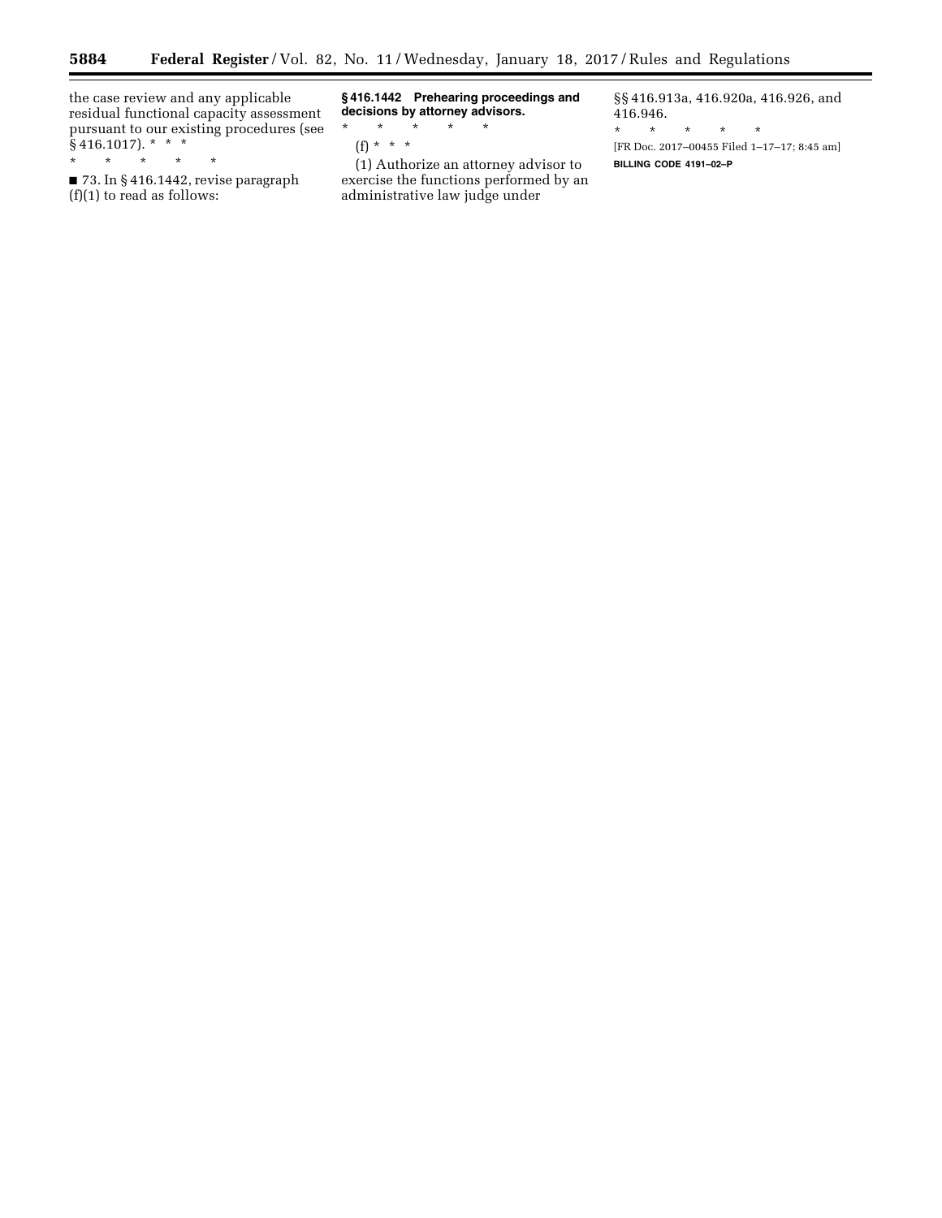the case review and any applicable residual functional capacity assessment pursuant to our existing procedures (see § 416.1017). * * *

\* \* \* \* \*

■ 73. In § 416.1442, revise paragraph (f)(1) to read as follows:

**§ 416.1442 Prehearing proceedings and decisions by attorney advisors.**

\* \* \* \* \*

(f) * * *

(1) Authorize an attorney advisor to exercise the functions performed by an administrative law judge under §§ 416.913a, 416.920a, 416.926, and 416.946.

\* \* \* \* \*

[FR Doc. 2017–00455 Filed 1–17–17; 8:45 am]

**BILLING CODE 4191–02–P**